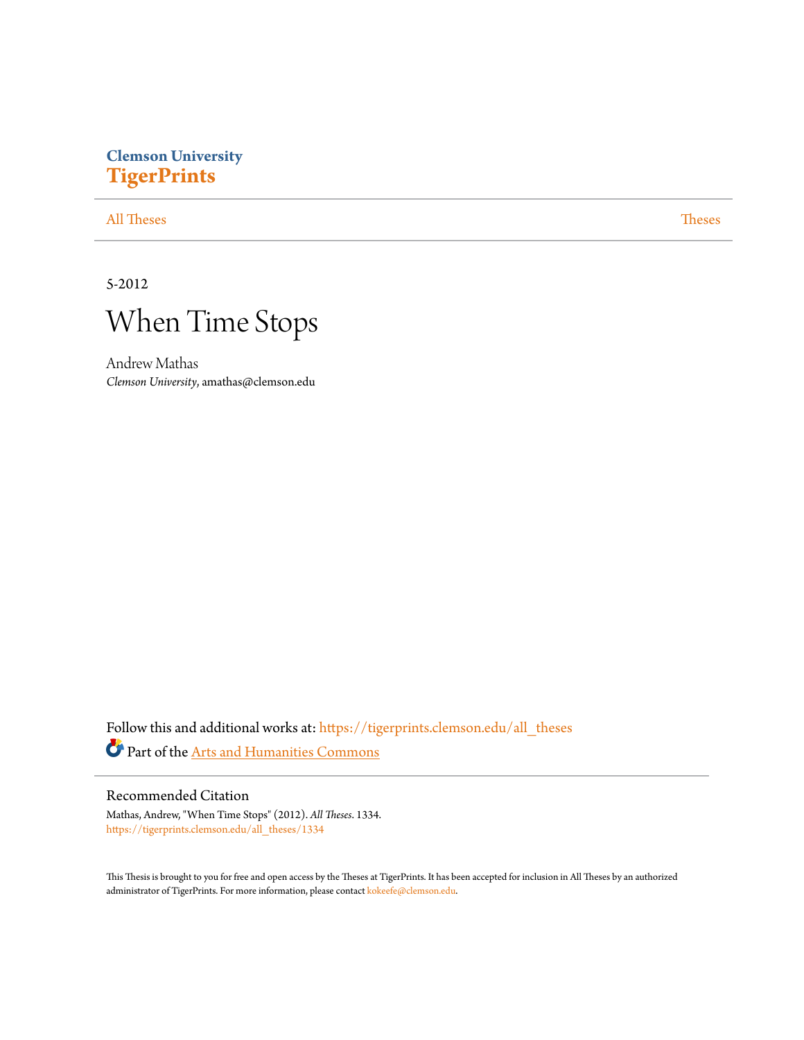Clemson University
**TigerPrints**

All Theses | Theses

5-2012

# When Time Stops

Andrew Mathas
*Clemson University*, amathas@clemson.edu

Follow this and additional works at: https://tigerprints.clemson.edu/all_theses

Part of the Arts and Humanities Commons

## Recommended Citation

Mathas, Andrew, "When Time Stops" (2012). *All Theses*. 1334.
https://tigerprints.clemson.edu/all_theses/1334

This Thesis is brought to you for free and open access by the Theses at TigerPrints. It has been accepted for inclusion in All Theses by an authorized administrator of TigerPrints. For more information, please contact kokeefe@clemson.edu.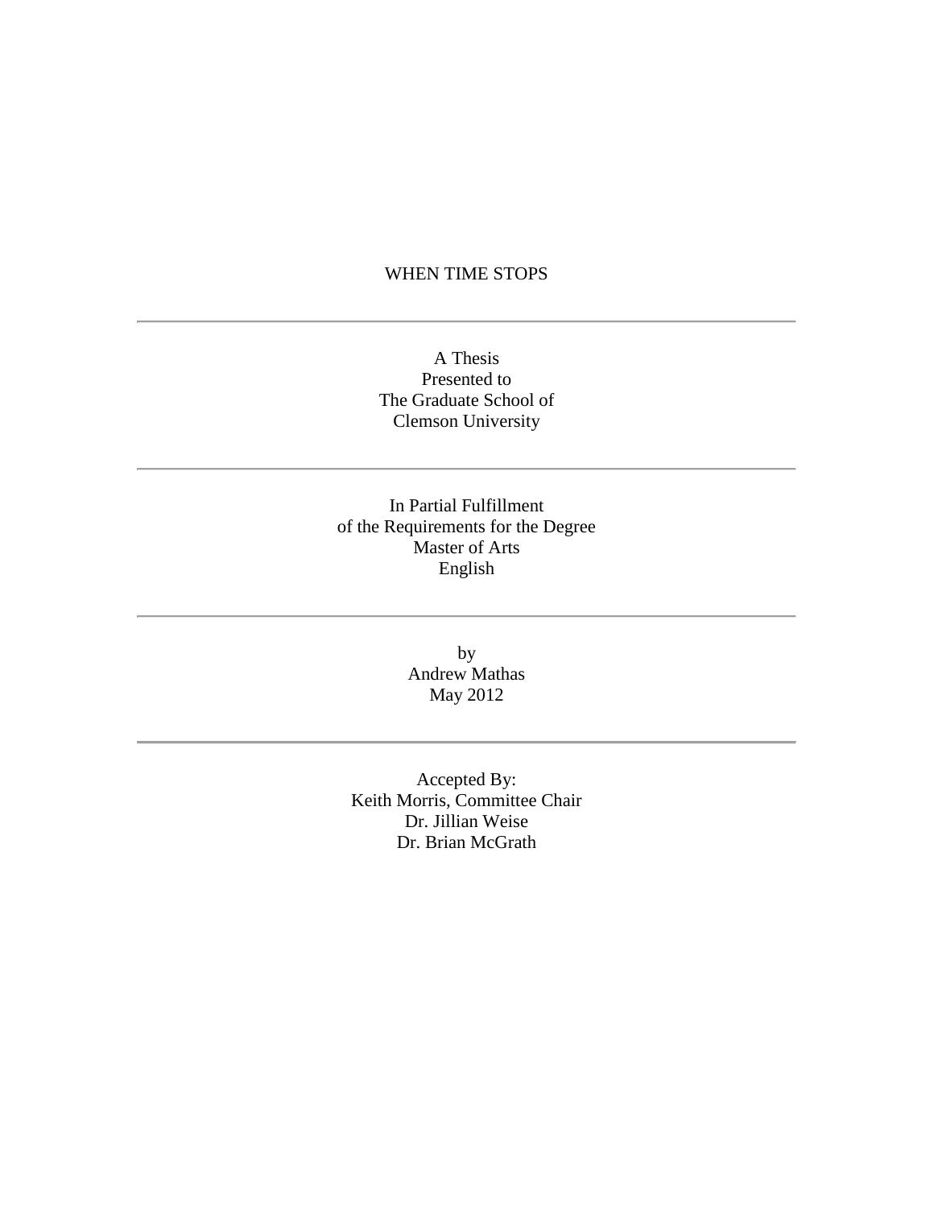# WHEN TIME STOPS

---

A Thesis
Presented to
The Graduate School of
Clemson University

---

In Partial Fulfillment
of the Requirements for the Degree
Master of Arts
English

---

by
Andrew Mathas
May 2012

---

Accepted By:
Keith Morris, Committee Chair
Dr. Jillian Weise
Dr. Brian McGrath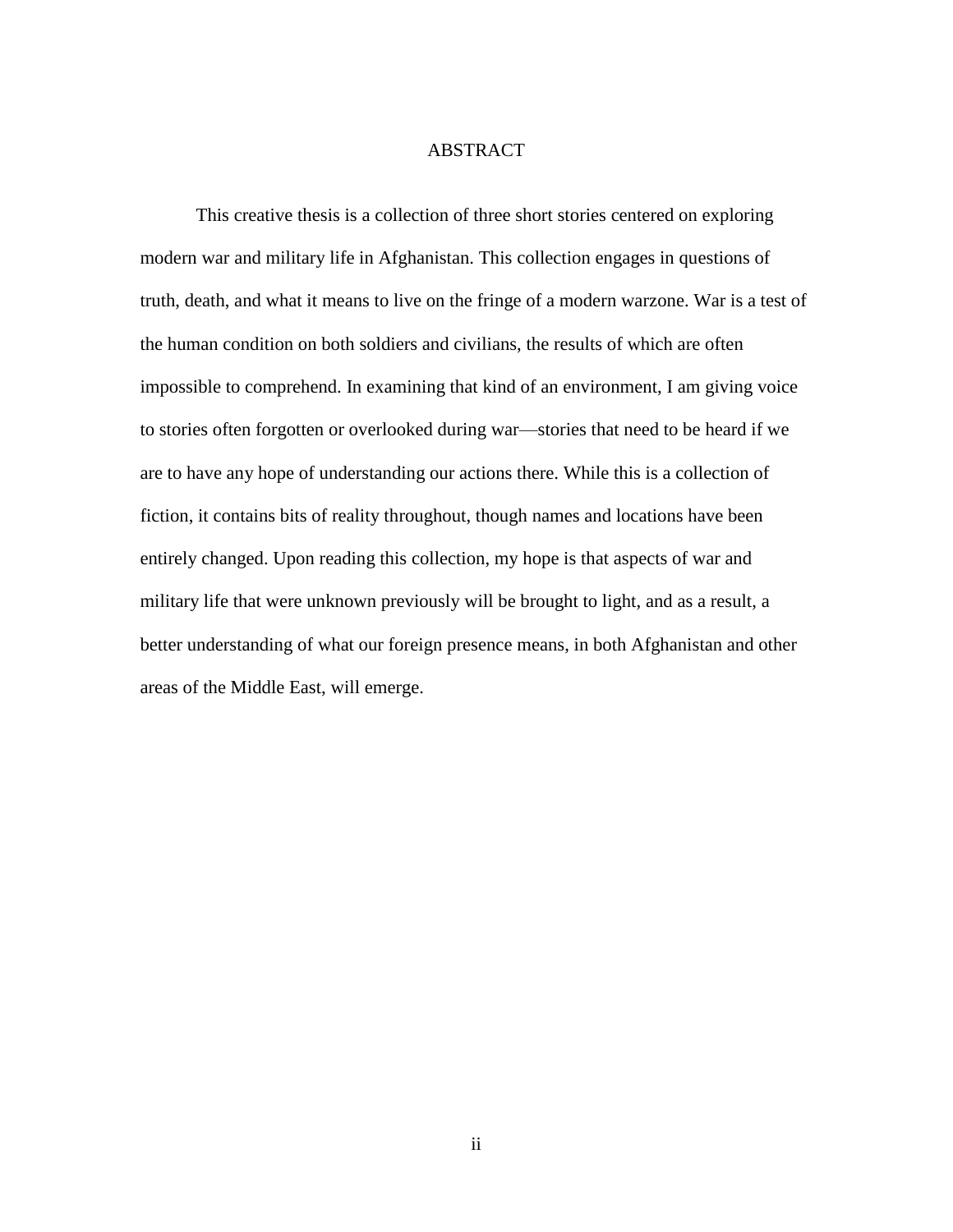# ABSTRACT

This creative thesis is a collection of three short stories centered on exploring modern war and military life in Afghanistan. This collection engages in questions of truth, death, and what it means to live on the fringe of a modern warzone. War is a test of the human condition on both soldiers and civilians, the results of which are often impossible to comprehend. In examining that kind of an environment, I am giving voice to stories often forgotten or overlooked during war—stories that need to be heard if we are to have any hope of understanding our actions there. While this is a collection of fiction, it contains bits of reality throughout, though names and locations have been entirely changed. Upon reading this collection, my hope is that aspects of war and military life that were unknown previously will be brought to light, and as a result, a better understanding of what our foreign presence means, in both Afghanistan and other areas of the Middle East, will emerge.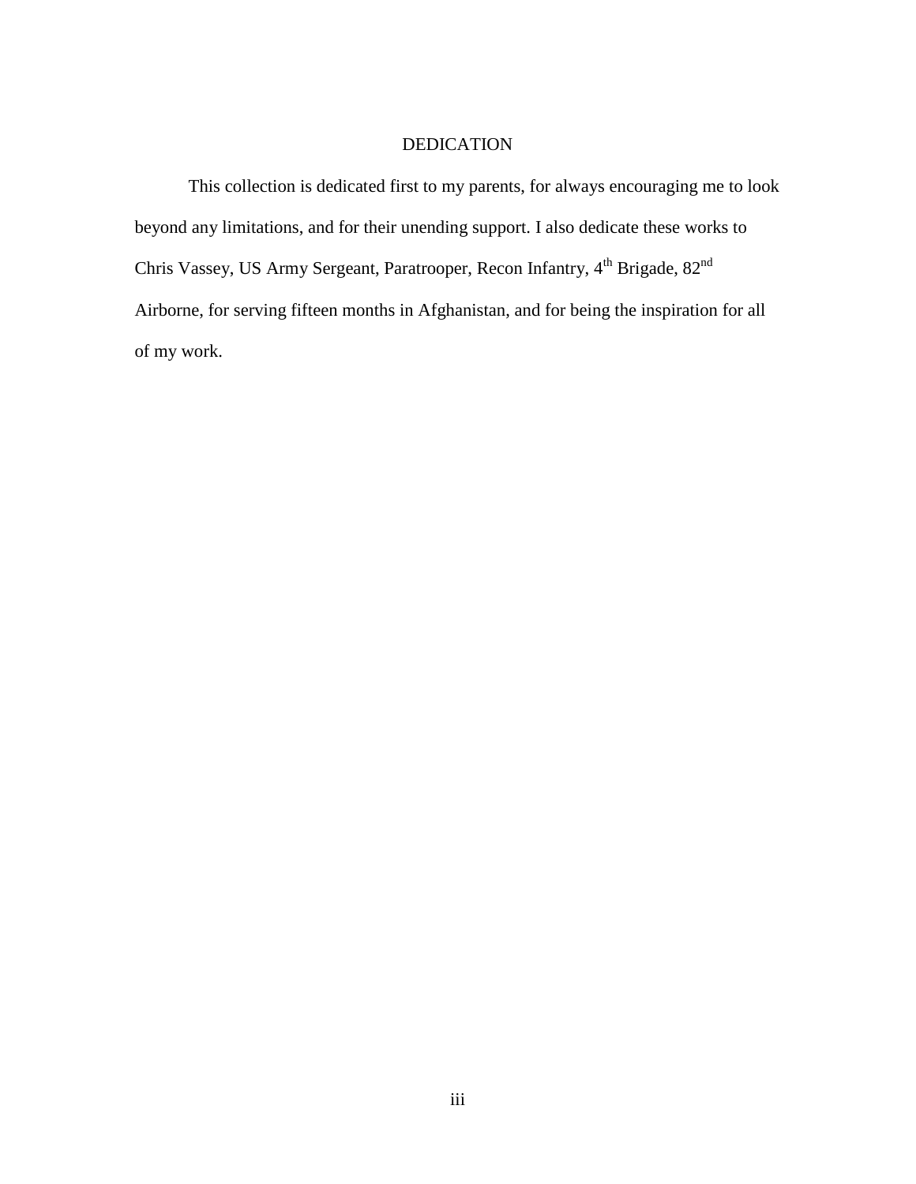# DEDICATION

This collection is dedicated first to my parents, for always encouraging me to look beyond any limitations, and for their unending support. I also dedicate these works to Chris Vassey, US Army Sergeant, Paratrooper, Recon Infantry, 4th Brigade, 82nd Airborne, for serving fifteen months in Afghanistan, and for being the inspiration for all of my work.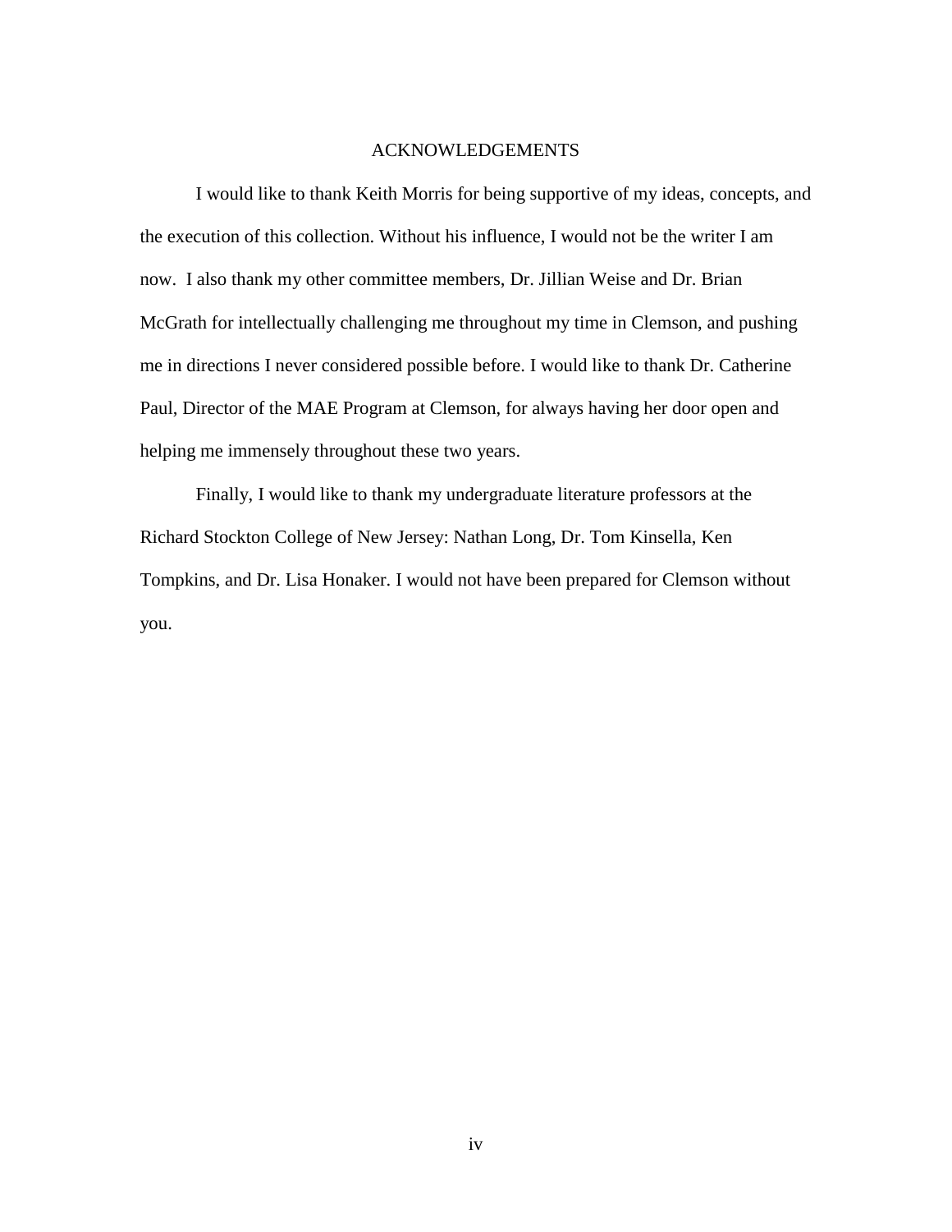# ACKNOWLEDGEMENTS

I would like to thank Keith Morris for being supportive of my ideas, concepts, and the execution of this collection. Without his influence, I would not be the writer I am now. I also thank my other committee members, Dr. Jillian Weise and Dr. Brian McGrath for intellectually challenging me throughout my time in Clemson, and pushing me in directions I never considered possible before. I would like to thank Dr. Catherine Paul, Director of the MAE Program at Clemson, for always having her door open and helping me immensely throughout these two years.

Finally, I would like to thank my undergraduate literature professors at the Richard Stockton College of New Jersey: Nathan Long, Dr. Tom Kinsella, Ken Tompkins, and Dr. Lisa Honaker. I would not have been prepared for Clemson without you.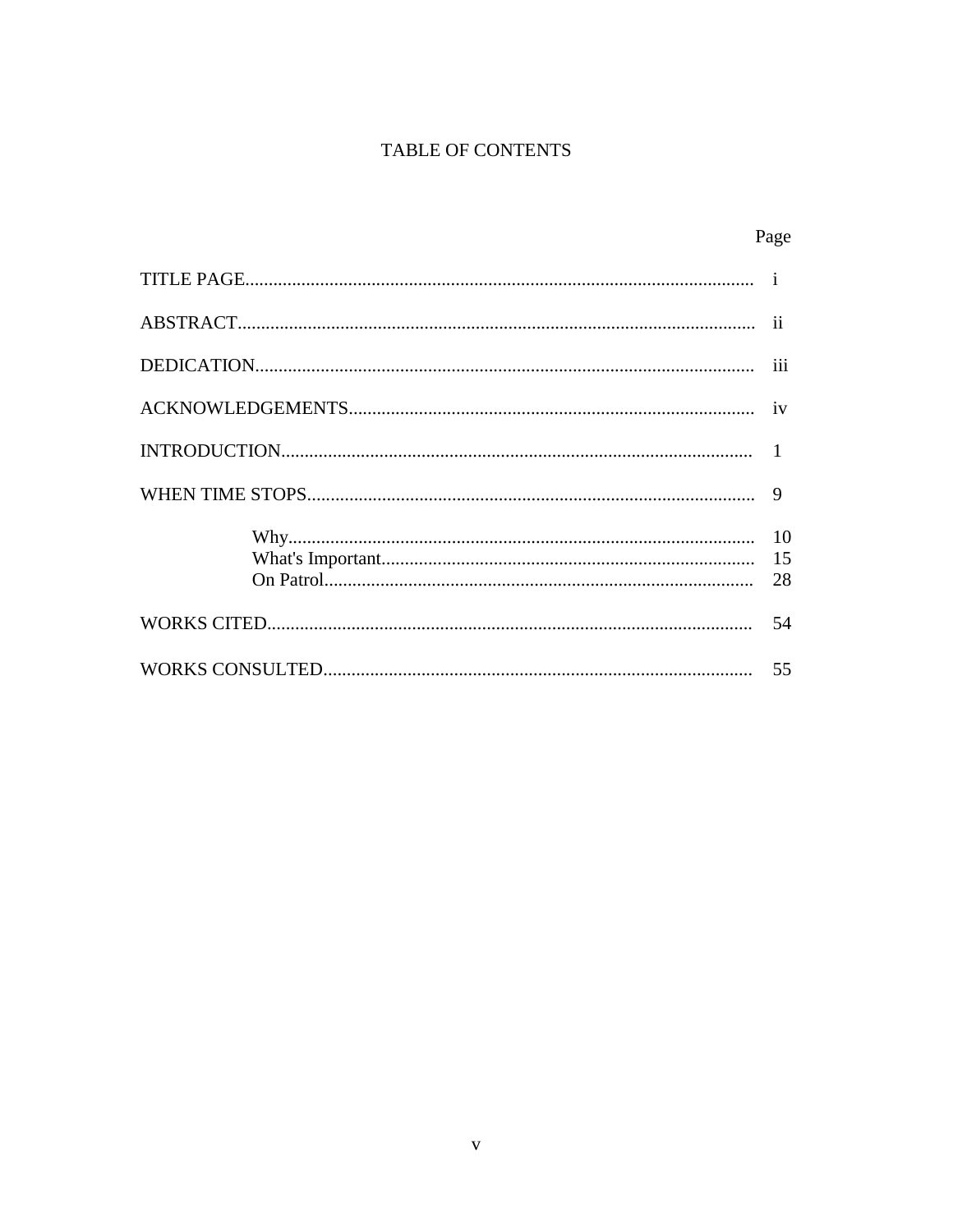# TABLE OF CONTENTS

| | Page |
|---|---|
| TITLE PAGE | i |
| ABSTRACT | ii |
| DEDICATION | iii |
| ACKNOWLEDGEMENTS | iv |
| INTRODUCTION | 1 |
| WHEN TIME STOPS | 9 |
| Why | 10 |
| What's Important | 15 |
| On Patrol | 28 |
| WORKS CITED | 54 |
| WORKS CONSULTED | 55 |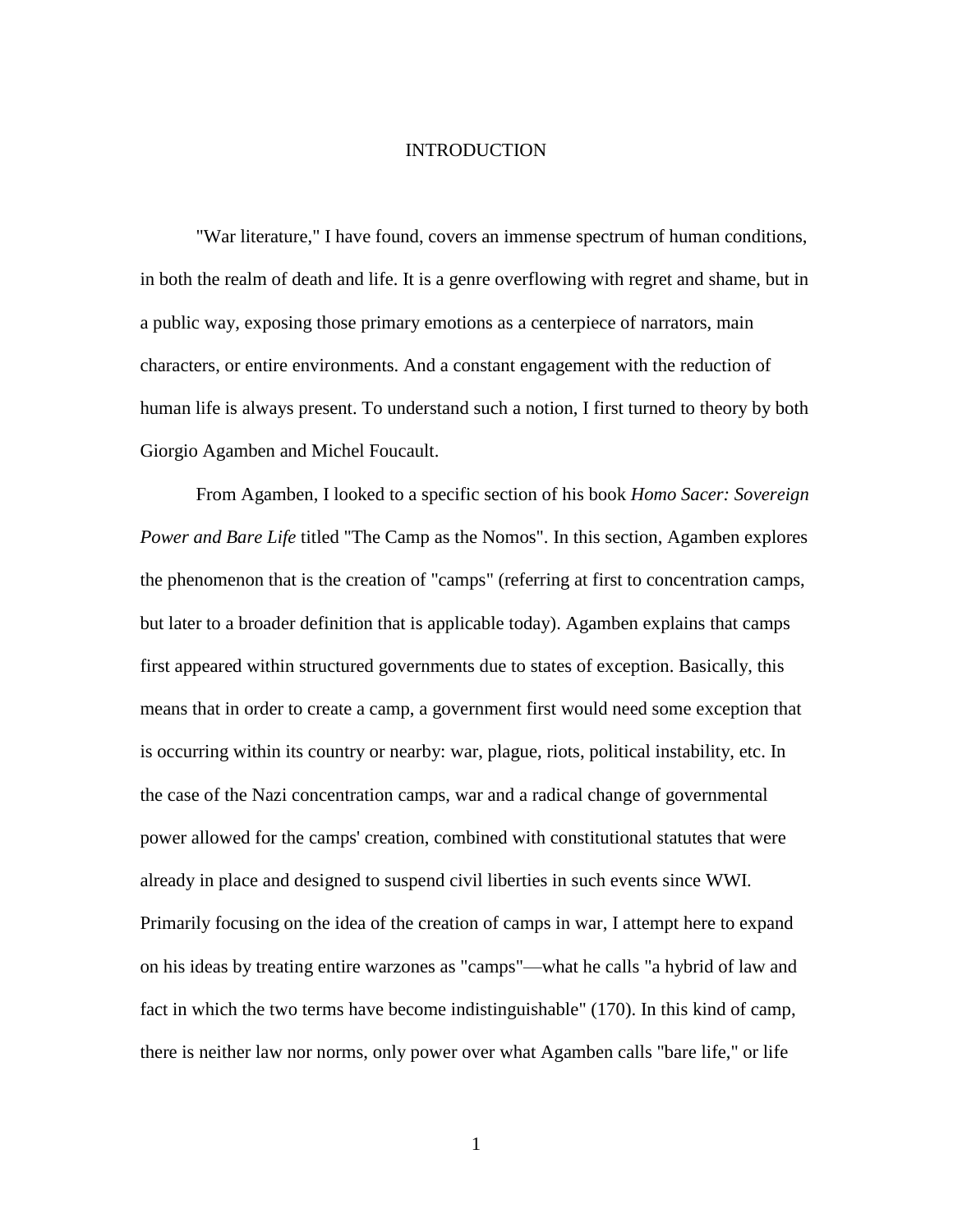# INTRODUCTION

"War literature," I have found, covers an immense spectrum of human conditions, in both the realm of death and life. It is a genre overflowing with regret and shame, but in a public way, exposing those primary emotions as a centerpiece of narrators, main characters, or entire environments. And a constant engagement with the reduction of human life is always present. To understand such a notion, I first turned to theory by both Giorgio Agamben and Michel Foucault.

From Agamben, I looked to a specific section of his book *Homo Sacer: Sovereign Power and Bare Life* titled "The Camp as the Nomos". In this section, Agamben explores the phenomenon that is the creation of "camps" (referring at first to concentration camps, but later to a broader definition that is applicable today). Agamben explains that camps first appeared within structured governments due to states of exception. Basically, this means that in order to create a camp, a government first would need some exception that is occurring within its country or nearby: war, plague, riots, political instability, etc. In the case of the Nazi concentration camps, war and a radical change of governmental power allowed for the camps' creation, combined with constitutional statutes that were already in place and designed to suspend civil liberties in such events since WWI. Primarily focusing on the idea of the creation of camps in war, I attempt here to expand on his ideas by treating entire warzones as "camps"—what he calls "a hybrid of law and fact in which the two terms have become indistinguishable" (170). In this kind of camp, there is neither law nor norms, only power over what Agamben calls "bare life," or life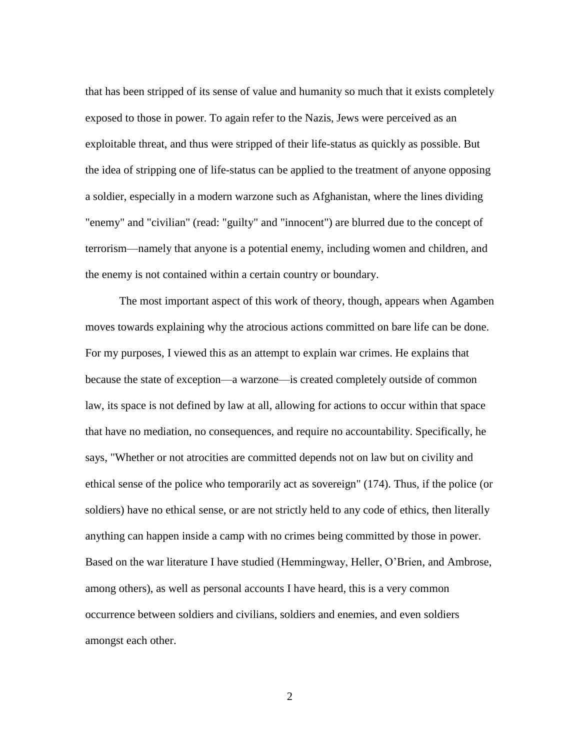that has been stripped of its sense of value and humanity so much that it exists completely exposed to those in power. To again refer to the Nazis, Jews were perceived as an exploitable threat, and thus were stripped of their life-status as quickly as possible. But the idea of stripping one of life-status can be applied to the treatment of anyone opposing a soldier, especially in a modern warzone such as Afghanistan, where the lines dividing "enemy" and "civilian" (read: "guilty" and "innocent") are blurred due to the concept of terrorism—namely that anyone is a potential enemy, including women and children, and the enemy is not contained within a certain country or boundary.

The most important aspect of this work of theory, though, appears when Agamben moves towards explaining why the atrocious actions committed on bare life can be done. For my purposes, I viewed this as an attempt to explain war crimes. He explains that because the state of exception—a warzone—is created completely outside of common law, its space is not defined by law at all, allowing for actions to occur within that space that have no mediation, no consequences, and require no accountability. Specifically, he says, "Whether or not atrocities are committed depends not on law but on civility and ethical sense of the police who temporarily act as sovereign" (174). Thus, if the police (or soldiers) have no ethical sense, or are not strictly held to any code of ethics, then literally anything can happen inside a camp with no crimes being committed by those in power. Based on the war literature I have studied (Hemmingway, Heller, O'Brien, and Ambrose, among others), as well as personal accounts I have heard, this is a very common occurrence between soldiers and civilians, soldiers and enemies, and even soldiers amongst each other.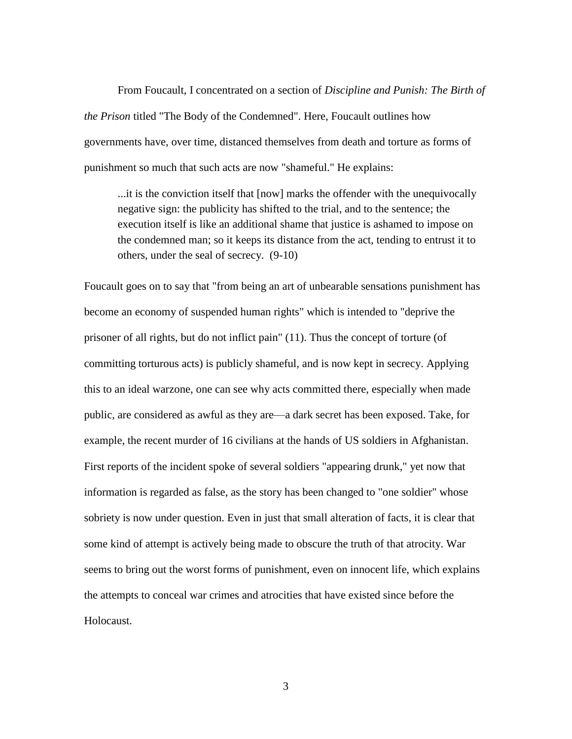From Foucault, I concentrated on a section of *Discipline and Punish: The Birth of the Prison* titled "The Body of the Condemned". Here, Foucault outlines how governments have, over time, distanced themselves from death and torture as forms of punishment so much that such acts are now "shameful." He explains:

> ...it is the conviction itself that [now] marks the offender with the unequivocally negative sign: the publicity has shifted to the trial, and to the sentence; the execution itself is like an additional shame that justice is ashamed to impose on the condemned man; so it keeps its distance from the act, tending to entrust it to others, under the seal of secrecy. (9-10)

Foucault goes on to say that "from being an art of unbearable sensations punishment has become an economy of suspended human rights" which is intended to "deprive the prisoner of all rights, but do not inflict pain" (11). Thus the concept of torture (of committing torturous acts) is publicly shameful, and is now kept in secrecy. Applying this to an ideal warzone, one can see why acts committed there, especially when made public, are considered as awful as they are—a dark secret has been exposed. Take, for example, the recent murder of 16 civilians at the hands of US soldiers in Afghanistan. First reports of the incident spoke of several soldiers "appearing drunk," yet now that information is regarded as false, as the story has been changed to "one soldier" whose sobriety is now under question. Even in just that small alteration of facts, it is clear that some kind of attempt is actively being made to obscure the truth of that atrocity. War seems to bring out the worst forms of punishment, even on innocent life, which explains the attempts to conceal war crimes and atrocities that have existed since before the Holocaust.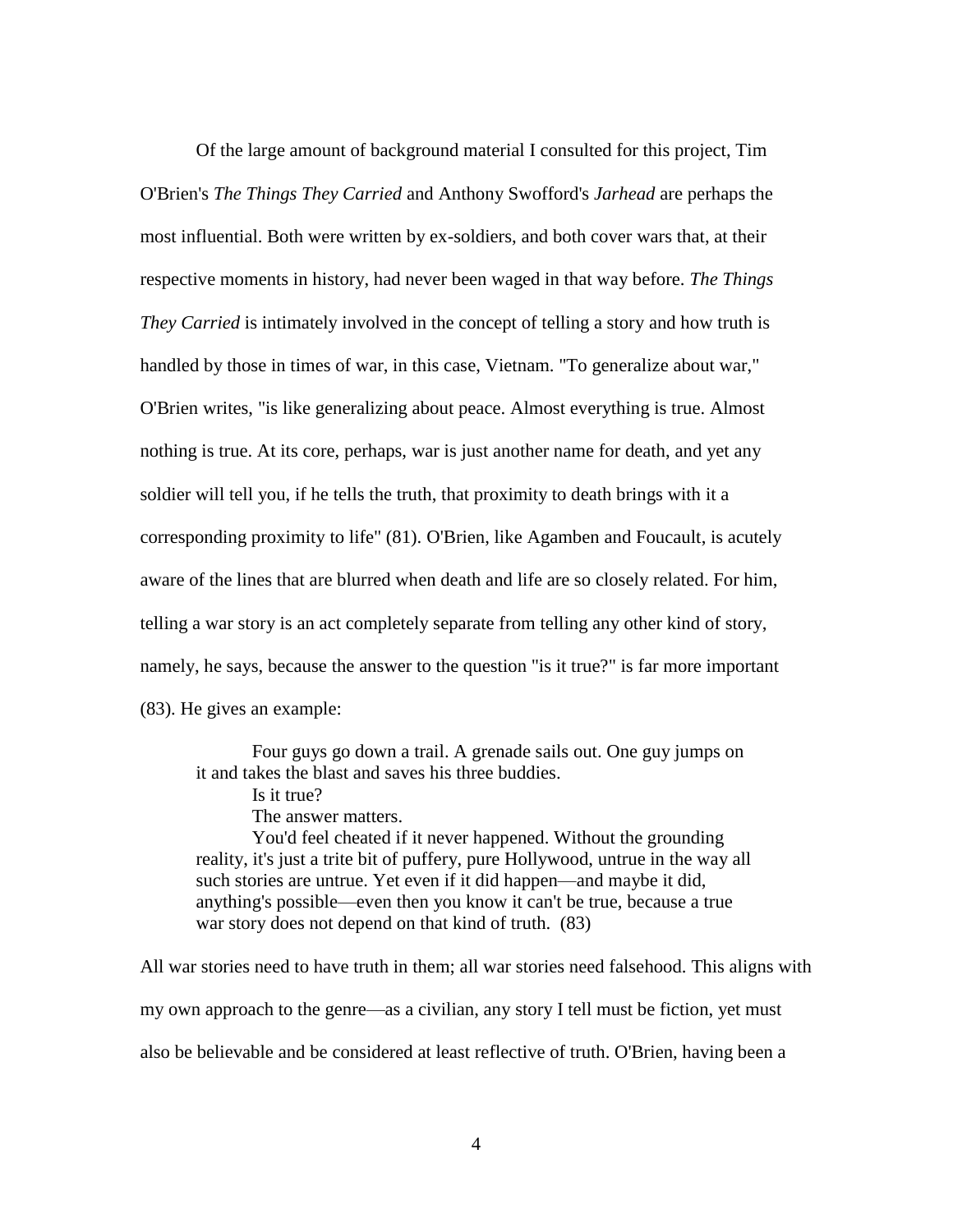Of the large amount of background material I consulted for this project, Tim O'Brien's *The Things They Carried* and Anthony Swofford's *Jarhead* are perhaps the most influential. Both were written by ex-soldiers, and both cover wars that, at their respective moments in history, had never been waged in that way before. *The Things They Carried* is intimately involved in the concept of telling a story and how truth is handled by those in times of war, in this case, Vietnam. "To generalize about war," O'Brien writes, "is like generalizing about peace. Almost everything is true. Almost nothing is true. At its core, perhaps, war is just another name for death, and yet any soldier will tell you, if he tells the truth, that proximity to death brings with it a corresponding proximity to life" (81). O'Brien, like Agamben and Foucault, is acutely aware of the lines that are blurred when death and life are so closely related. For him, telling a war story is an act completely separate from telling any other kind of story, namely, he says, because the answer to the question "is it true?" is far more important (83). He gives an example:

> Four guys go down a trail. A grenade sails out. One guy jumps on it and takes the blast and saves his three buddies.
>
> Is it true?
>
> The answer matters.
>
> You'd feel cheated if it never happened. Without the grounding reality, it's just a trite bit of puffery, pure Hollywood, untrue in the way all such stories are untrue. Yet even if it did happen—and maybe it did, anything's possible—even then you know it can't be true, because a true war story does not depend on that kind of truth. (83)

All war stories need to have truth in them; all war stories need falsehood. This aligns with my own approach to the genre—as a civilian, any story I tell must be fiction, yet must also be believable and be considered at least reflective of truth. O'Brien, having been a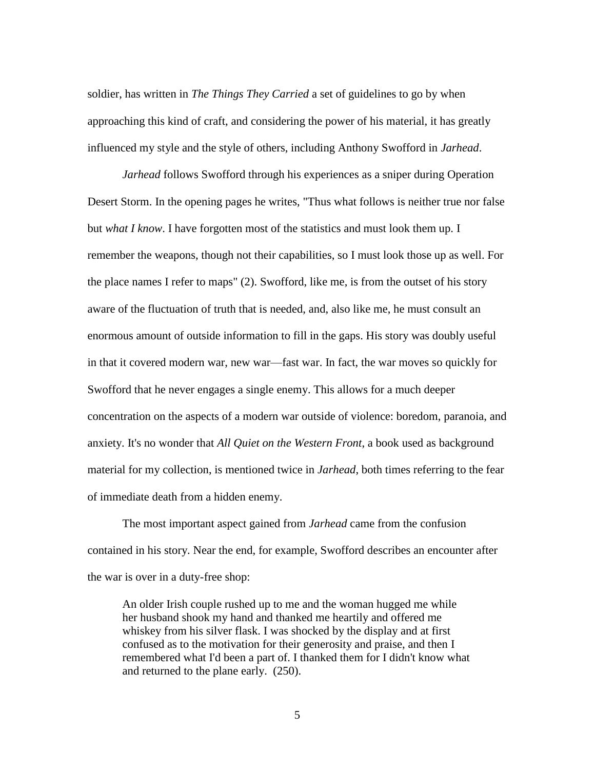soldier, has written in *The Things They Carried* a set of guidelines to go by when approaching this kind of craft, and considering the power of his material, it has greatly influenced my style and the style of others, including Anthony Swofford in *Jarhead*.

*Jarhead* follows Swofford through his experiences as a sniper during Operation Desert Storm. In the opening pages he writes, "Thus what follows is neither true nor false but *what I know*. I have forgotten most of the statistics and must look them up. I remember the weapons, though not their capabilities, so I must look those up as well. For the place names I refer to maps" (2). Swofford, like me, is from the outset of his story aware of the fluctuation of truth that is needed, and, also like me, he must consult an enormous amount of outside information to fill in the gaps. His story was doubly useful in that it covered modern war, new war—fast war. In fact, the war moves so quickly for Swofford that he never engages a single enemy. This allows for a much deeper concentration on the aspects of a modern war outside of violence: boredom, paranoia, and anxiety. It's no wonder that *All Quiet on the Western Front*, a book used as background material for my collection, is mentioned twice in *Jarhead*, both times referring to the fear of immediate death from a hidden enemy.

The most important aspect gained from *Jarhead* came from the confusion contained in his story. Near the end, for example, Swofford describes an encounter after the war is over in a duty-free shop:

> An older Irish couple rushed up to me and the woman hugged me while her husband shook my hand and thanked me heartily and offered me whiskey from his silver flask. I was shocked by the display and at first confused as to the motivation for their generosity and praise, and then I remembered what I'd been a part of. I thanked them for I didn't know what and returned to the plane early. (250).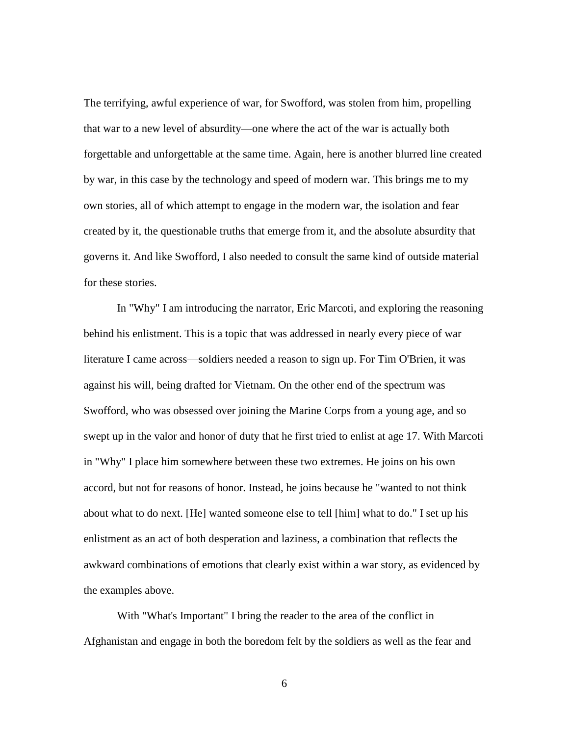The terrifying, awful experience of war, for Swofford, was stolen from him, propelling that war to a new level of absurdity—one where the act of the war is actually both forgettable and unforgettable at the same time. Again, here is another blurred line created by war, in this case by the technology and speed of modern war. This brings me to my own stories, all of which attempt to engage in the modern war, the isolation and fear created by it, the questionable truths that emerge from it, and the absolute absurdity that governs it. And like Swofford, I also needed to consult the same kind of outside material for these stories.

In "Why" I am introducing the narrator, Eric Marcoti, and exploring the reasoning behind his enlistment. This is a topic that was addressed in nearly every piece of war literature I came across—soldiers needed a reason to sign up. For Tim O'Brien, it was against his will, being drafted for Vietnam. On the other end of the spectrum was Swofford, who was obsessed over joining the Marine Corps from a young age, and so swept up in the valor and honor of duty that he first tried to enlist at age 17. With Marcoti in "Why" I place him somewhere between these two extremes. He joins on his own accord, but not for reasons of honor. Instead, he joins because he "wanted to not think about what to do next. [He] wanted someone else to tell [him] what to do." I set up his enlistment as an act of both desperation and laziness, a combination that reflects the awkward combinations of emotions that clearly exist within a war story, as evidenced by the examples above.

With "What's Important" I bring the reader to the area of the conflict in Afghanistan and engage in both the boredom felt by the soldiers as well as the fear and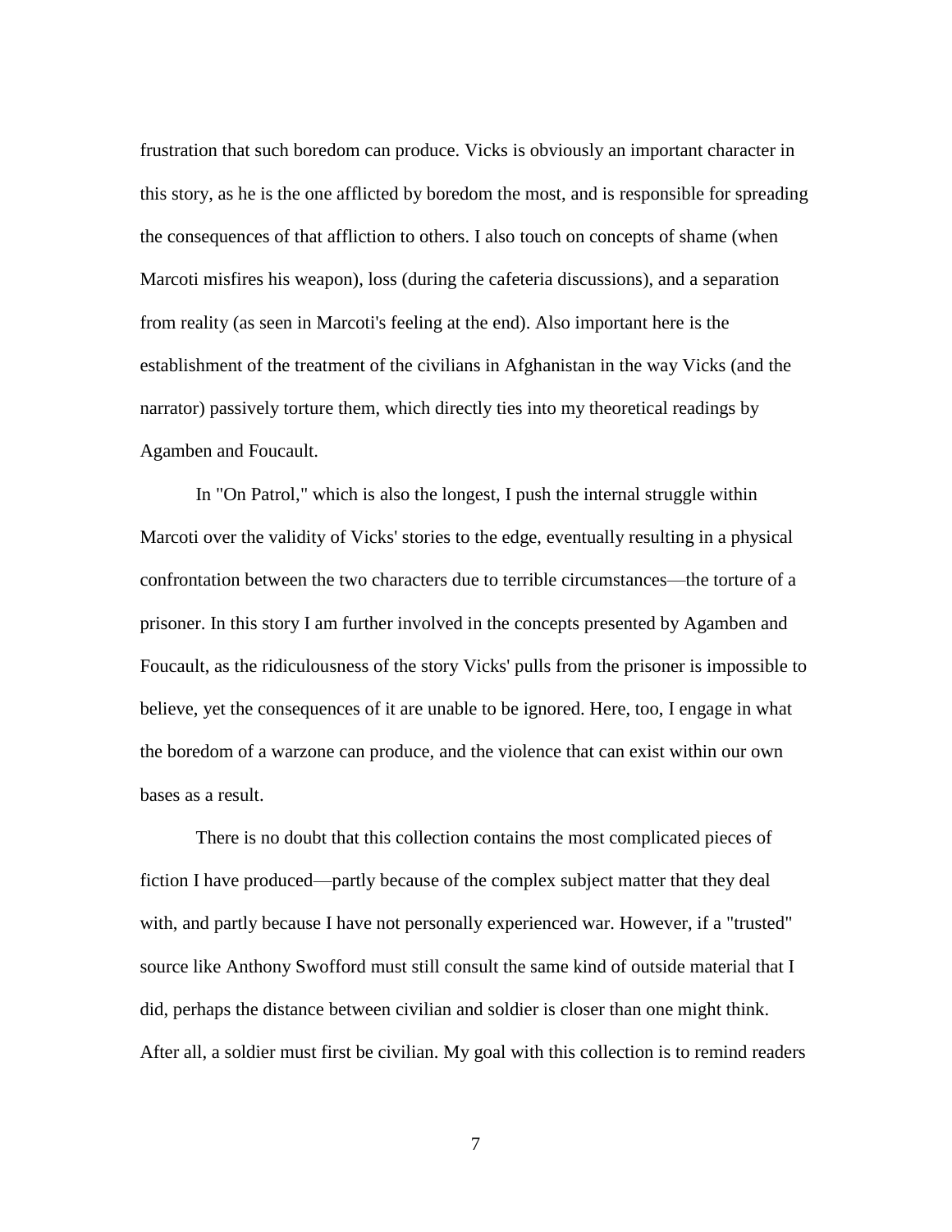frustration that such boredom can produce. Vicks is obviously an important character in this story, as he is the one afflicted by boredom the most, and is responsible for spreading the consequences of that affliction to others. I also touch on concepts of shame (when Marcoti misfires his weapon), loss (during the cafeteria discussions), and a separation from reality (as seen in Marcoti's feeling at the end). Also important here is the establishment of the treatment of the civilians in Afghanistan in the way Vicks (and the narrator) passively torture them, which directly ties into my theoretical readings by Agamben and Foucault.

In "On Patrol," which is also the longest, I push the internal struggle within Marcoti over the validity of Vicks' stories to the edge, eventually resulting in a physical confrontation between the two characters due to terrible circumstances—the torture of a prisoner. In this story I am further involved in the concepts presented by Agamben and Foucault, as the ridiculousness of the story Vicks' pulls from the prisoner is impossible to believe, yet the consequences of it are unable to be ignored. Here, too, I engage in what the boredom of a warzone can produce, and the violence that can exist within our own bases as a result.

There is no doubt that this collection contains the most complicated pieces of fiction I have produced—partly because of the complex subject matter that they deal with, and partly because I have not personally experienced war. However, if a "trusted" source like Anthony Swofford must still consult the same kind of outside material that I did, perhaps the distance between civilian and soldier is closer than one might think. After all, a soldier must first be civilian. My goal with this collection is to remind readers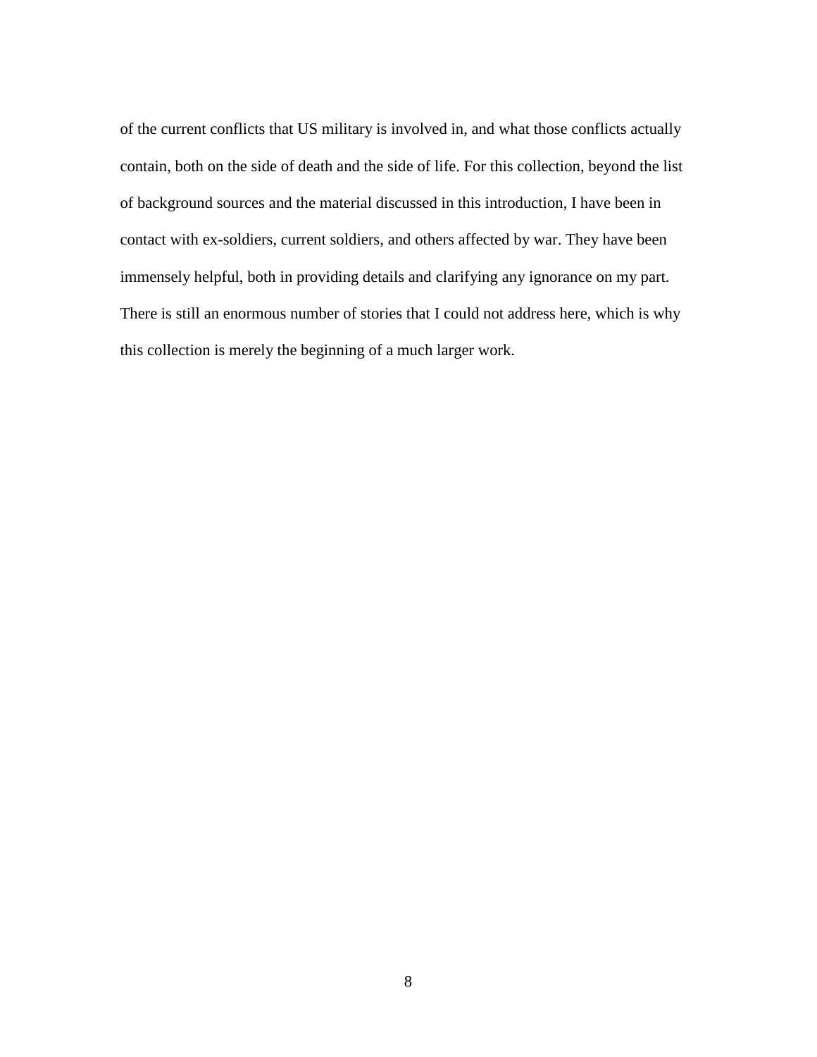of the current conflicts that US military is involved in, and what those conflicts actually contain, both on the side of death and the side of life. For this collection, beyond the list of background sources and the material discussed in this introduction, I have been in contact with ex-soldiers, current soldiers, and others affected by war. They have been immensely helpful, both in providing details and clarifying any ignorance on my part. There is still an enormous number of stories that I could not address here, which is why this collection is merely the beginning of a much larger work.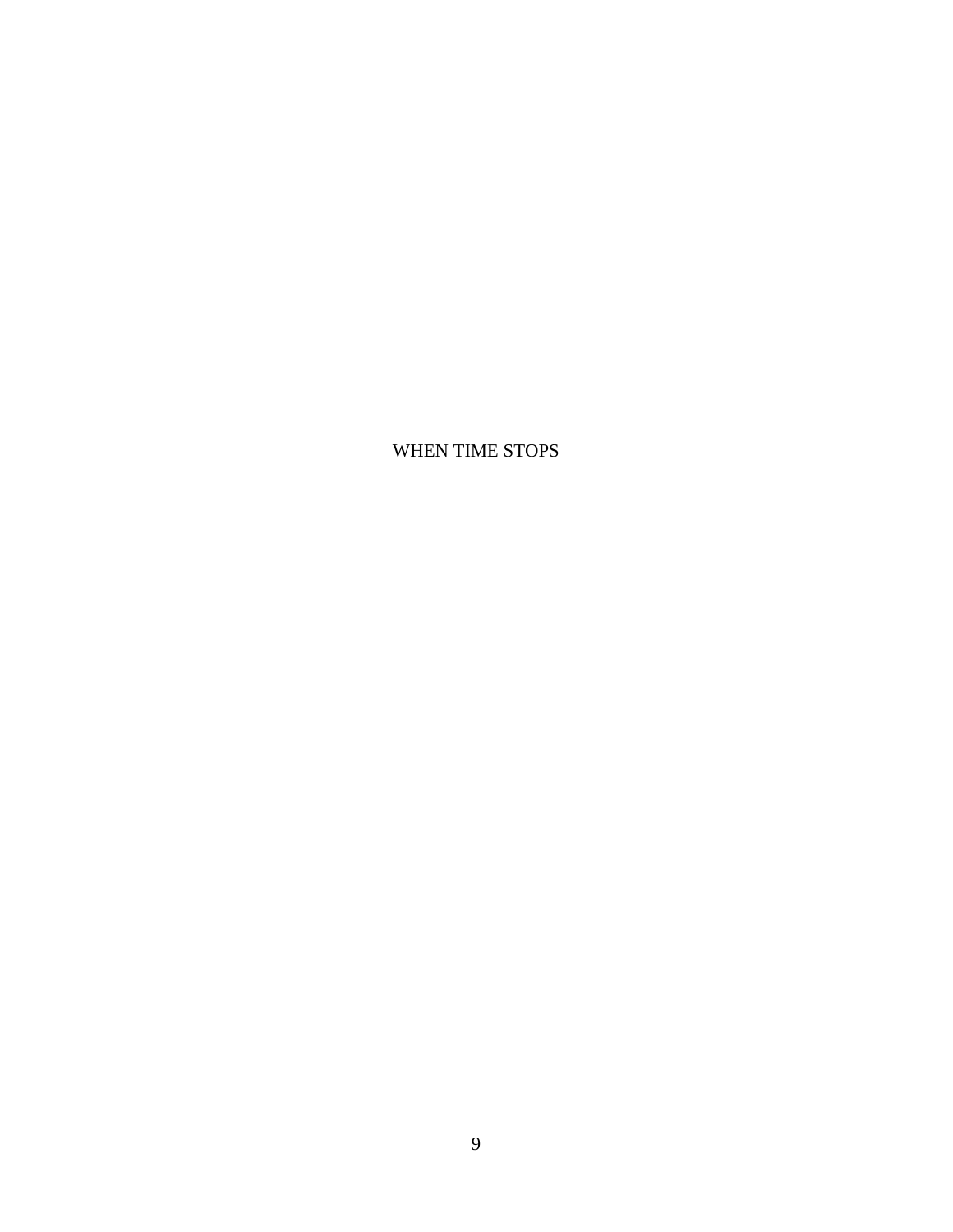# WHEN TIME STOPS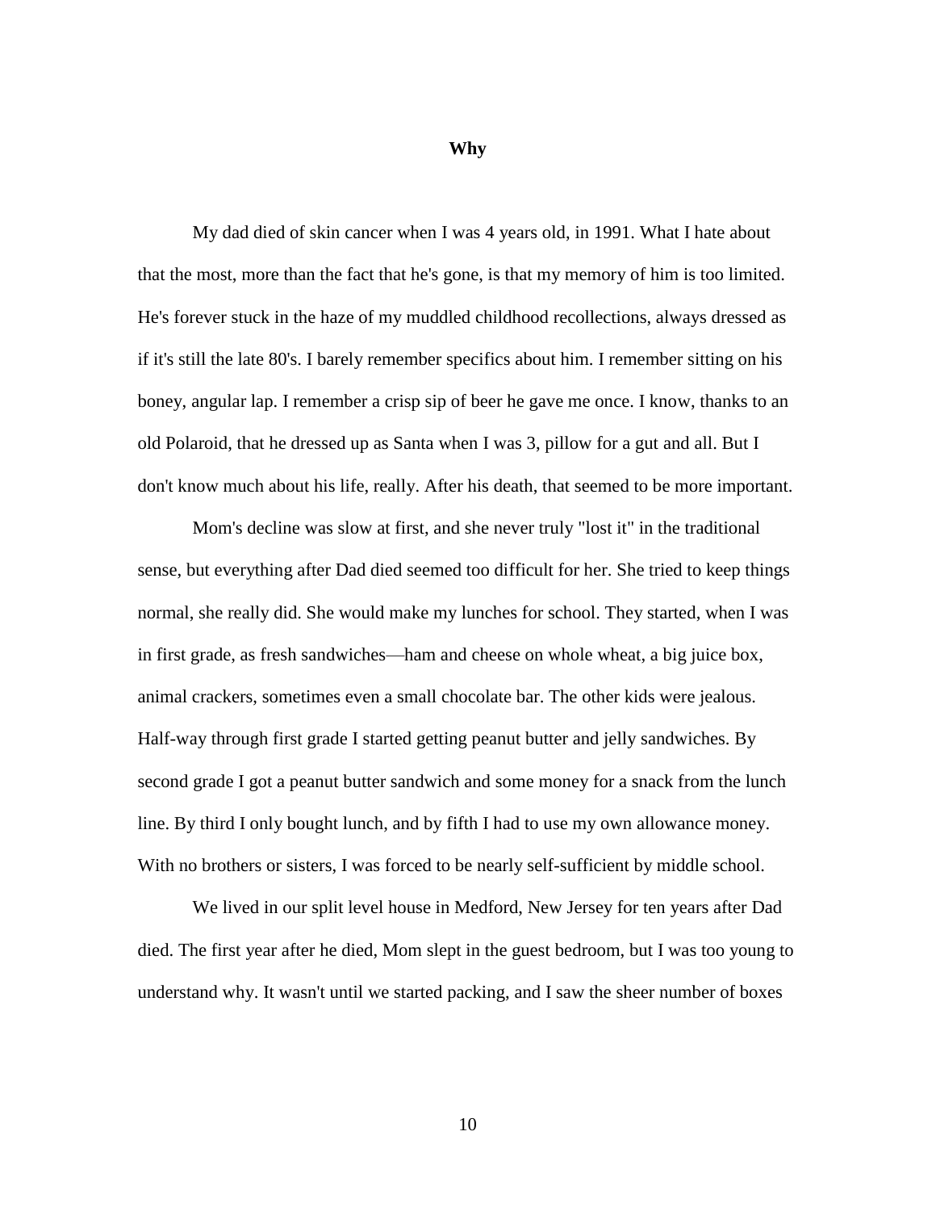# Why

My dad died of skin cancer when I was 4 years old, in 1991. What I hate about that the most, more than the fact that he's gone, is that my memory of him is too limited. He's forever stuck in the haze of my muddled childhood recollections, always dressed as if it's still the late 80's. I barely remember specifics about him. I remember sitting on his boney, angular lap. I remember a crisp sip of beer he gave me once. I know, thanks to an old Polaroid, that he dressed up as Santa when I was 3, pillow for a gut and all. But I don't know much about his life, really. After his death, that seemed to be more important.

Mom's decline was slow at first, and she never truly "lost it" in the traditional sense, but everything after Dad died seemed too difficult for her. She tried to keep things normal, she really did. She would make my lunches for school. They started, when I was in first grade, as fresh sandwiches—ham and cheese on whole wheat, a big juice box, animal crackers, sometimes even a small chocolate bar. The other kids were jealous. Half-way through first grade I started getting peanut butter and jelly sandwiches. By second grade I got a peanut butter sandwich and some money for a snack from the lunch line. By third I only bought lunch, and by fifth I had to use my own allowance money. With no brothers or sisters, I was forced to be nearly self-sufficient by middle school.

We lived in our split level house in Medford, New Jersey for ten years after Dad died. The first year after he died, Mom slept in the guest bedroom, but I was too young to understand why. It wasn't until we started packing, and I saw the sheer number of boxes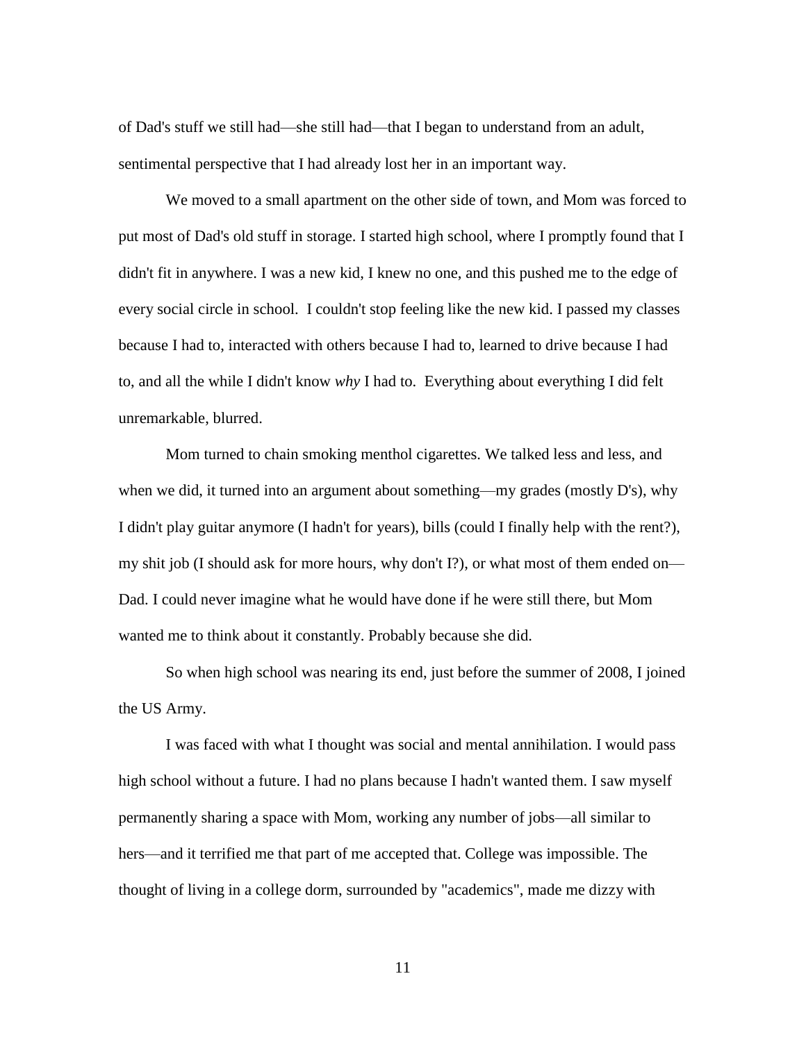of Dad's stuff we still had—she still had—that I began to understand from an adult, sentimental perspective that I had already lost her in an important way.

We moved to a small apartment on the other side of town, and Mom was forced to put most of Dad's old stuff in storage. I started high school, where I promptly found that I didn't fit in anywhere. I was a new kid, I knew no one, and this pushed me to the edge of every social circle in school. I couldn't stop feeling like the new kid. I passed my classes because I had to, interacted with others because I had to, learned to drive because I had to, and all the while I didn't know *why* I had to. Everything about everything I did felt unremarkable, blurred.

Mom turned to chain smoking menthol cigarettes. We talked less and less, and when we did, it turned into an argument about something—my grades (mostly D's), why I didn't play guitar anymore (I hadn't for years), bills (could I finally help with the rent?), my shit job (I should ask for more hours, why don't I?), or what most of them ended on—Dad. I could never imagine what he would have done if he were still there, but Mom wanted me to think about it constantly. Probably because she did.

So when high school was nearing its end, just before the summer of 2008, I joined the US Army.

I was faced with what I thought was social and mental annihilation. I would pass high school without a future. I had no plans because I hadn't wanted them. I saw myself permanently sharing a space with Mom, working any number of jobs—all similar to hers—and it terrified me that part of me accepted that. College was impossible. The thought of living in a college dorm, surrounded by "academics", made me dizzy with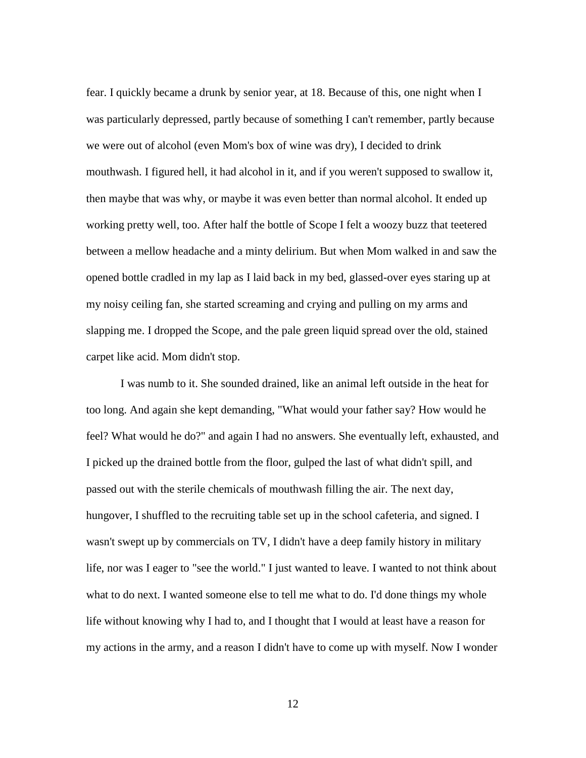fear. I quickly became a drunk by senior year, at 18. Because of this, one night when I was particularly depressed, partly because of something I can't remember, partly because we were out of alcohol (even Mom's box of wine was dry), I decided to drink mouthwash. I figured hell, it had alcohol in it, and if you weren't supposed to swallow it, then maybe that was why, or maybe it was even better than normal alcohol. It ended up working pretty well, too. After half the bottle of Scope I felt a woozy buzz that teetered between a mellow headache and a minty delirium. But when Mom walked in and saw the opened bottle cradled in my lap as I laid back in my bed, glassed-over eyes staring up at my noisy ceiling fan, she started screaming and crying and pulling on my arms and slapping me. I dropped the Scope, and the pale green liquid spread over the old, stained carpet like acid. Mom didn't stop.

I was numb to it. She sounded drained, like an animal left outside in the heat for too long. And again she kept demanding, "What would your father say? How would he feel? What would he do?" and again I had no answers. She eventually left, exhausted, and I picked up the drained bottle from the floor, gulped the last of what didn't spill, and passed out with the sterile chemicals of mouthwash filling the air. The next day, hungover, I shuffled to the recruiting table set up in the school cafeteria, and signed. I wasn't swept up by commercials on TV, I didn't have a deep family history in military life, nor was I eager to "see the world." I just wanted to leave. I wanted to not think about what to do next. I wanted someone else to tell me what to do. I'd done things my whole life without knowing why I had to, and I thought that I would at least have a reason for my actions in the army, and a reason I didn't have to come up with myself. Now I wonder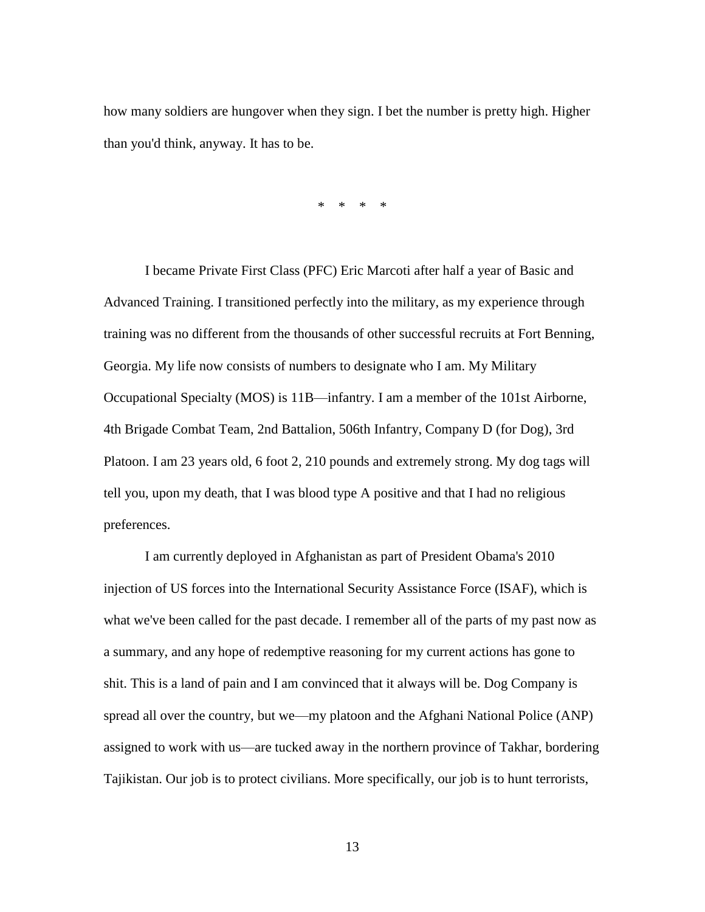how many soldiers are hungover when they sign. I bet the number is pretty high. Higher than you'd think, anyway. It has to be.

* * * *

I became Private First Class (PFC) Eric Marcoti after half a year of Basic and Advanced Training. I transitioned perfectly into the military, as my experience through training was no different from the thousands of other successful recruits at Fort Benning, Georgia. My life now consists of numbers to designate who I am. My Military Occupational Specialty (MOS) is 11B—infantry. I am a member of the 101st Airborne, 4th Brigade Combat Team, 2nd Battalion, 506th Infantry, Company D (for Dog), 3rd Platoon. I am 23 years old, 6 foot 2, 210 pounds and extremely strong. My dog tags will tell you, upon my death, that I was blood type A positive and that I had no religious preferences.

I am currently deployed in Afghanistan as part of President Obama's 2010 injection of US forces into the International Security Assistance Force (ISAF), which is what we've been called for the past decade. I remember all of the parts of my past now as a summary, and any hope of redemptive reasoning for my current actions has gone to shit. This is a land of pain and I am convinced that it always will be. Dog Company is spread all over the country, but we—my platoon and the Afghani National Police (ANP) assigned to work with us—are tucked away in the northern province of Takhar, bordering Tajikistan. Our job is to protect civilians. More specifically, our job is to hunt terrorists,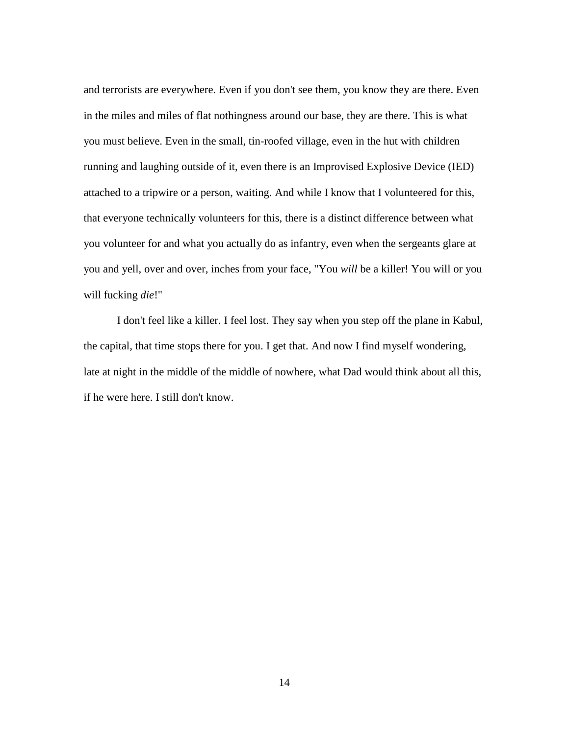and terrorists are everywhere. Even if you don't see them, you know they are there. Even in the miles and miles of flat nothingness around our base, they are there. This is what you must believe. Even in the small, tin-roofed village, even in the hut with children running and laughing outside of it, even there is an Improvised Explosive Device (IED) attached to a tripwire or a person, waiting. And while I know that I volunteered for this, that everyone technically volunteers for this, there is a distinct difference between what you volunteer for and what you actually do as infantry, even when the sergeants glare at you and yell, over and over, inches from your face, "You *will* be a killer! You will or you will fucking *die*!"

I don't feel like a killer. I feel lost. They say when you step off the plane in Kabul, the capital, that time stops there for you. I get that. And now I find myself wondering, late at night in the middle of the middle of nowhere, what Dad would think about all this, if he were here. I still don't know.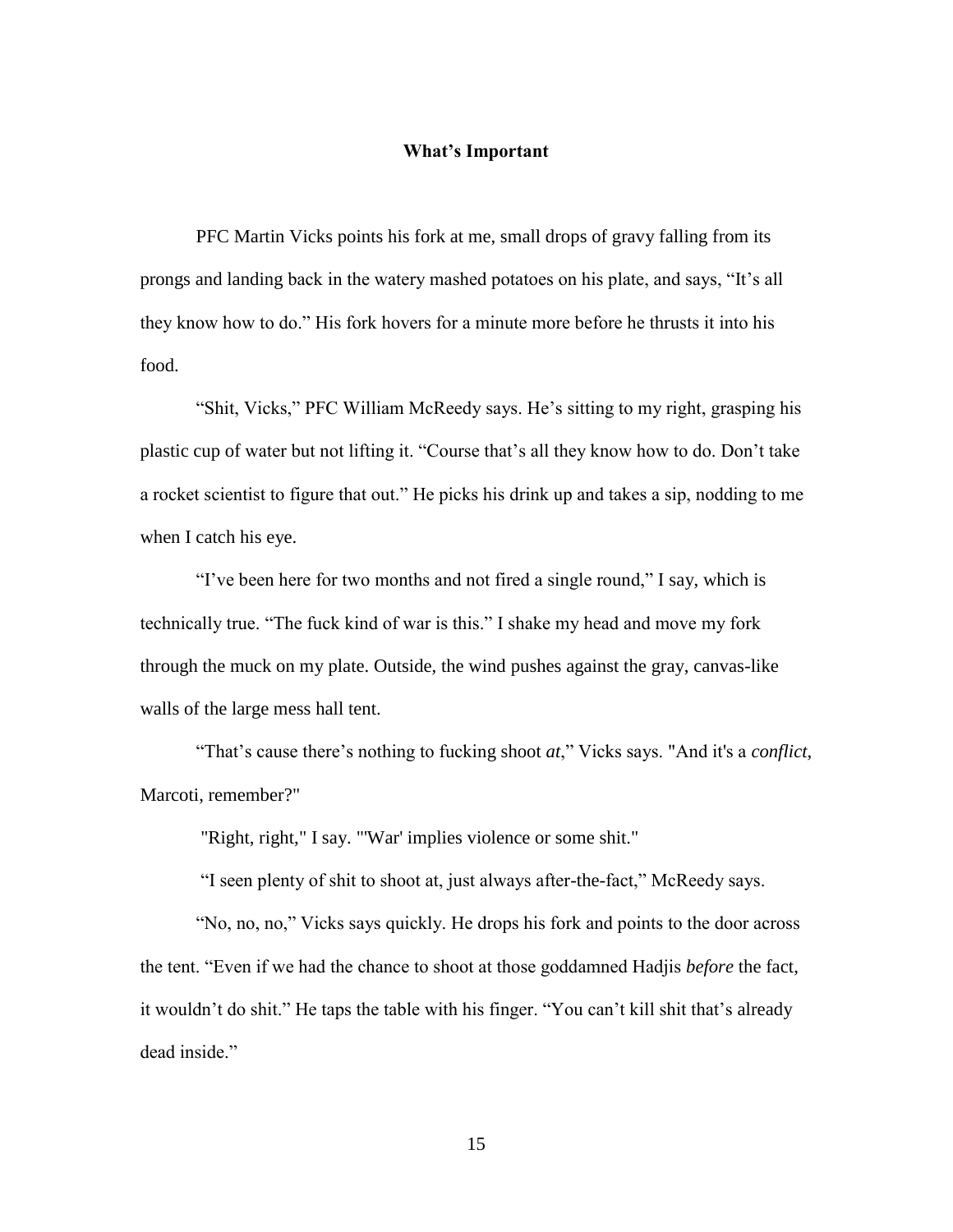**What's Important**

PFC Martin Vicks points his fork at me, small drops of gravy falling from its prongs and landing back in the watery mashed potatoes on his plate, and says, "It's all they know how to do." His fork hovers for a minute more before he thrusts it into his food.

"Shit, Vicks," PFC William McReedy says. He's sitting to my right, grasping his plastic cup of water but not lifting it. "Course that's all they know how to do. Don't take a rocket scientist to figure that out." He picks his drink up and takes a sip, nodding to me when I catch his eye.

"I've been here for two months and not fired a single round," I say, which is technically true. "The fuck kind of war is this." I shake my head and move my fork through the muck on my plate. Outside, the wind pushes against the gray, canvas-like walls of the large mess hall tent.

"That's cause there's nothing to fucking shoot *at*," Vicks says. "And it's a *conflict*, Marcoti, remember?"

"Right, right," I say. "'War' implies violence or some shit."

"I seen plenty of shit to shoot at, just always after-the-fact," McReedy says.

"No, no, no," Vicks says quickly. He drops his fork and points to the door across the tent. "Even if we had the chance to shoot at those goddamned Hadjis *before* the fact, it wouldn't do shit." He taps the table with his finger. "You can't kill shit that's already dead inside."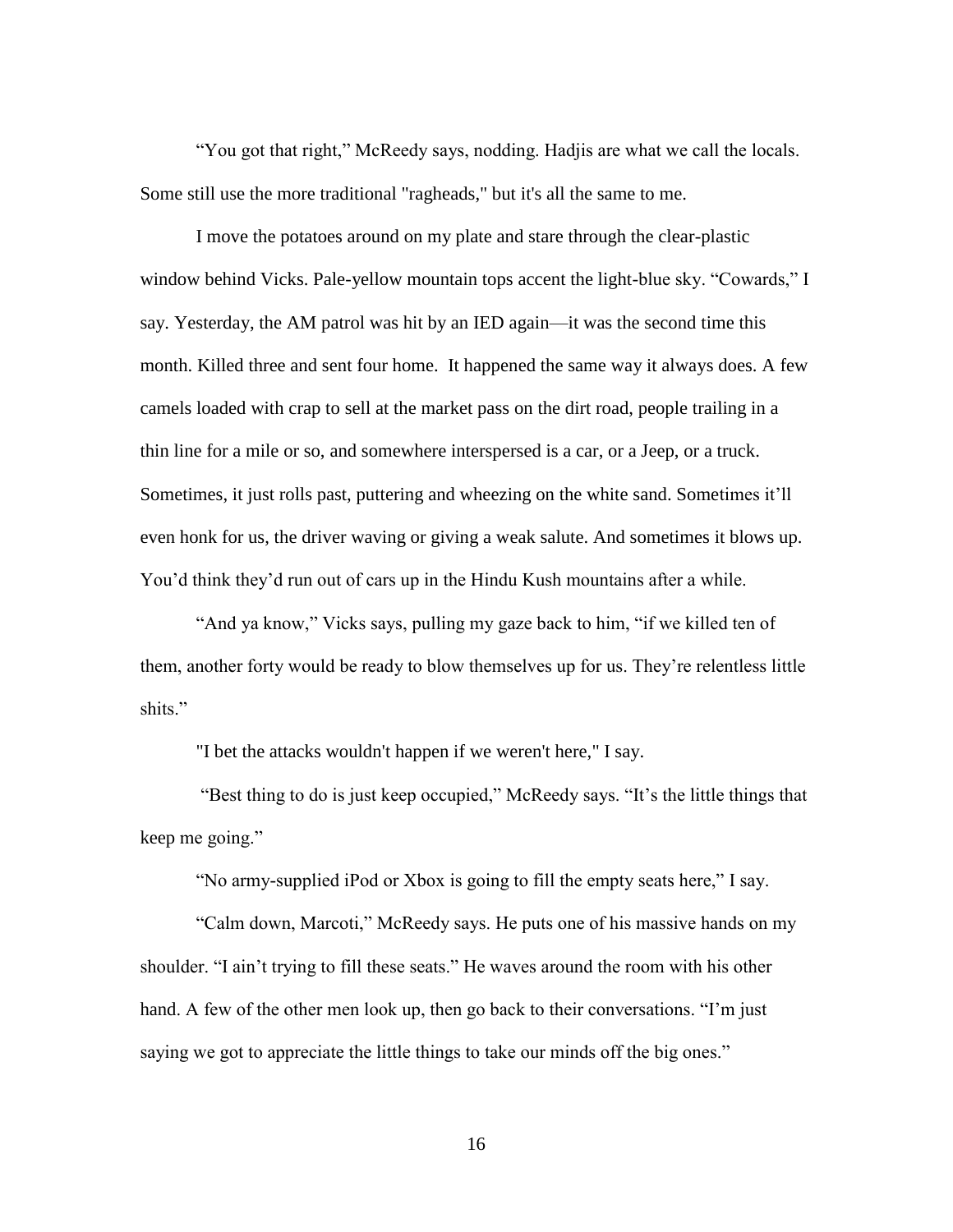"You got that right," McReedy says, nodding. Hadjis are what we call the locals. Some still use the more traditional "ragheads," but it's all the same to me.

I move the potatoes around on my plate and stare through the clear-plastic window behind Vicks. Pale-yellow mountain tops accent the light-blue sky. "Cowards," I say. Yesterday, the AM patrol was hit by an IED again—it was the second time this month. Killed three and sent four home. It happened the same way it always does. A few camels loaded with crap to sell at the market pass on the dirt road, people trailing in a thin line for a mile or so, and somewhere interspersed is a car, or a Jeep, or a truck. Sometimes, it just rolls past, puttering and wheezing on the white sand. Sometimes it'll even honk for us, the driver waving or giving a weak salute. And sometimes it blows up. You'd think they'd run out of cars up in the Hindu Kush mountains after a while.

"And ya know," Vicks says, pulling my gaze back to him, "if we killed ten of them, another forty would be ready to blow themselves up for us. They're relentless little shits."

"I bet the attacks wouldn't happen if we weren't here," I say.

"Best thing to do is just keep occupied," McReedy says. "It's the little things that keep me going."

"No army-supplied iPod or Xbox is going to fill the empty seats here," I say.

"Calm down, Marcoti," McReedy says. He puts one of his massive hands on my shoulder. "I ain't trying to fill these seats." He waves around the room with his other hand. A few of the other men look up, then go back to their conversations. "I'm just saying we got to appreciate the little things to take our minds off the big ones."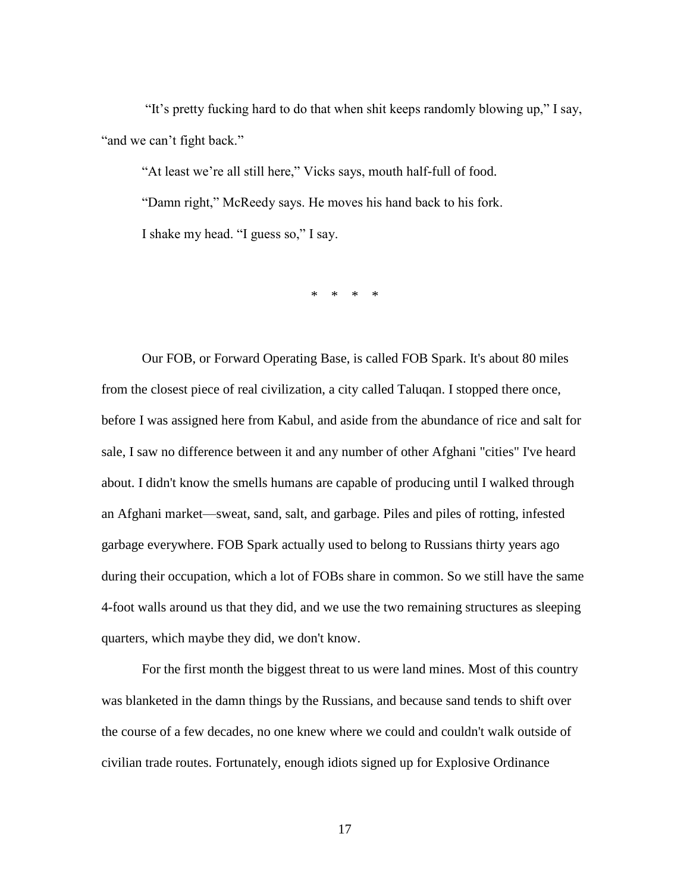"It's pretty fucking hard to do that when shit keeps randomly blowing up," I say, "and we can't fight back."

"At least we're all still here," Vicks says, mouth half-full of food.

"Damn right," McReedy says. He moves his hand back to his fork.

I shake my head. "I guess so," I say.

\*   \*   \*   \*

Our FOB, or Forward Operating Base, is called FOB Spark. It's about 80 miles from the closest piece of real civilization, a city called Taluqan. I stopped there once, before I was assigned here from Kabul, and aside from the abundance of rice and salt for sale, I saw no difference between it and any number of other Afghani "cities" I've heard about. I didn't know the smells humans are capable of producing until I walked through an Afghani market—sweat, sand, salt, and garbage. Piles and piles of rotting, infested garbage everywhere. FOB Spark actually used to belong to Russians thirty years ago during their occupation, which a lot of FOBs share in common. So we still have the same 4-foot walls around us that they did, and we use the two remaining structures as sleeping quarters, which maybe they did, we don't know.

For the first month the biggest threat to us were land mines. Most of this country was blanketed in the damn things by the Russians, and because sand tends to shift over the course of a few decades, no one knew where we could and couldn't walk outside of civilian trade routes. Fortunately, enough idiots signed up for Explosive Ordinance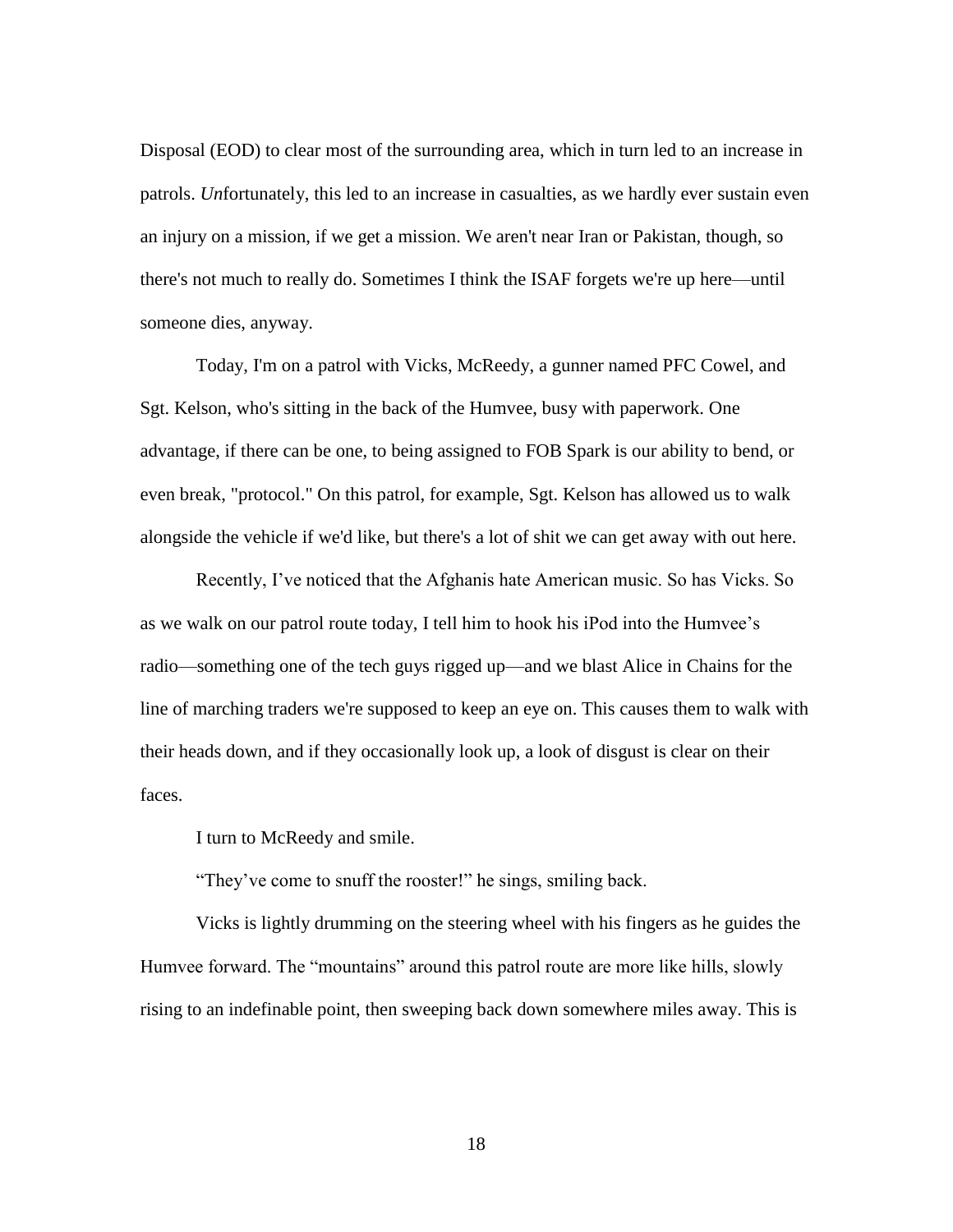Disposal (EOD) to clear most of the surrounding area, which in turn led to an increase in patrols. *Un*fortunately, this led to an increase in casualties, as we hardly ever sustain even an injury on a mission, if we get a mission. We aren't near Iran or Pakistan, though, so there's not much to really do. Sometimes I think the ISAF forgets we're up here—until someone dies, anyway.

Today, I'm on a patrol with Vicks, McReedy, a gunner named PFC Cowel, and Sgt. Kelson, who's sitting in the back of the Humvee, busy with paperwork. One advantage, if there can be one, to being assigned to FOB Spark is our ability to bend, or even break, "protocol." On this patrol, for example, Sgt. Kelson has allowed us to walk alongside the vehicle if we'd like, but there's a lot of shit we can get away with out here.

Recently, I've noticed that the Afghanis hate American music. So has Vicks. So as we walk on our patrol route today, I tell him to hook his iPod into the Humvee's radio—something one of the tech guys rigged up—and we blast Alice in Chains for the line of marching traders we're supposed to keep an eye on. This causes them to walk with their heads down, and if they occasionally look up, a look of disgust is clear on their faces.

I turn to McReedy and smile.

"They've come to snuff the rooster!" he sings, smiling back.

Vicks is lightly drumming on the steering wheel with his fingers as he guides the Humvee forward. The "mountains" around this patrol route are more like hills, slowly rising to an indefinable point, then sweeping back down somewhere miles away. This is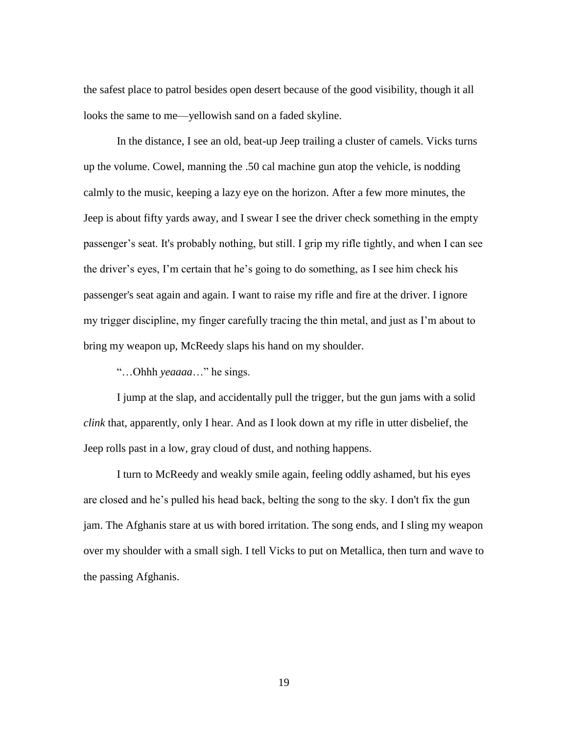the safest place to patrol besides open desert because of the good visibility, though it all looks the same to me—yellowish sand on a faded skyline.

In the distance, I see an old, beat-up Jeep trailing a cluster of camels. Vicks turns up the volume. Cowel, manning the .50 cal machine gun atop the vehicle, is nodding calmly to the music, keeping a lazy eye on the horizon. After a few more minutes, the Jeep is about fifty yards away, and I swear I see the driver check something in the empty passenger's seat. It's probably nothing, but still. I grip my rifle tightly, and when I can see the driver's eyes, I'm certain that he's going to do something, as I see him check his passenger's seat again and again. I want to raise my rifle and fire at the driver. I ignore my trigger discipline, my finger carefully tracing the thin metal, and just as I'm about to bring my weapon up, McReedy slaps his hand on my shoulder.

"…Ohhh *yeaaaa*…" he sings.

I jump at the slap, and accidentally pull the trigger, but the gun jams with a solid *clink* that, apparently, only I hear. And as I look down at my rifle in utter disbelief, the Jeep rolls past in a low, gray cloud of dust, and nothing happens.

I turn to McReedy and weakly smile again, feeling oddly ashamed, but his eyes are closed and he's pulled his head back, belting the song to the sky. I don't fix the gun jam. The Afghanis stare at us with bored irritation. The song ends, and I sling my weapon over my shoulder with a small sigh. I tell Vicks to put on Metallica, then turn and wave to the passing Afghanis.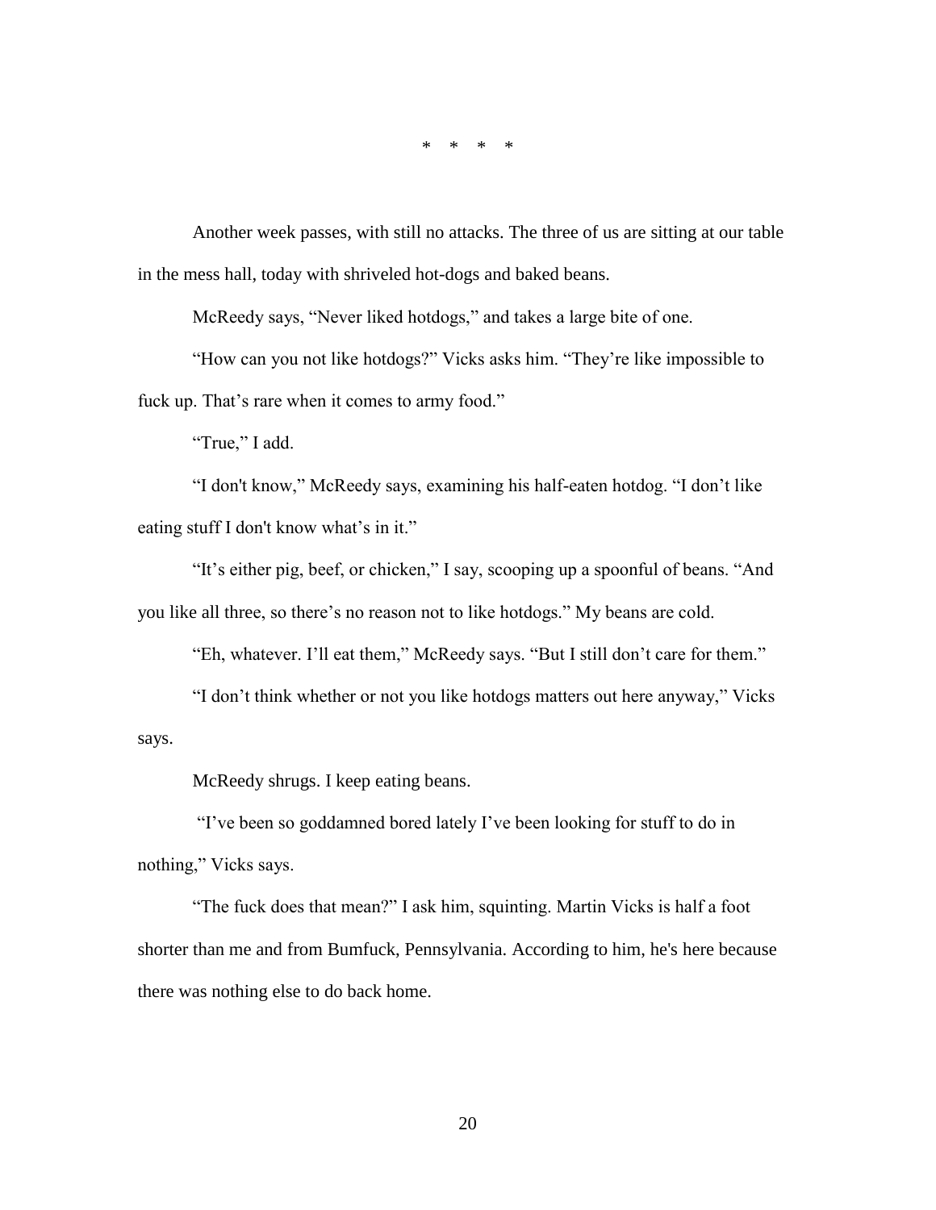\* \* \* \*

Another week passes, with still no attacks. The three of us are sitting at our table in the mess hall, today with shriveled hot-dogs and baked beans.

McReedy says, “Never liked hotdogs,” and takes a large bite of one.

“How can you not like hotdogs?” Vicks asks him. “They’re like impossible to fuck up. That’s rare when it comes to army food.”

“True,” I add.

“I don't know,” McReedy says, examining his half-eaten hotdog. “I don’t like eating stuff I don't know what’s in it.”

“It’s either pig, beef, or chicken,” I say, scooping up a spoonful of beans. “And you like all three, so there’s no reason not to like hotdogs.” My beans are cold.

“Eh, whatever. I’ll eat them,” McReedy says. “But I still don’t care for them.”

“I don’t think whether or not you like hotdogs matters out here anyway,” Vicks says.

McReedy shrugs. I keep eating beans.

“I’ve been so goddamned bored lately I’ve been looking for stuff to do in nothing,” Vicks says.

“The fuck does that mean?” I ask him, squinting. Martin Vicks is half a foot shorter than me and from Bumfuck, Pennsylvania. According to him, he's here because there was nothing else to do back home.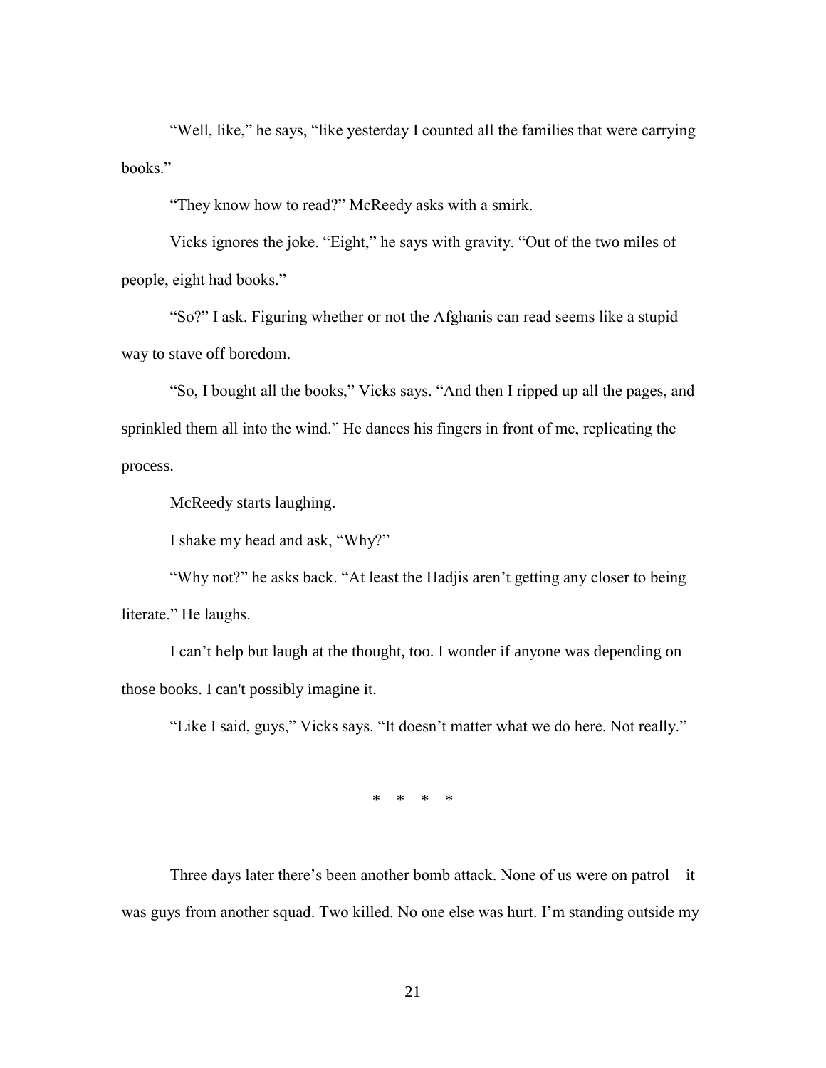"Well, like," he says, "like yesterday I counted all the families that were carrying books."

"They know how to read?" McReedy asks with a smirk.

Vicks ignores the joke. "Eight," he says with gravity. "Out of the two miles of people, eight had books."

"So?" I ask. Figuring whether or not the Afghanis can read seems like a stupid way to stave off boredom.

"So, I bought all the books," Vicks says. "And then I ripped up all the pages, and sprinkled them all into the wind." He dances his fingers in front of me, replicating the process.

McReedy starts laughing.

I shake my head and ask, "Why?"

"Why not?" he asks back. "At least the Hadjis aren't getting any closer to being literate." He laughs.

I can't help but laugh at the thought, too. I wonder if anyone was depending on those books. I can't possibly imagine it.

"Like I said, guys," Vicks says. "It doesn't matter what we do here. Not really."

\* \* \* \*

Three days later there's been another bomb attack. None of us were on patrol—it was guys from another squad. Two killed. No one else was hurt. I'm standing outside my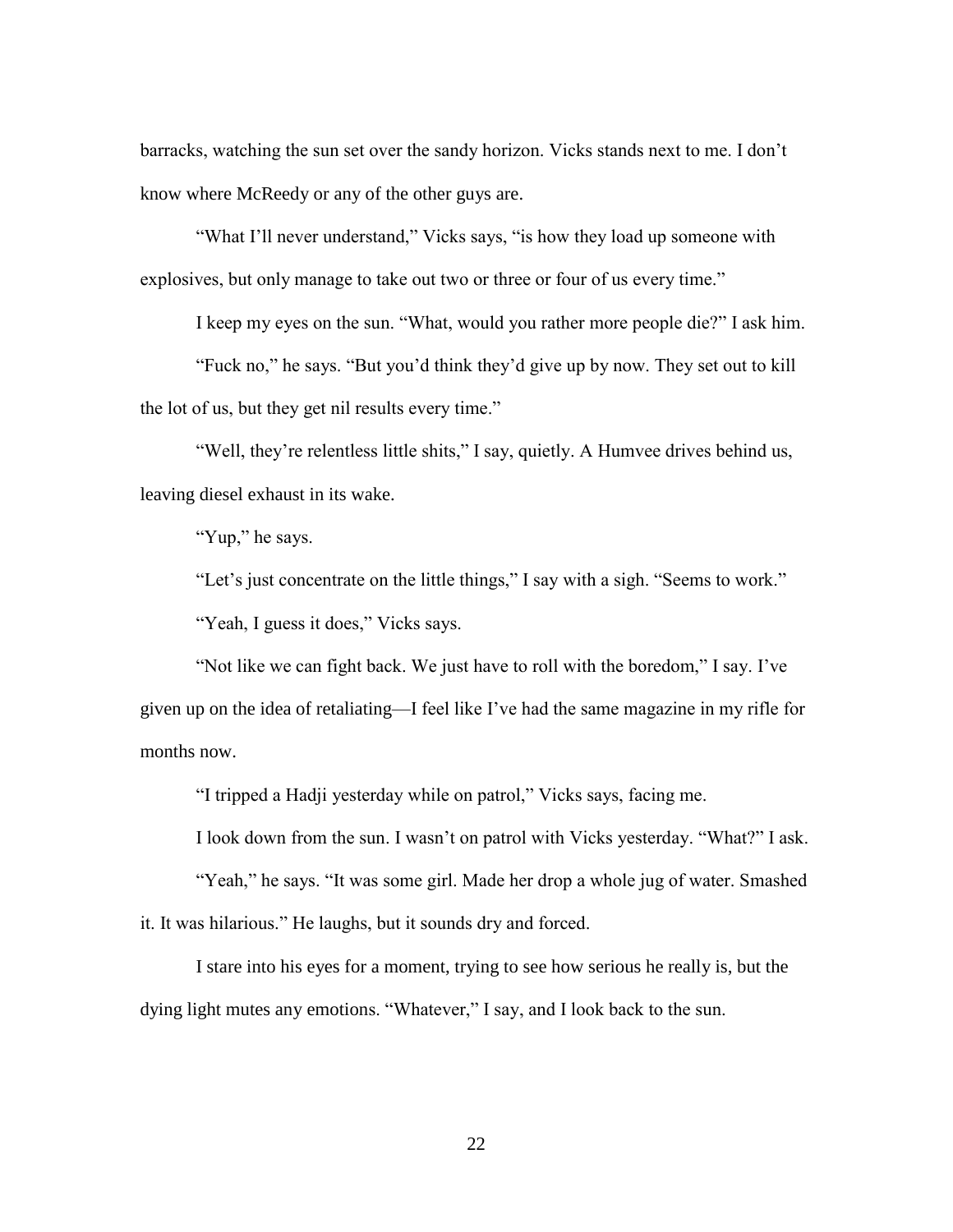barracks, watching the sun set over the sandy horizon. Vicks stands next to me. I don't know where McReedy or any of the other guys are.

"What I'll never understand," Vicks says, "is how they load up someone with explosives, but only manage to take out two or three or four of us every time."

I keep my eyes on the sun. "What, would you rather more people die?" I ask him.

"Fuck no," he says. "But you'd think they'd give up by now. They set out to kill the lot of us, but they get nil results every time."

"Well, they're relentless little shits," I say, quietly. A Humvee drives behind us, leaving diesel exhaust in its wake.

"Yup," he says.

"Let's just concentrate on the little things," I say with a sigh. "Seems to work."

"Yeah, I guess it does," Vicks says.

"Not like we can fight back. We just have to roll with the boredom," I say. I've given up on the idea of retaliating—I feel like I've had the same magazine in my rifle for months now.

"I tripped a Hadji yesterday while on patrol," Vicks says, facing me.

I look down from the sun. I wasn't on patrol with Vicks yesterday. "What?" I ask.

"Yeah," he says. "It was some girl. Made her drop a whole jug of water. Smashed it. It was hilarious." He laughs, but it sounds dry and forced.

I stare into his eyes for a moment, trying to see how serious he really is, but the dying light mutes any emotions. "Whatever," I say, and I look back to the sun.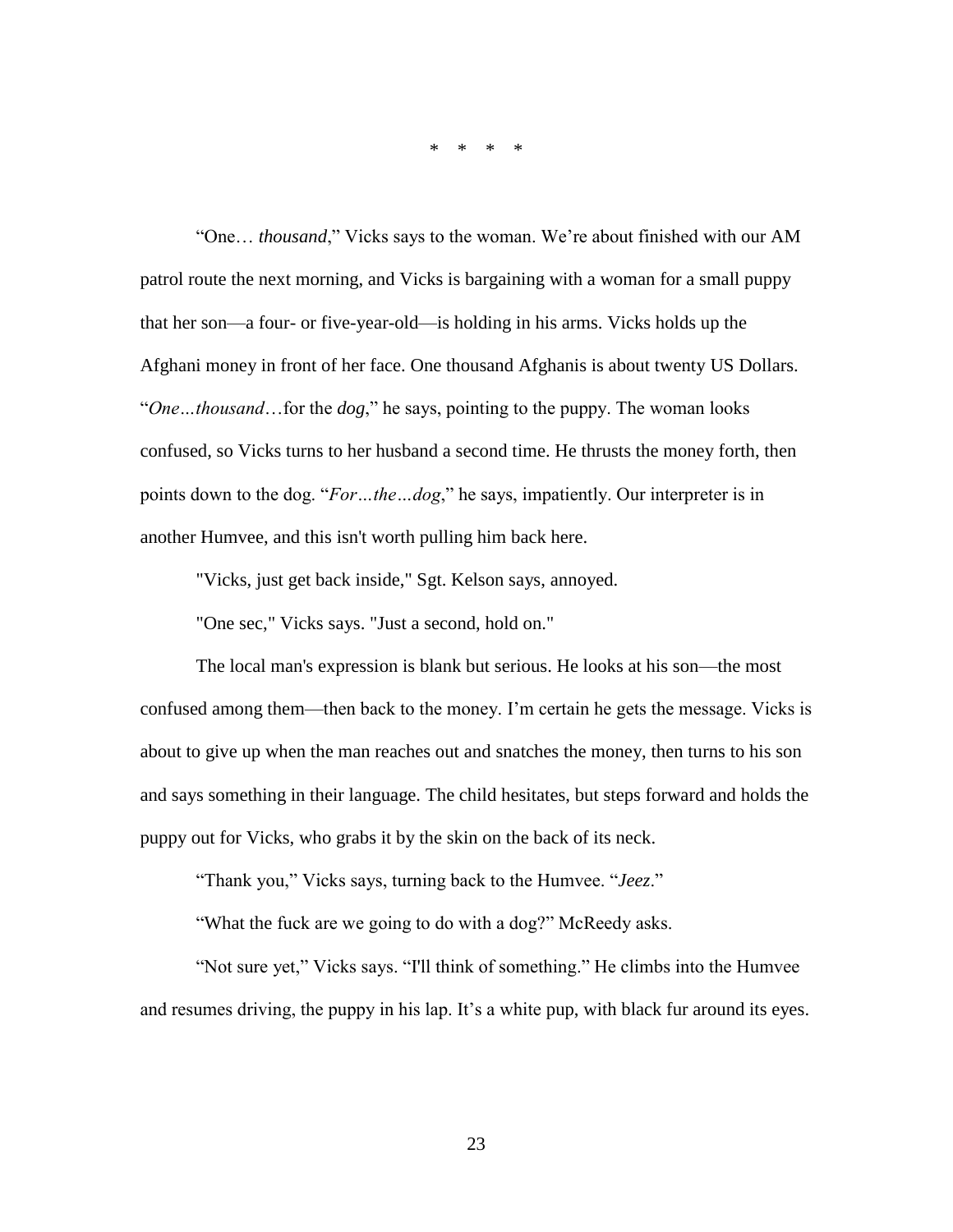\*   \*   \*   \*

"One… *thousand*," Vicks says to the woman. We're about finished with our AM patrol route the next morning, and Vicks is bargaining with a woman for a small puppy that her son—a four- or five-year-old—is holding in his arms. Vicks holds up the Afghani money in front of her face. One thousand Afghanis is about twenty US Dollars. "*One…thousand*…for the *dog*," he says, pointing to the puppy. The woman looks confused, so Vicks turns to her husband a second time. He thrusts the money forth, then points down to the dog. "*For…the…dog*," he says, impatiently. Our interpreter is in another Humvee, and this isn't worth pulling him back here.

"Vicks, just get back inside," Sgt. Kelson says, annoyed.

"One sec," Vicks says. "Just a second, hold on."

The local man's expression is blank but serious. He looks at his son—the most confused among them—then back to the money. I'm certain he gets the message. Vicks is about to give up when the man reaches out and snatches the money, then turns to his son and says something in their language. The child hesitates, but steps forward and holds the puppy out for Vicks, who grabs it by the skin on the back of its neck.

"Thank you," Vicks says, turning back to the Humvee. "*Jeez*."

"What the fuck are we going to do with a dog?" McReedy asks.

"Not sure yet," Vicks says. "I'll think of something." He climbs into the Humvee and resumes driving, the puppy in his lap. It's a white pup, with black fur around its eyes.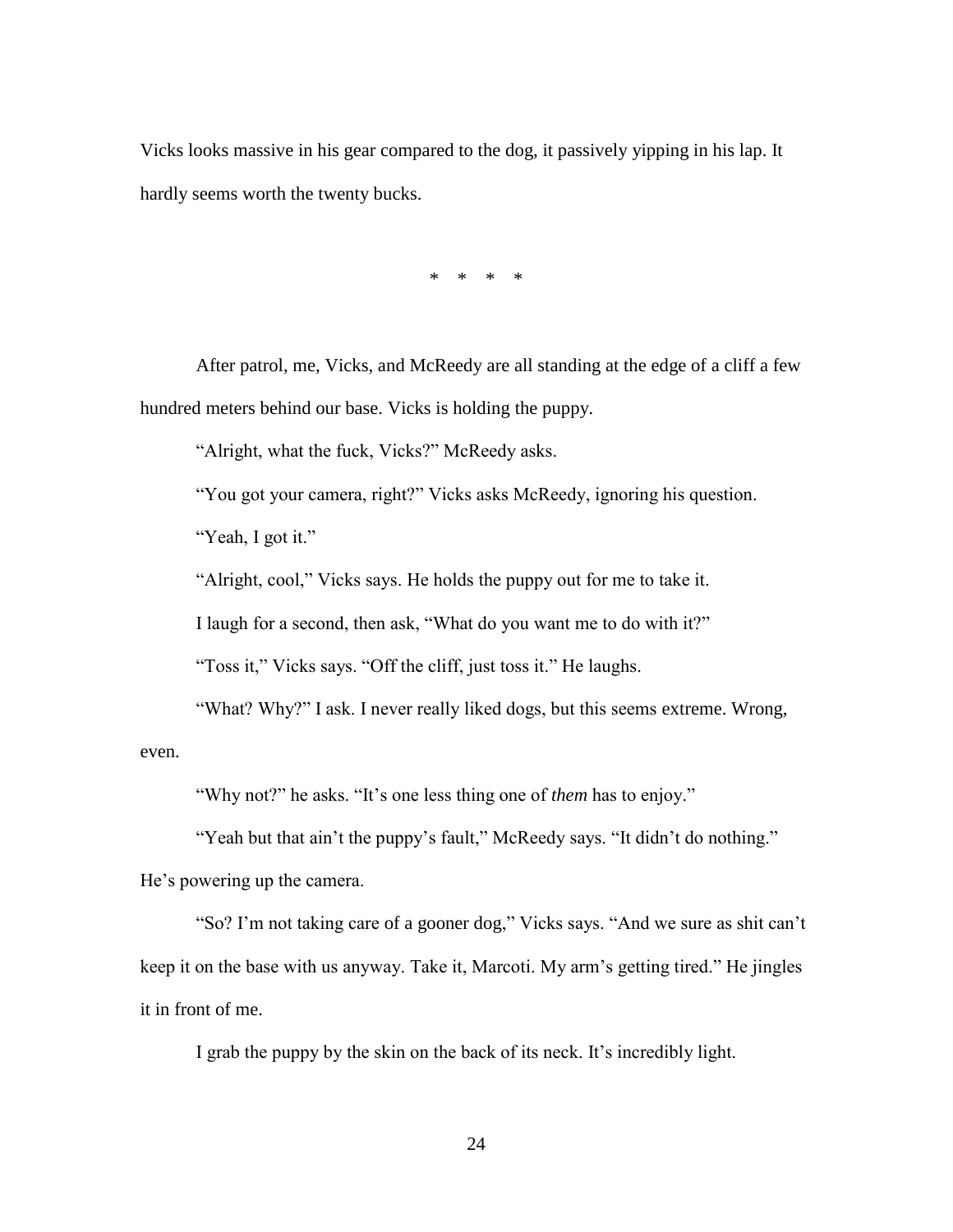Vicks looks massive in his gear compared to the dog, it passively yipping in his lap. It hardly seems worth the twenty bucks.

\* \* \* \*

After patrol, me, Vicks, and McReedy are all standing at the edge of a cliff a few hundred meters behind our base. Vicks is holding the puppy.

"Alright, what the fuck, Vicks?" McReedy asks.

"You got your camera, right?" Vicks asks McReedy, ignoring his question.

"Yeah, I got it."

"Alright, cool," Vicks says. He holds the puppy out for me to take it.

I laugh for a second, then ask, "What do you want me to do with it?"

"Toss it," Vicks says. "Off the cliff, just toss it." He laughs.

"What? Why?" I ask. I never really liked dogs, but this seems extreme. Wrong, even.

"Why not?" he asks. "It's one less thing one of *them* has to enjoy."

"Yeah but that ain't the puppy's fault," McReedy says. "It didn't do nothing." He's powering up the camera.

"So? I'm not taking care of a gooner dog," Vicks says. "And we sure as shit can't keep it on the base with us anyway. Take it, Marcoti. My arm's getting tired." He jingles it in front of me.

I grab the puppy by the skin on the back of its neck. It's incredibly light.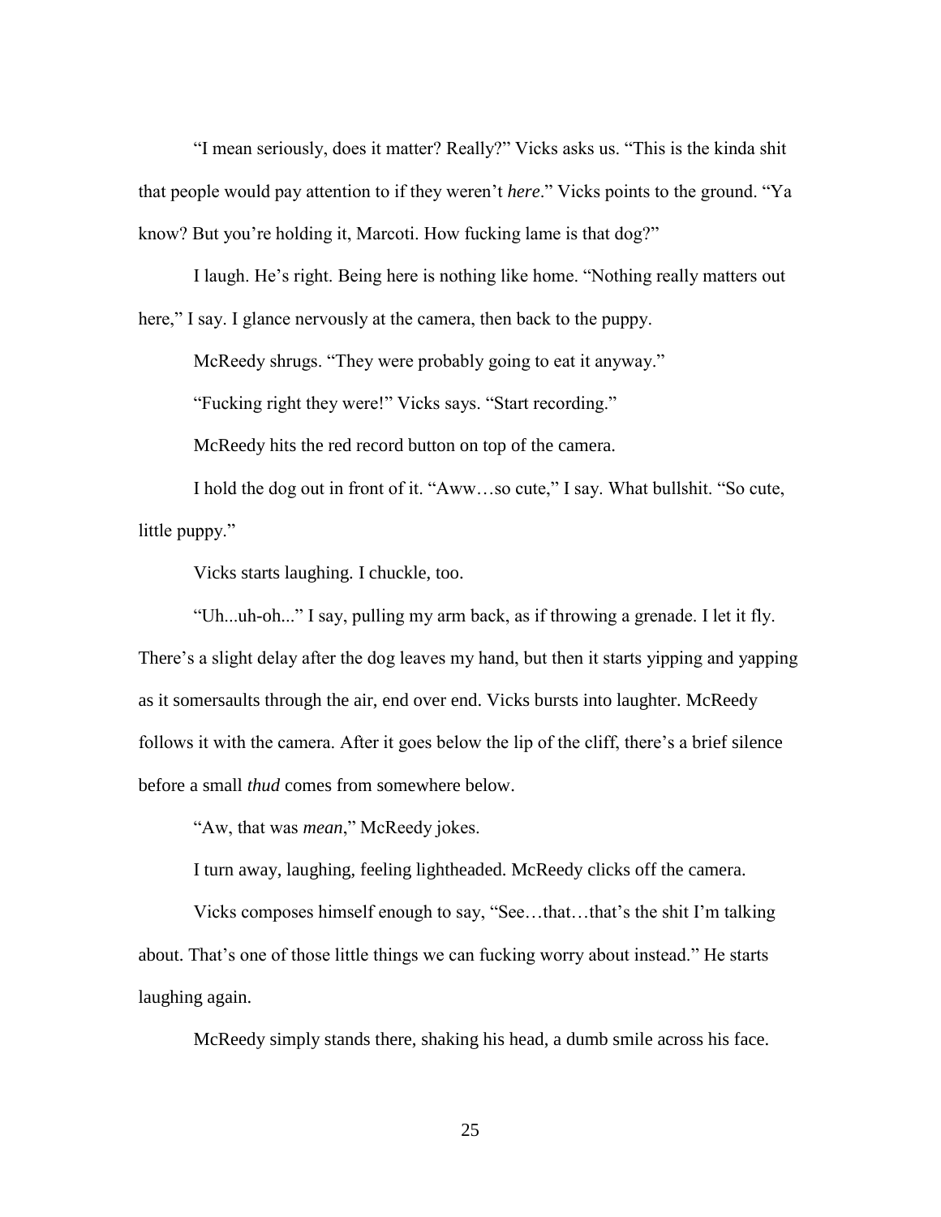"I mean seriously, does it matter? Really?" Vicks asks us. "This is the kinda shit that people would pay attention to if they weren't *here*." Vicks points to the ground. "Ya know? But you're holding it, Marcoti. How fucking lame is that dog?"

I laugh. He's right. Being here is nothing like home. "Nothing really matters out here," I say. I glance nervously at the camera, then back to the puppy.

McReedy shrugs. "They were probably going to eat it anyway."

"Fucking right they were!" Vicks says. "Start recording."

McReedy hits the red record button on top of the camera.

I hold the dog out in front of it. "Aww…so cute," I say. What bullshit. "So cute, little puppy."

Vicks starts laughing. I chuckle, too.

"Uh...uh-oh..." I say, pulling my arm back, as if throwing a grenade. I let it fly. There's a slight delay after the dog leaves my hand, but then it starts yipping and yapping as it somersaults through the air, end over end. Vicks bursts into laughter. McReedy follows it with the camera. After it goes below the lip of the cliff, there's a brief silence before a small *thud* comes from somewhere below.

"Aw, that was *mean*," McReedy jokes.

I turn away, laughing, feeling lightheaded. McReedy clicks off the camera.

Vicks composes himself enough to say, "See…that…that's the shit I'm talking about. That's one of those little things we can fucking worry about instead." He starts laughing again.

McReedy simply stands there, shaking his head, a dumb smile across his face.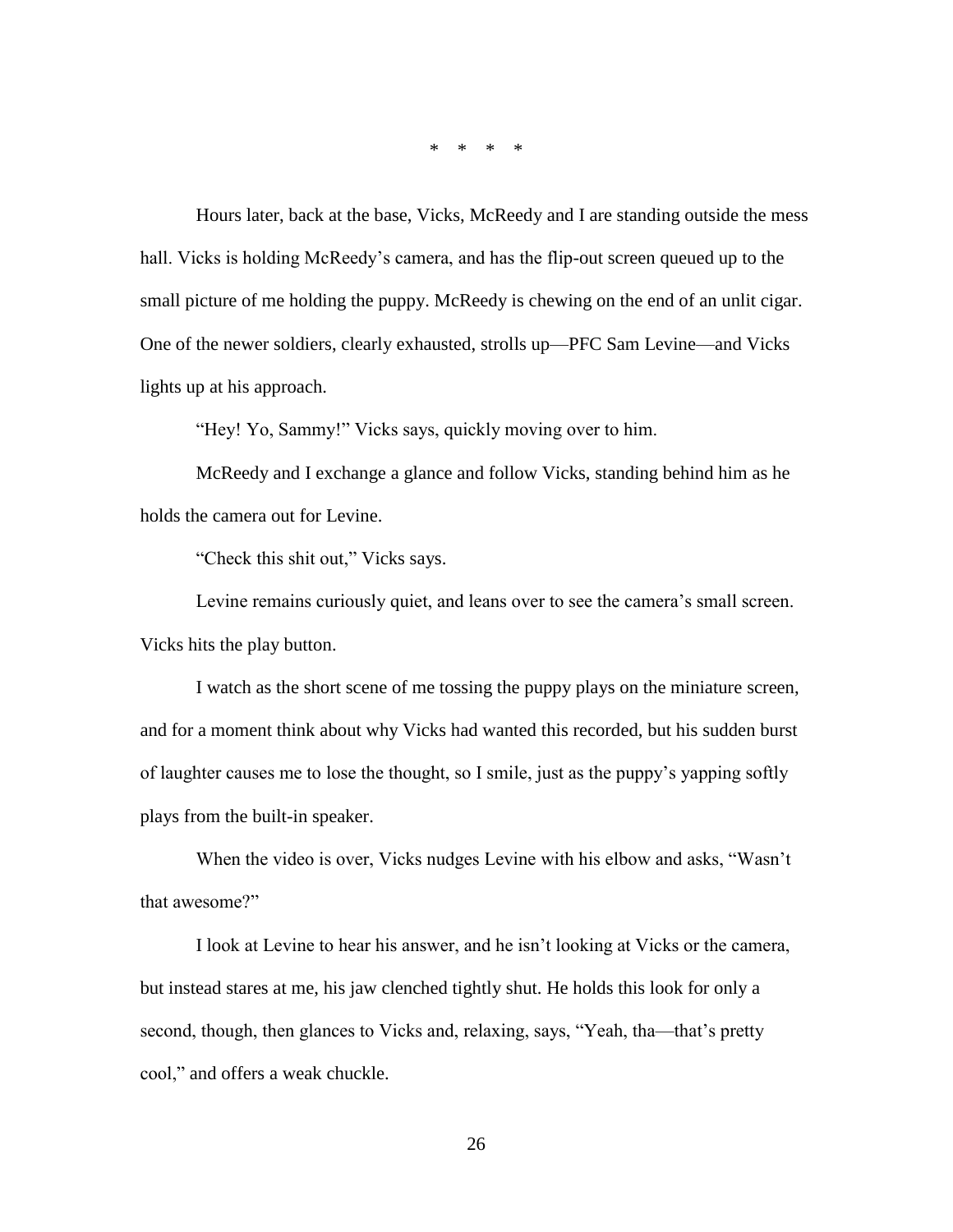\*   \*   \*   \*

Hours later, back at the base, Vicks, McReedy and I are standing outside the mess hall. Vicks is holding McReedy's camera, and has the flip-out screen queued up to the small picture of me holding the puppy. McReedy is chewing on the end of an unlit cigar. One of the newer soldiers, clearly exhausted, strolls up—PFC Sam Levine—and Vicks lights up at his approach.

"Hey! Yo, Sammy!" Vicks says, quickly moving over to him.

McReedy and I exchange a glance and follow Vicks, standing behind him as he holds the camera out for Levine.

"Check this shit out," Vicks says.

Levine remains curiously quiet, and leans over to see the camera's small screen. Vicks hits the play button.

I watch as the short scene of me tossing the puppy plays on the miniature screen, and for a moment think about why Vicks had wanted this recorded, but his sudden burst of laughter causes me to lose the thought, so I smile, just as the puppy's yapping softly plays from the built-in speaker.

When the video is over, Vicks nudges Levine with his elbow and asks, "Wasn't that awesome?"

I look at Levine to hear his answer, and he isn't looking at Vicks or the camera, but instead stares at me, his jaw clenched tightly shut. He holds this look for only a second, though, then glances to Vicks and, relaxing, says, "Yeah, tha—that's pretty cool," and offers a weak chuckle.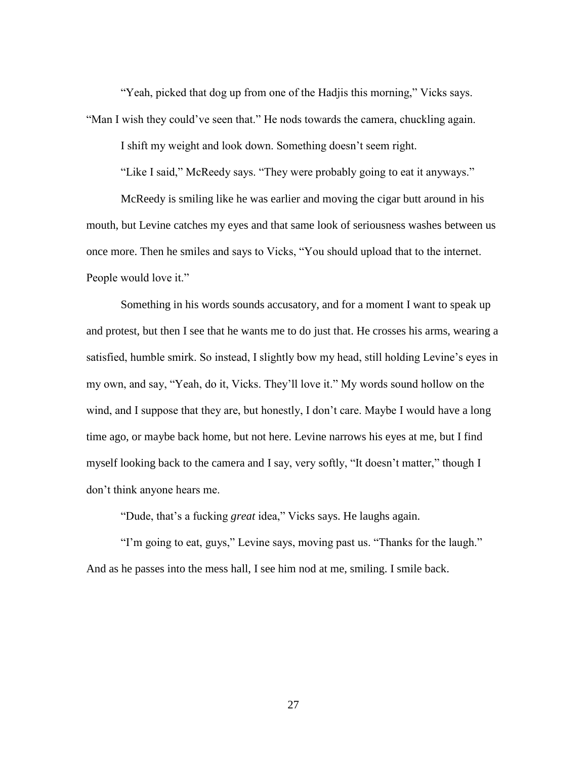"Yeah, picked that dog up from one of the Hadjis this morning," Vicks says. "Man I wish they could've seen that." He nods towards the camera, chuckling again.

I shift my weight and look down. Something doesn't seem right.

"Like I said," McReedy says. "They were probably going to eat it anyways."

McReedy is smiling like he was earlier and moving the cigar butt around in his mouth, but Levine catches my eyes and that same look of seriousness washes between us once more. Then he smiles and says to Vicks, "You should upload that to the internet. People would love it."

Something in his words sounds accusatory, and for a moment I want to speak up and protest, but then I see that he wants me to do just that. He crosses his arms, wearing a satisfied, humble smirk. So instead, I slightly bow my head, still holding Levine's eyes in my own, and say, "Yeah, do it, Vicks. They'll love it." My words sound hollow on the wind, and I suppose that they are, but honestly, I don't care. Maybe I would have a long time ago, or maybe back home, but not here. Levine narrows his eyes at me, but I find myself looking back to the camera and I say, very softly, "It doesn't matter," though I don't think anyone hears me.

"Dude, that's a fucking *great* idea," Vicks says. He laughs again.

"I'm going to eat, guys," Levine says, moving past us. "Thanks for the laugh." And as he passes into the mess hall, I see him nod at me, smiling. I smile back.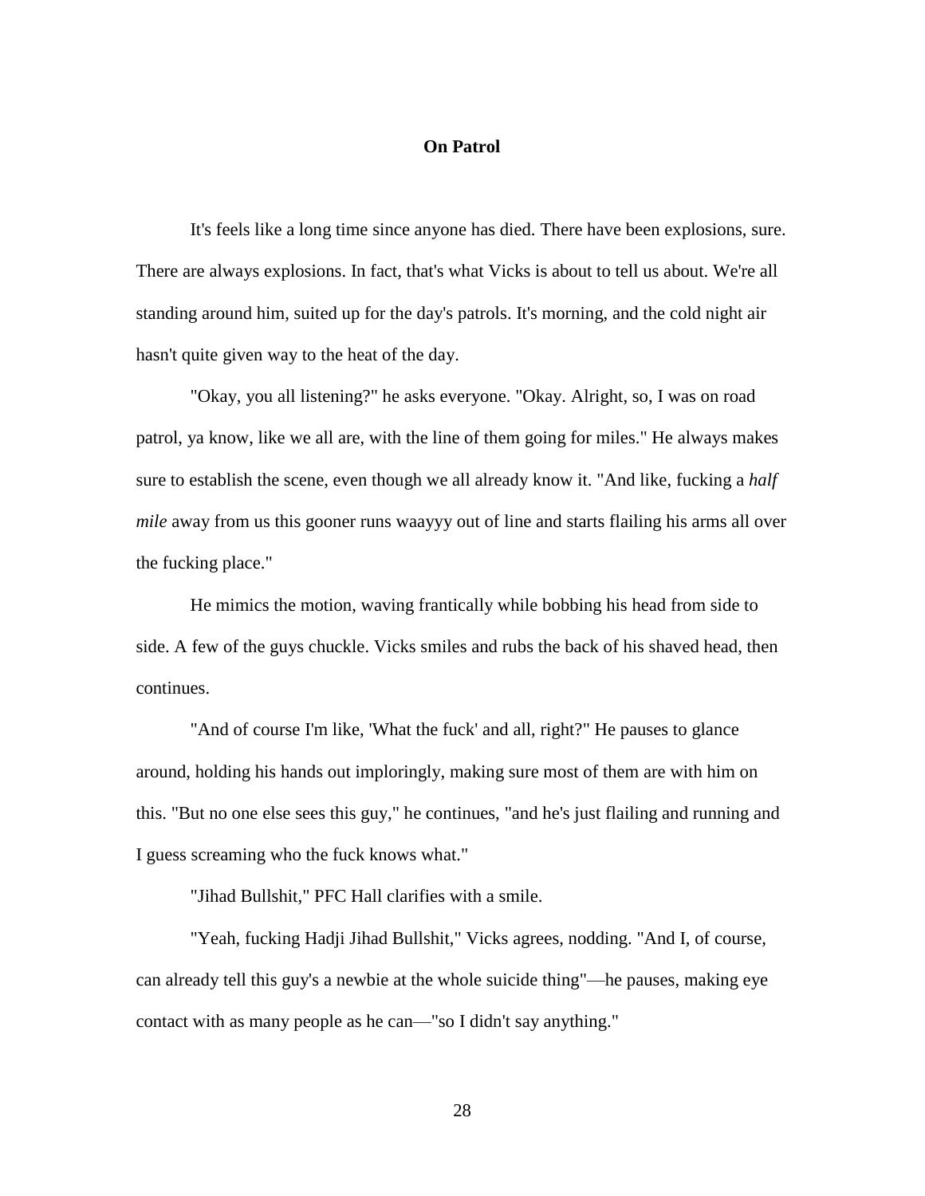# On Patrol

It's feels like a long time since anyone has died. There have been explosions, sure. There are always explosions. In fact, that's what Vicks is about to tell us about. We're all standing around him, suited up for the day's patrols. It's morning, and the cold night air hasn't quite given way to the heat of the day.

"Okay, you all listening?" he asks everyone. "Okay. Alright, so, I was on road patrol, ya know, like we all are, with the line of them going for miles." He always makes sure to establish the scene, even though we all already know it. "And like, fucking a *half mile* away from us this gooner runs waayyy out of line and starts flailing his arms all over the fucking place."

He mimics the motion, waving frantically while bobbing his head from side to side. A few of the guys chuckle. Vicks smiles and rubs the back of his shaved head, then continues.

"And of course I'm like, 'What the fuck' and all, right?" He pauses to glance around, holding his hands out imploringly, making sure most of them are with him on this. "But no one else sees this guy," he continues, "and he's just flailing and running and I guess screaming who the fuck knows what."

"Jihad Bullshit," PFC Hall clarifies with a smile.

"Yeah, fucking Hadji Jihad Bullshit," Vicks agrees, nodding. "And I, of course, can already tell this guy's a newbie at the whole suicide thing"—he pauses, making eye contact with as many people as he can—"so I didn't say anything."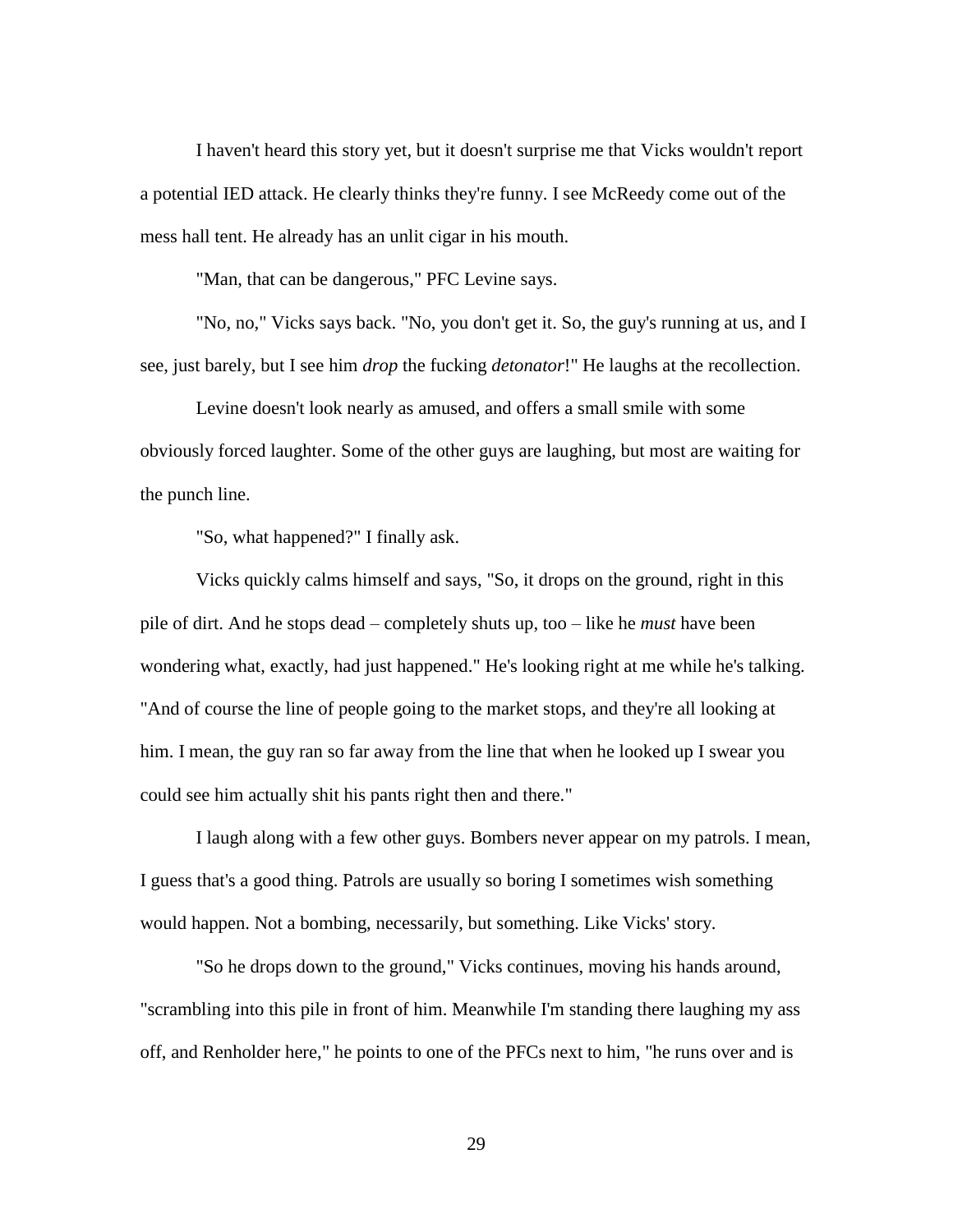I haven't heard this story yet, but it doesn't surprise me that Vicks wouldn't report a potential IED attack. He clearly thinks they're funny. I see McReedy come out of the mess hall tent. He already has an unlit cigar in his mouth.

"Man, that can be dangerous," PFC Levine says.

"No, no," Vicks says back. "No, you don't get it. So, the guy's running at us, and I see, just barely, but I see him *drop* the fucking *detonator*!" He laughs at the recollection.

Levine doesn't look nearly as amused, and offers a small smile with some obviously forced laughter. Some of the other guys are laughing, but most are waiting for the punch line.

"So, what happened?" I finally ask.

Vicks quickly calms himself and says, "So, it drops on the ground, right in this pile of dirt. And he stops dead – completely shuts up, too – like he *must* have been wondering what, exactly, had just happened." He's looking right at me while he's talking. "And of course the line of people going to the market stops, and they're all looking at him. I mean, the guy ran so far away from the line that when he looked up I swear you could see him actually shit his pants right then and there."

I laugh along with a few other guys. Bombers never appear on my patrols. I mean, I guess that's a good thing. Patrols are usually so boring I sometimes wish something would happen. Not a bombing, necessarily, but something. Like Vicks' story.

"So he drops down to the ground," Vicks continues, moving his hands around, "scrambling into this pile in front of him. Meanwhile I'm standing there laughing my ass off, and Renholder here," he points to one of the PFCs next to him, "he runs over and is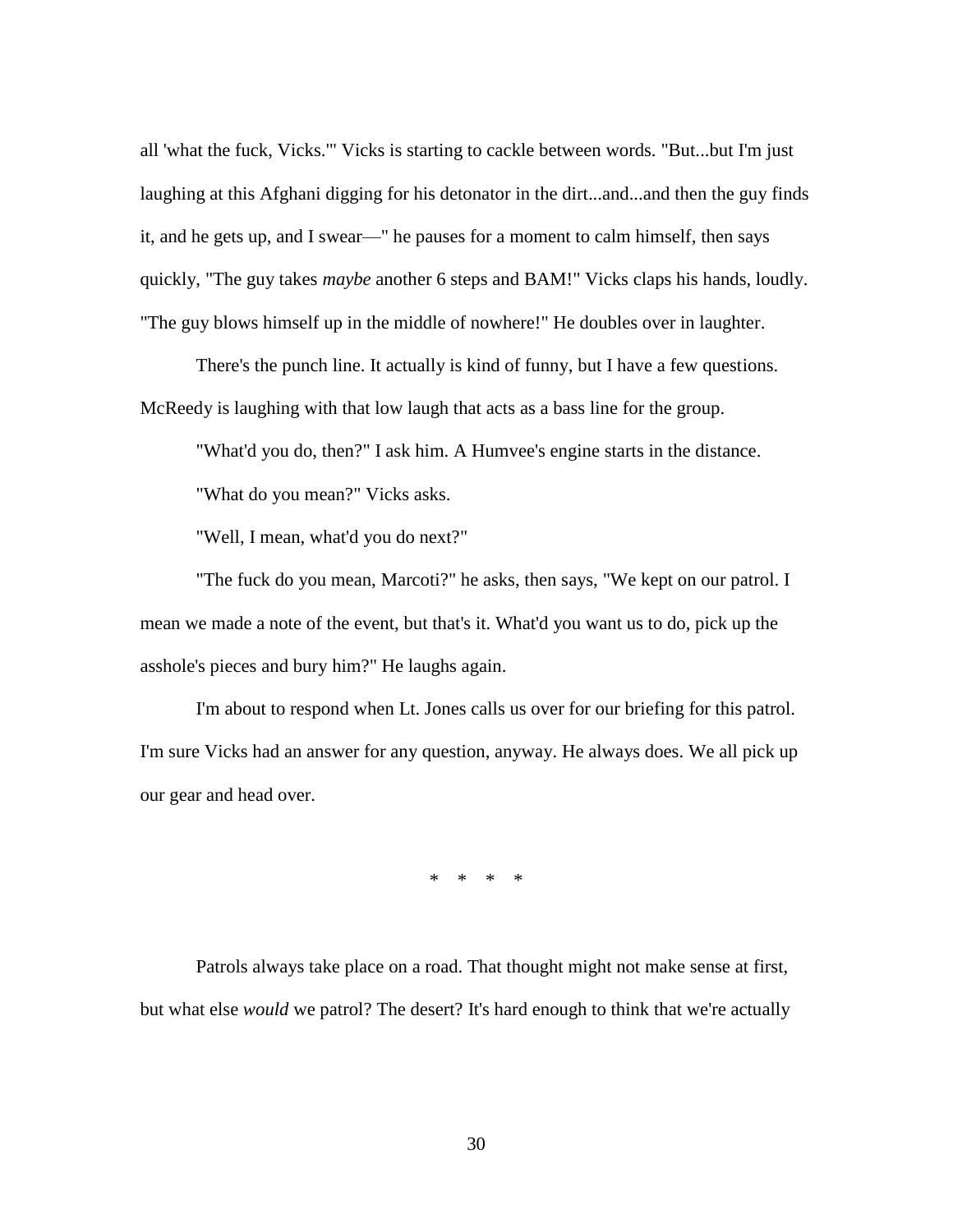all 'what the fuck, Vicks.'" Vicks is starting to cackle between words. "But...but I'm just laughing at this Afghani digging for his detonator in the dirt...and...and then the guy finds it, and he gets up, and I swear—" he pauses for a moment to calm himself, then says quickly, "The guy takes *maybe* another 6 steps and BAM!" Vicks claps his hands, loudly. "The guy blows himself up in the middle of nowhere!" He doubles over in laughter.

There's the punch line. It actually is kind of funny, but I have a few questions. McReedy is laughing with that low laugh that acts as a bass line for the group.

"What'd you do, then?" I ask him. A Humvee's engine starts in the distance.

"What do you mean?" Vicks asks.

"Well, I mean, what'd you do next?"

"The fuck do you mean, Marcoti?" he asks, then says, "We kept on our patrol. I mean we made a note of the event, but that's it. What'd you want us to do, pick up the asshole's pieces and bury him?" He laughs again.

I'm about to respond when Lt. Jones calls us over for our briefing for this patrol. I'm sure Vicks had an answer for any question, anyway. He always does. We all pick up our gear and head over.

\* \* \* \*

Patrols always take place on a road. That thought might not make sense at first, but what else *would* we patrol? The desert? It's hard enough to think that we're actually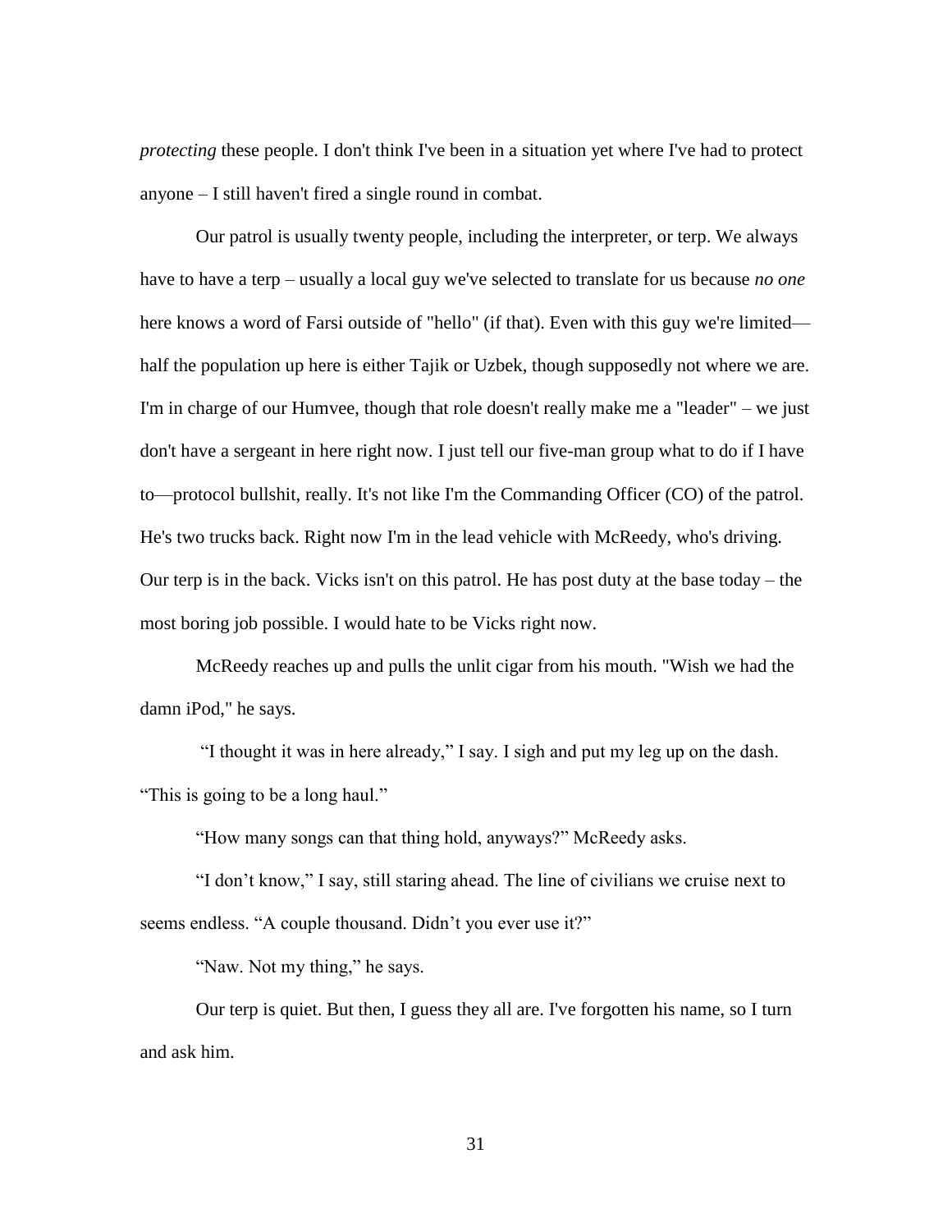*protecting* these people. I don't think I've been in a situation yet where I've had to protect anyone – I still haven't fired a single round in combat.

Our patrol is usually twenty people, including the interpreter, or terp. We always have to have a terp – usually a local guy we've selected to translate for us because *no one* here knows a word of Farsi outside of "hello" (if that). Even with this guy we're limited—half the population up here is either Tajik or Uzbek, though supposedly not where we are. I'm in charge of our Humvee, though that role doesn't really make me a "leader" – we just don't have a sergeant in here right now. I just tell our five-man group what to do if I have to—protocol bullshit, really. It's not like I'm the Commanding Officer (CO) of the patrol. He's two trucks back. Right now I'm in the lead vehicle with McReedy, who's driving. Our terp is in the back. Vicks isn't on this patrol. He has post duty at the base today – the most boring job possible. I would hate to be Vicks right now.

McReedy reaches up and pulls the unlit cigar from his mouth. "Wish we had the damn iPod," he says.

"I thought it was in here already," I say. I sigh and put my leg up on the dash. "This is going to be a long haul."

"How many songs can that thing hold, anyways?" McReedy asks.

"I don't know," I say, still staring ahead. The line of civilians we cruise next to seems endless. "A couple thousand. Didn't you ever use it?"

"Naw. Not my thing," he says.

Our terp is quiet. But then, I guess they all are. I've forgotten his name, so I turn and ask him.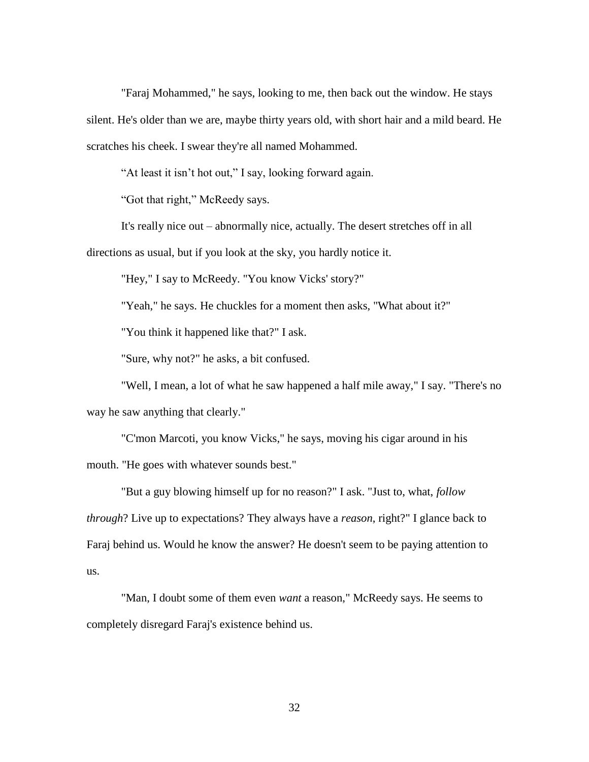"Faraj Mohammed," he says, looking to me, then back out the window. He stays silent. He's older than we are, maybe thirty years old, with short hair and a mild beard. He scratches his cheek. I swear they're all named Mohammed.

"At least it isn't hot out," I say, looking forward again.

"Got that right," McReedy says.

It's really nice out – abnormally nice, actually. The desert stretches off in all directions as usual, but if you look at the sky, you hardly notice it.

"Hey," I say to McReedy. "You know Vicks' story?"

"Yeah," he says. He chuckles for a moment then asks, "What about it?"

"You think it happened like that?" I ask.

"Sure, why not?" he asks, a bit confused.

"Well, I mean, a lot of what he saw happened a half mile away," I say. "There's no way he saw anything that clearly."

"C'mon Marcoti, you know Vicks," he says, moving his cigar around in his mouth. "He goes with whatever sounds best."

"But a guy blowing himself up for no reason?" I ask. "Just to, what, *follow through*? Live up to expectations? They always have a *reason*, right?" I glance back to Faraj behind us. Would he know the answer? He doesn't seem to be paying attention to us.

"Man, I doubt some of them even *want* a reason," McReedy says. He seems to completely disregard Faraj's existence behind us.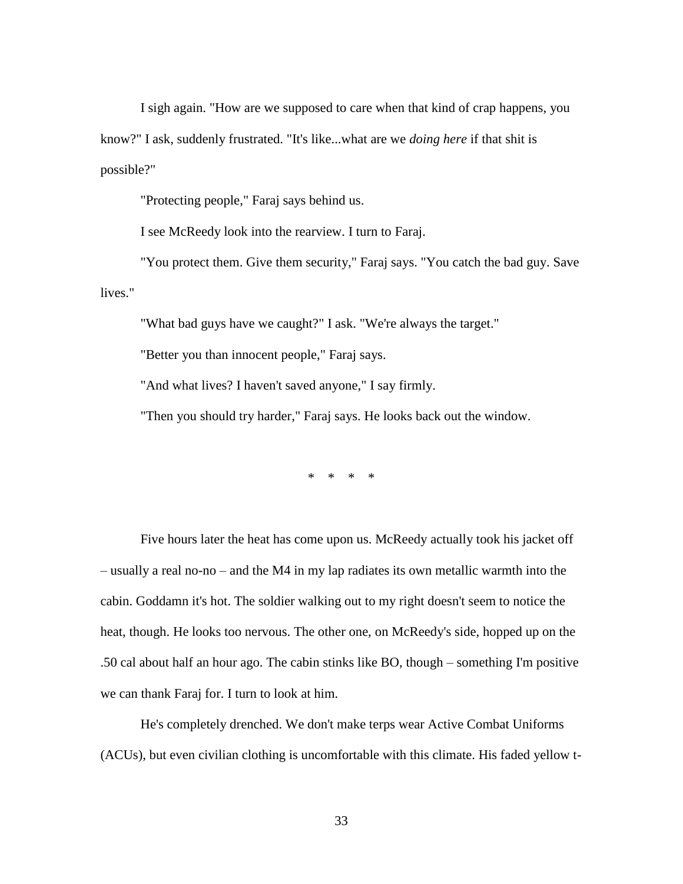I sigh again. "How are we supposed to care when that kind of crap happens, you know?" I ask, suddenly frustrated. "It's like...what are we *doing here* if that shit is possible?"

"Protecting people," Faraj says behind us.

I see McReedy look into the rearview. I turn to Faraj.

"You protect them. Give them security," Faraj says. "You catch the bad guy. Save lives."

"What bad guys have we caught?" I ask. "We're always the target."

"Better you than innocent people," Faraj says.

"And what lives? I haven't saved anyone," I say firmly.

"Then you should try harder," Faraj says. He looks back out the window.

\*   \*   \*   \*

Five hours later the heat has come upon us. McReedy actually took his jacket off – usually a real no-no – and the M4 in my lap radiates its own metallic warmth into the cabin. Goddamn it's hot. The soldier walking out to my right doesn't seem to notice the heat, though. He looks too nervous. The other one, on McReedy's side, hopped up on the .50 cal about half an hour ago. The cabin stinks like BO, though – something I'm positive we can thank Faraj for. I turn to look at him.

He's completely drenched. We don't make terps wear Active Combat Uniforms (ACUs), but even civilian clothing is uncomfortable with this climate. His faded yellow t-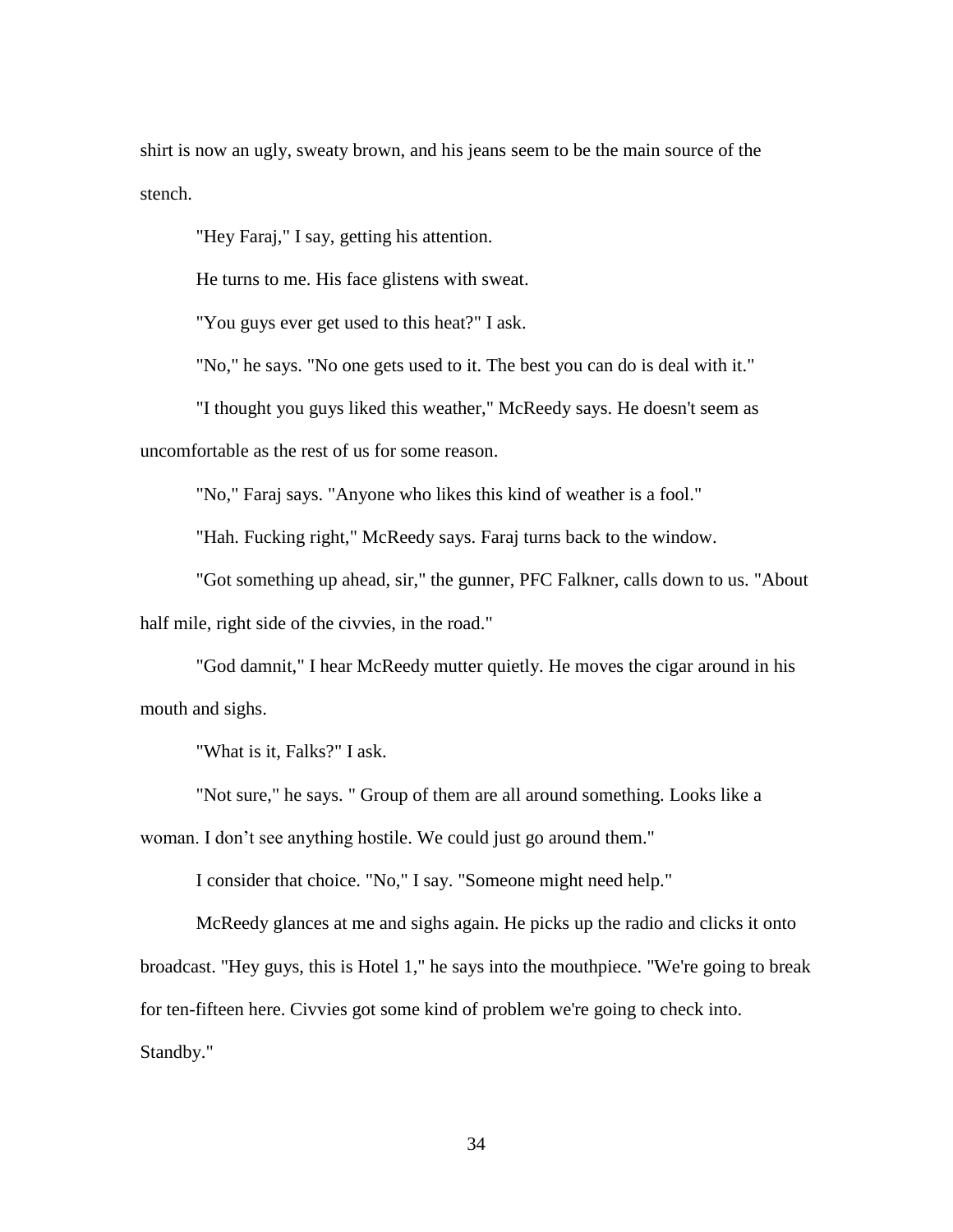shirt is now an ugly, sweaty brown, and his jeans seem to be the main source of the stench.

"Hey Faraj," I say, getting his attention.

He turns to me. His face glistens with sweat.

"You guys ever get used to this heat?" I ask.

"No," he says. "No one gets used to it. The best you can do is deal with it."

"I thought you guys liked this weather," McReedy says. He doesn't seem as uncomfortable as the rest of us for some reason.

"No," Faraj says. "Anyone who likes this kind of weather is a fool."

"Hah. Fucking right," McReedy says. Faraj turns back to the window.

"Got something up ahead, sir," the gunner, PFC Falkner, calls down to us. "About half mile, right side of the civvies, in the road."

"God damnit," I hear McReedy mutter quietly. He moves the cigar around in his mouth and sighs.

"What is it, Falks?" I ask.

"Not sure," he says. " Group of them are all around something. Looks like a woman. I don't see anything hostile. We could just go around them."

I consider that choice. "No," I say. "Someone might need help."

McReedy glances at me and sighs again. He picks up the radio and clicks it onto broadcast. "Hey guys, this is Hotel 1," he says into the mouthpiece. "We're going to break for ten-fifteen here. Civvies got some kind of problem we're going to check into. Standby."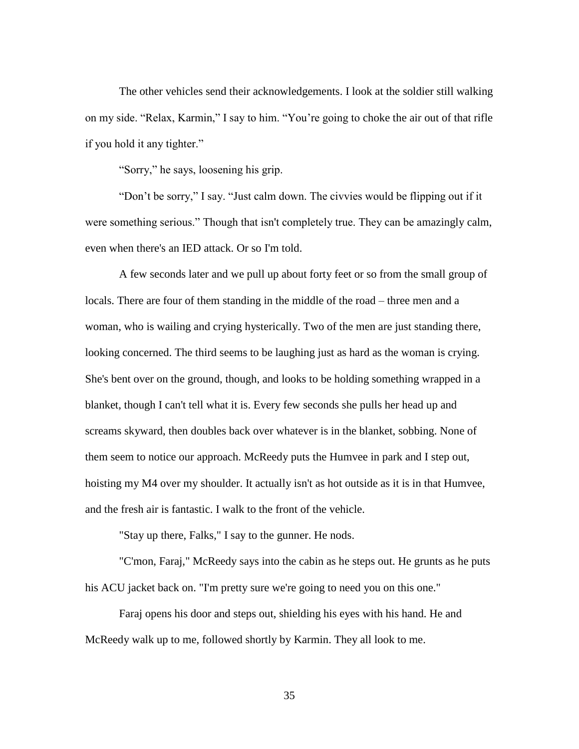The other vehicles send their acknowledgements. I look at the soldier still walking on my side. “Relax, Karmin,” I say to him. “You’re going to choke the air out of that rifle if you hold it any tighter.”

“Sorry,” he says, loosening his grip.

“Don’t be sorry,” I say. “Just calm down. The civvies would be flipping out if it were something serious.” Though that isn't completely true. They can be amazingly calm, even when there's an IED attack. Or so I'm told.

A few seconds later and we pull up about forty feet or so from the small group of locals. There are four of them standing in the middle of the road – three men and a woman, who is wailing and crying hysterically. Two of the men are just standing there, looking concerned. The third seems to be laughing just as hard as the woman is crying. She's bent over on the ground, though, and looks to be holding something wrapped in a blanket, though I can't tell what it is. Every few seconds she pulls her head up and screams skyward, then doubles back over whatever is in the blanket, sobbing. None of them seem to notice our approach. McReedy puts the Humvee in park and I step out, hoisting my M4 over my shoulder. It actually isn't as hot outside as it is in that Humvee, and the fresh air is fantastic. I walk to the front of the vehicle.

"Stay up there, Falks," I say to the gunner. He nods.

"C'mon, Faraj," McReedy says into the cabin as he steps out. He grunts as he puts his ACU jacket back on. "I'm pretty sure we're going to need you on this one."

Faraj opens his door and steps out, shielding his eyes with his hand. He and McReedy walk up to me, followed shortly by Karmin. They all look to me.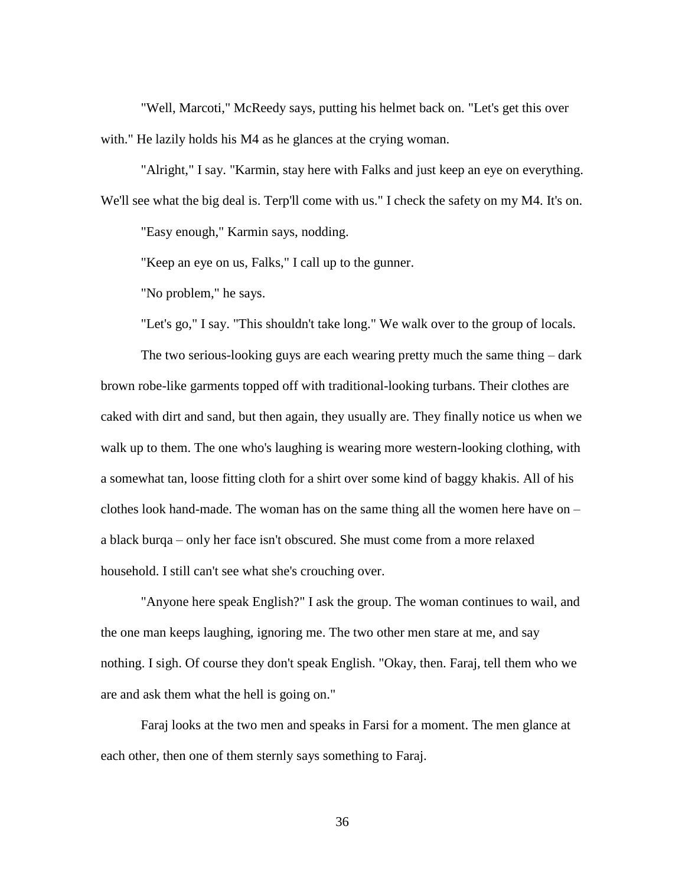"Well, Marcoti," McReedy says, putting his helmet back on. "Let's get this over with." He lazily holds his M4 as he glances at the crying woman.

"Alright," I say. "Karmin, stay here with Falks and just keep an eye on everything. We'll see what the big deal is. Terp'll come with us." I check the safety on my M4. It's on.

"Easy enough," Karmin says, nodding.

"Keep an eye on us, Falks," I call up to the gunner.

"No problem," he says.

"Let's go," I say. "This shouldn't take long." We walk over to the group of locals.

The two serious-looking guys are each wearing pretty much the same thing – dark brown robe-like garments topped off with traditional-looking turbans. Their clothes are caked with dirt and sand, but then again, they usually are. They finally notice us when we walk up to them. The one who's laughing is wearing more western-looking clothing, with a somewhat tan, loose fitting cloth for a shirt over some kind of baggy khakis. All of his clothes look hand-made. The woman has on the same thing all the women here have on – a black burqa – only her face isn't obscured. She must come from a more relaxed household. I still can't see what she's crouching over.

"Anyone here speak English?" I ask the group. The woman continues to wail, and the one man keeps laughing, ignoring me. The two other men stare at me, and say nothing. I sigh. Of course they don't speak English. "Okay, then. Faraj, tell them who we are and ask them what the hell is going on."

Faraj looks at the two men and speaks in Farsi for a moment. The men glance at each other, then one of them sternly says something to Faraj.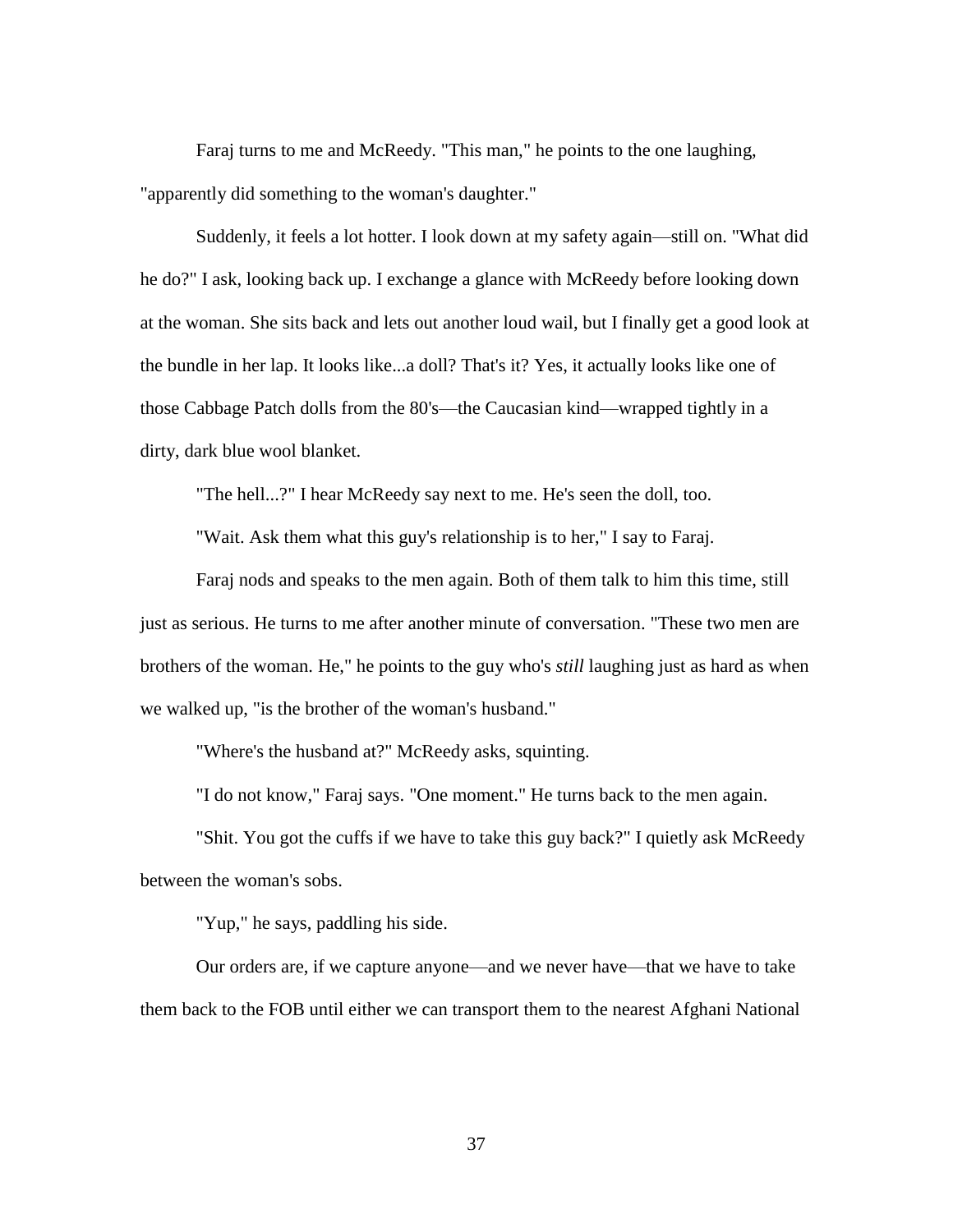Faraj turns to me and McReedy. "This man," he points to the one laughing, "apparently did something to the woman's daughter."

Suddenly, it feels a lot hotter. I look down at my safety again—still on. "What did he do?" I ask, looking back up. I exchange a glance with McReedy before looking down at the woman. She sits back and lets out another loud wail, but I finally get a good look at the bundle in her lap. It looks like...a doll? That's it? Yes, it actually looks like one of those Cabbage Patch dolls from the 80's—the Caucasian kind—wrapped tightly in a dirty, dark blue wool blanket.

"The hell...?" I hear McReedy say next to me. He's seen the doll, too.

"Wait. Ask them what this guy's relationship is to her," I say to Faraj.

Faraj nods and speaks to the men again. Both of them talk to him this time, still just as serious. He turns to me after another minute of conversation. "These two men are brothers of the woman. He," he points to the guy who's *still* laughing just as hard as when we walked up, "is the brother of the woman's husband."

"Where's the husband at?" McReedy asks, squinting.

"I do not know," Faraj says. "One moment." He turns back to the men again.

"Shit. You got the cuffs if we have to take this guy back?" I quietly ask McReedy between the woman's sobs.

"Yup," he says, paddling his side.

Our orders are, if we capture anyone—and we never have—that we have to take them back to the FOB until either we can transport them to the nearest Afghani National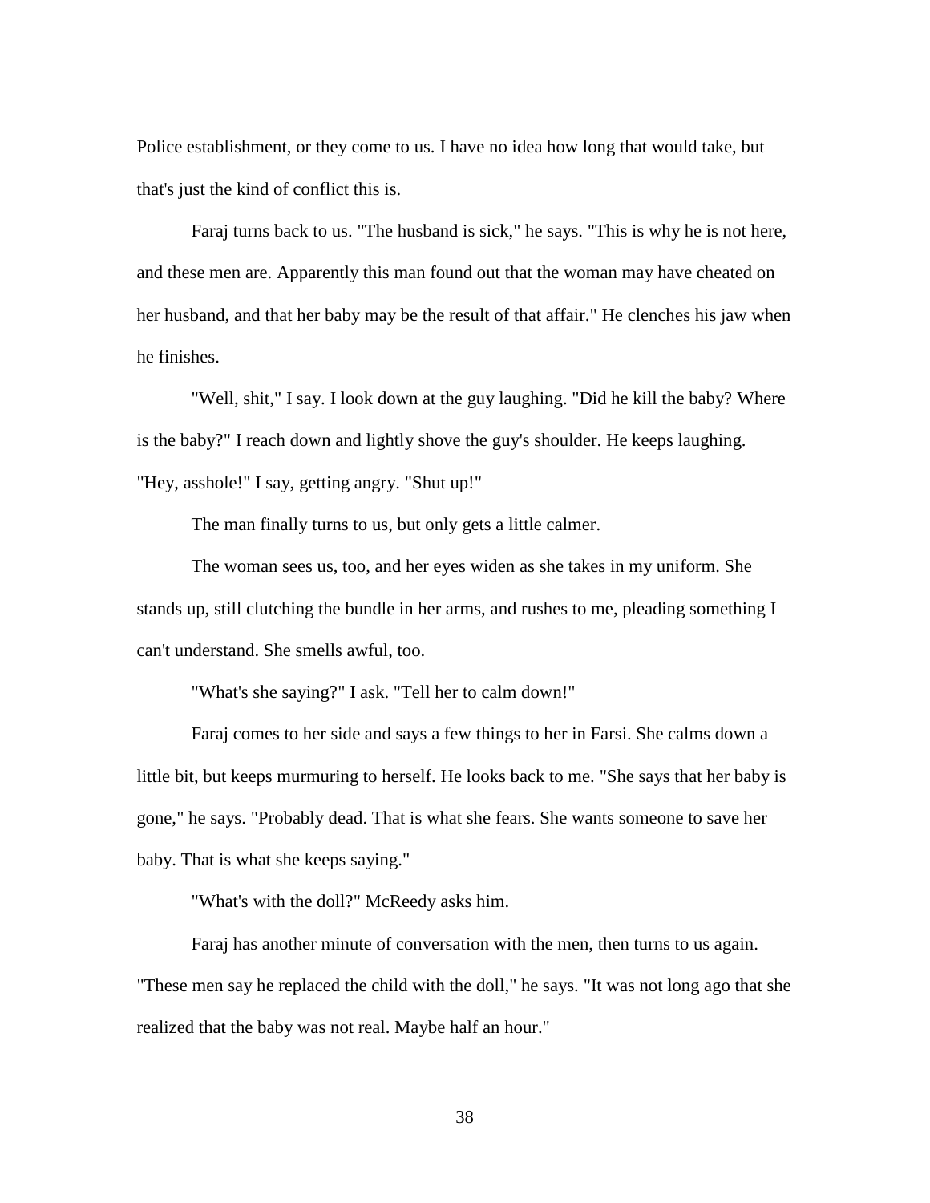Police establishment, or they come to us. I have no idea how long that would take, but that's just the kind of conflict this is.

Faraj turns back to us. "The husband is sick," he says. "This is why he is not here, and these men are. Apparently this man found out that the woman may have cheated on her husband, and that her baby may be the result of that affair." He clenches his jaw when he finishes.

"Well, shit," I say. I look down at the guy laughing. "Did he kill the baby? Where is the baby?" I reach down and lightly shove the guy's shoulder. He keeps laughing. "Hey, asshole!" I say, getting angry. "Shut up!"

The man finally turns to us, but only gets a little calmer.

The woman sees us, too, and her eyes widen as she takes in my uniform. She stands up, still clutching the bundle in her arms, and rushes to me, pleading something I can't understand. She smells awful, too.

"What's she saying?" I ask. "Tell her to calm down!"

Faraj comes to her side and says a few things to her in Farsi. She calms down a little bit, but keeps murmuring to herself. He looks back to me. "She says that her baby is gone," he says. "Probably dead. That is what she fears. She wants someone to save her baby. That is what she keeps saying."

"What's with the doll?" McReedy asks him.

Faraj has another minute of conversation with the men, then turns to us again. "These men say he replaced the child with the doll," he says. "It was not long ago that she realized that the baby was not real. Maybe half an hour."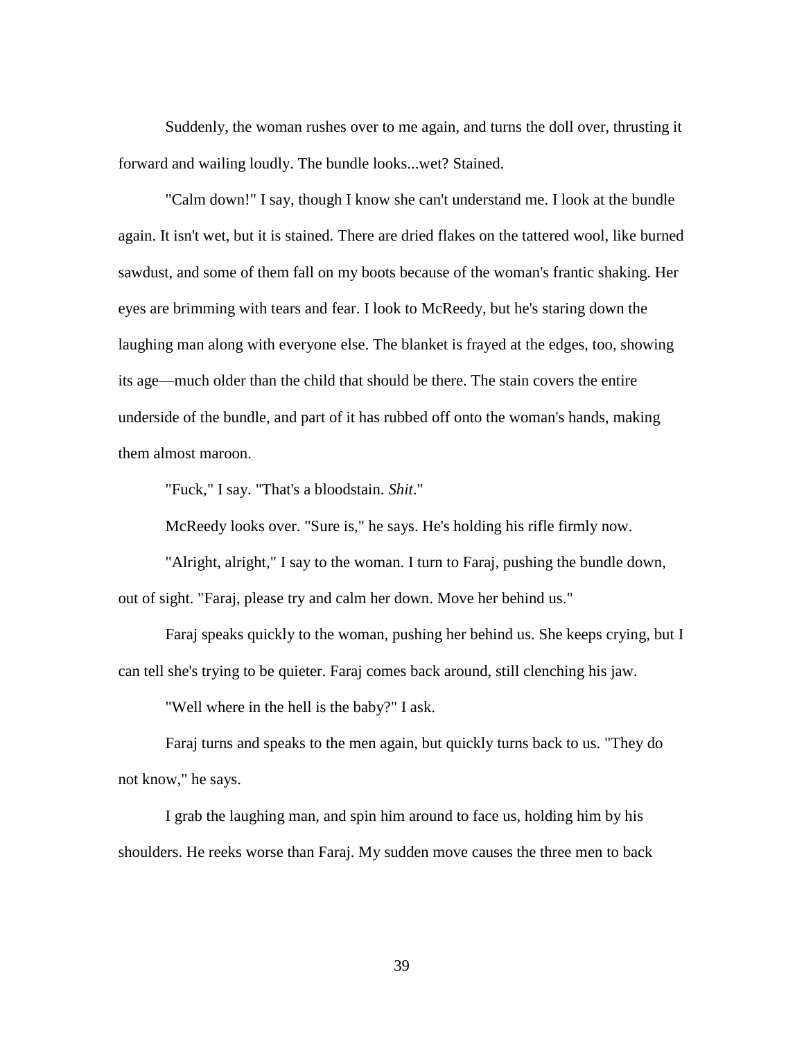Suddenly, the woman rushes over to me again, and turns the doll over, thrusting it forward and wailing loudly. The bundle looks...wet? Stained.

"Calm down!" I say, though I know she can't understand me. I look at the bundle again. It isn't wet, but it is stained. There are dried flakes on the tattered wool, like burned sawdust, and some of them fall on my boots because of the woman's frantic shaking. Her eyes are brimming with tears and fear. I look to McReedy, but he's staring down the laughing man along with everyone else. The blanket is frayed at the edges, too, showing its age—much older than the child that should be there. The stain covers the entire underside of the bundle, and part of it has rubbed off onto the woman's hands, making them almost maroon.

"Fuck," I say. "That's a bloodstain. *Shit*."

McReedy looks over. "Sure is," he says. He's holding his rifle firmly now.

"Alright, alright," I say to the woman. I turn to Faraj, pushing the bundle down, out of sight. "Faraj, please try and calm her down. Move her behind us."

Faraj speaks quickly to the woman, pushing her behind us. She keeps crying, but I can tell she's trying to be quieter. Faraj comes back around, still clenching his jaw.

"Well where in the hell is the baby?" I ask.

Faraj turns and speaks to the men again, but quickly turns back to us. "They do not know," he says.

I grab the laughing man, and spin him around to face us, holding him by his shoulders. He reeks worse than Faraj. My sudden move causes the three men to back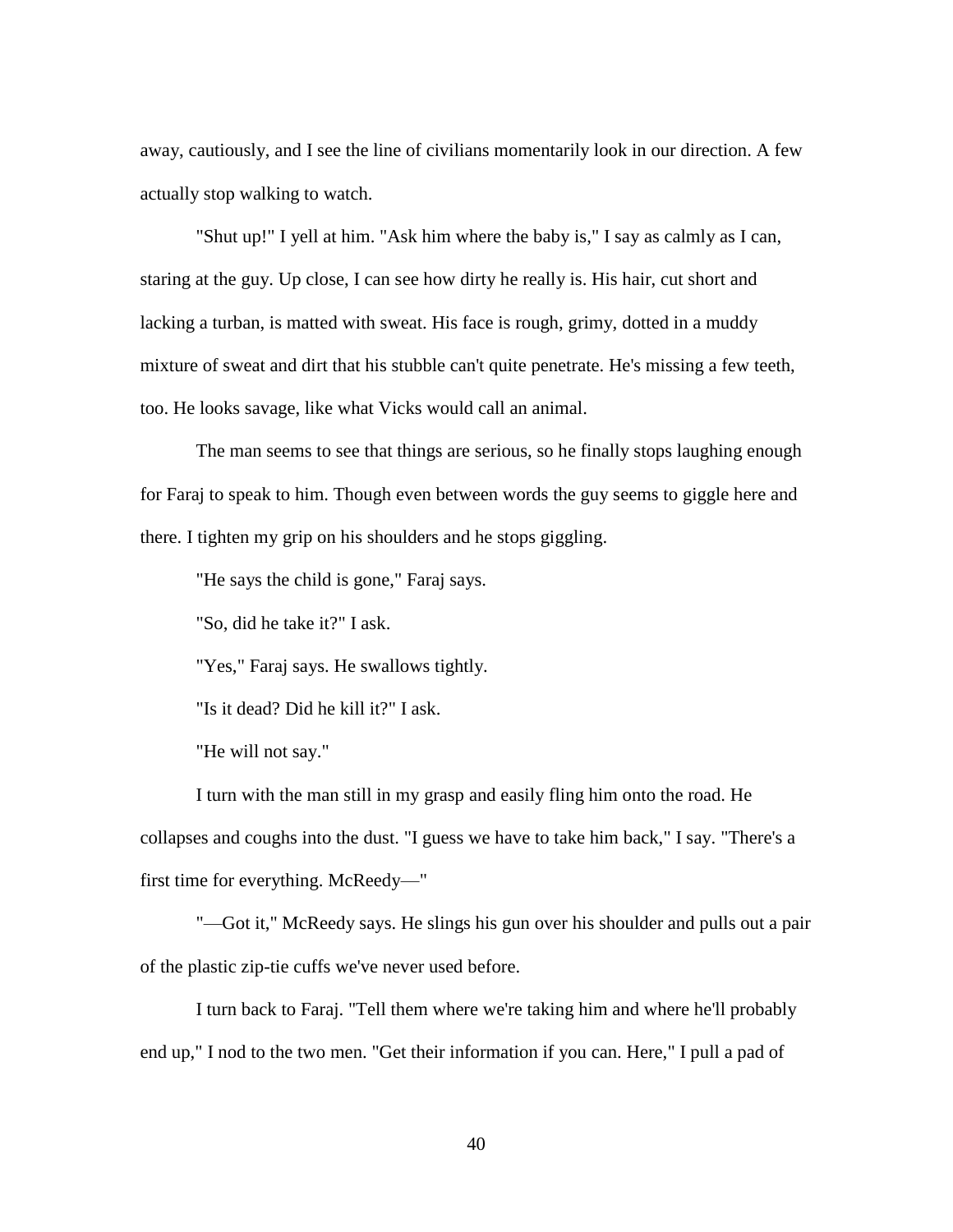away, cautiously, and I see the line of civilians momentarily look in our direction. A few actually stop walking to watch.

"Shut up!" I yell at him. "Ask him where the baby is," I say as calmly as I can, staring at the guy. Up close, I can see how dirty he really is. His hair, cut short and lacking a turban, is matted with sweat. His face is rough, grimy, dotted in a muddy mixture of sweat and dirt that his stubble can't quite penetrate. He's missing a few teeth, too. He looks savage, like what Vicks would call an animal.

The man seems to see that things are serious, so he finally stops laughing enough for Faraj to speak to him. Though even between words the guy seems to giggle here and there. I tighten my grip on his shoulders and he stops giggling.

"He says the child is gone," Faraj says.

"So, did he take it?" I ask.

"Yes," Faraj says. He swallows tightly.

"Is it dead? Did he kill it?" I ask.

"He will not say."

I turn with the man still in my grasp and easily fling him onto the road. He collapses and coughs into the dust. "I guess we have to take him back," I say. "There's a first time for everything. McReedy—"

"—Got it," McReedy says. He slings his gun over his shoulder and pulls out a pair of the plastic zip-tie cuffs we've never used before.

I turn back to Faraj. "Tell them where we're taking him and where he'll probably end up," I nod to the two men. "Get their information if you can. Here," I pull a pad of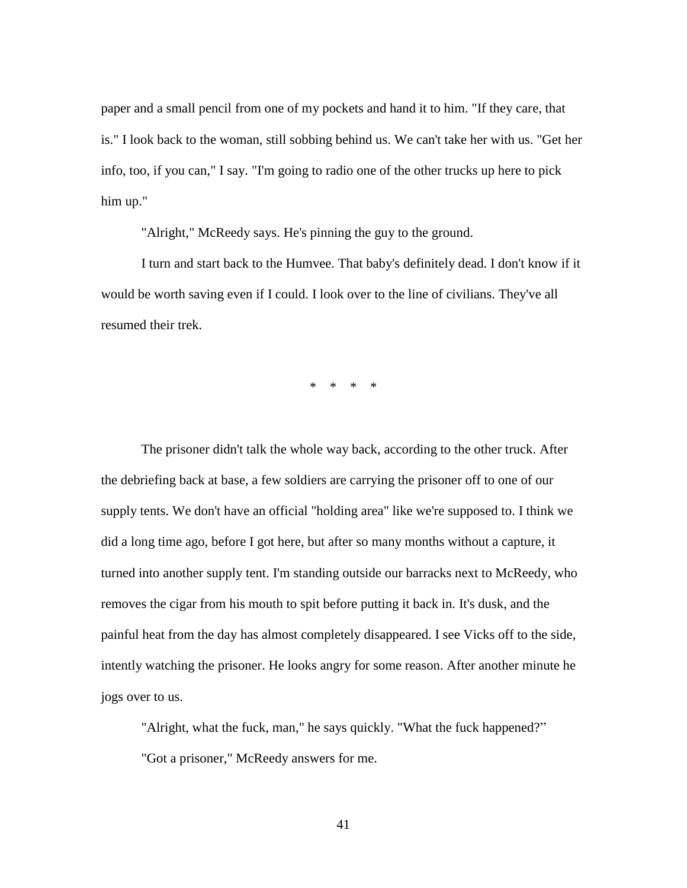paper and a small pencil from one of my pockets and hand it to him. "If they care, that is." I look back to the woman, still sobbing behind us. We can't take her with us. "Get her info, too, if you can," I say. "I'm going to radio one of the other trucks up here to pick him up."

"Alright," McReedy says. He's pinning the guy to the ground.

I turn and start back to the Humvee. That baby's definitely dead. I don't know if it would be worth saving even if I could. I look over to the line of civilians. They've all resumed their trek.

\*   \*   \*   \*

The prisoner didn't talk the whole way back, according to the other truck. After the debriefing back at base, a few soldiers are carrying the prisoner off to one of our supply tents. We don't have an official "holding area" like we're supposed to. I think we did a long time ago, before I got here, but after so many months without a capture, it turned into another supply tent. I'm standing outside our barracks next to McReedy, who removes the cigar from his mouth to spit before putting it back in. It's dusk, and the painful heat from the day has almost completely disappeared. I see Vicks off to the side, intently watching the prisoner. He looks angry for some reason. After another minute he jogs over to us.

"Alright, what the fuck, man," he says quickly. "What the fuck happened?"

"Got a prisoner," McReedy answers for me.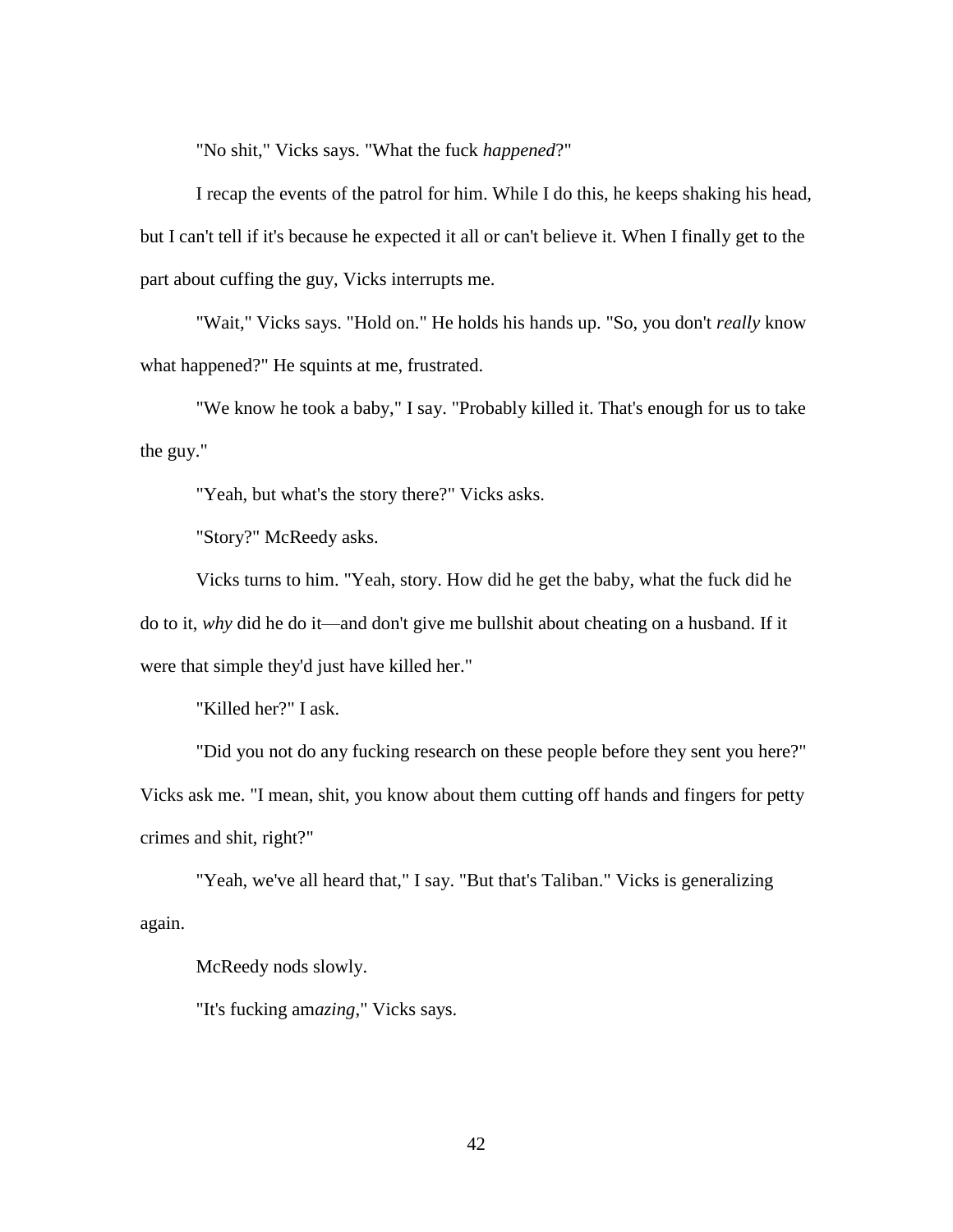"No shit," Vicks says. "What the fuck *happened*?"

I recap the events of the patrol for him. While I do this, he keeps shaking his head, but I can't tell if it's because he expected it all or can't believe it. When I finally get to the part about cuffing the guy, Vicks interrupts me.

"Wait," Vicks says. "Hold on." He holds his hands up. "So, you don't *really* know what happened?" He squints at me, frustrated.

"We know he took a baby," I say. "Probably killed it. That's enough for us to take the guy."

"Yeah, but what's the story there?" Vicks asks.

"Story?" McReedy asks.

Vicks turns to him. "Yeah, story. How did he get the baby, what the fuck did he do to it, *why* did he do it—and don't give me bullshit about cheating on a husband. If it were that simple they'd just have killed her."

"Killed her?" I ask.

"Did you not do any fucking research on these people before they sent you here?" Vicks ask me. "I mean, shit, you know about them cutting off hands and fingers for petty crimes and shit, right?"

"Yeah, we've all heard that," I say. "But that's Taliban." Vicks is generalizing again.

McReedy nods slowly.

"It's fucking am*azing*," Vicks says.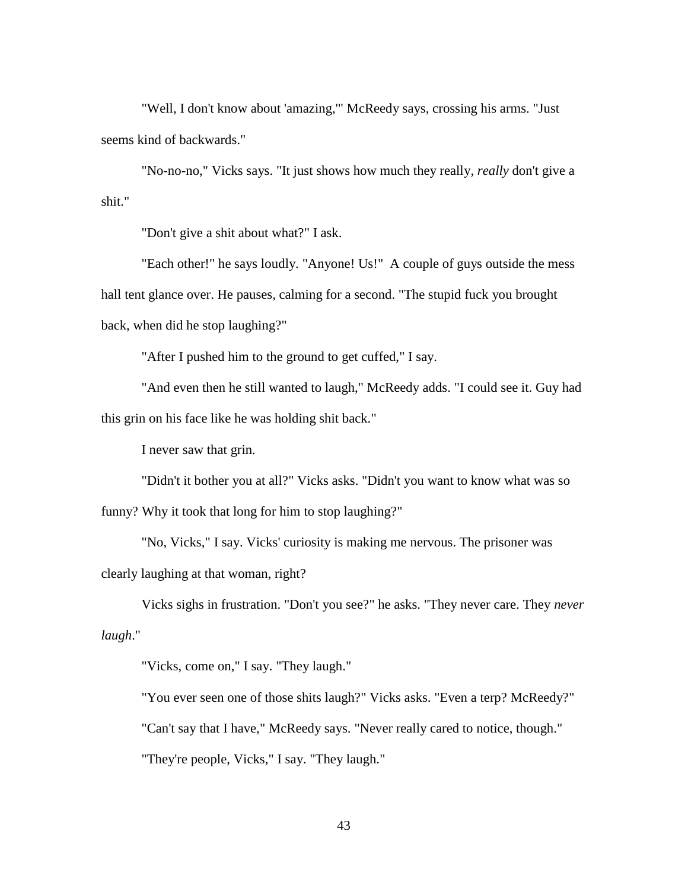"Well, I don't know about 'amazing,'" McReedy says, crossing his arms. "Just seems kind of backwards."

"No-no-no," Vicks says. "It just shows how much they really, *really* don't give a shit."

"Don't give a shit about what?" I ask.

"Each other!" he says loudly. "Anyone! Us!" A couple of guys outside the mess hall tent glance over. He pauses, calming for a second. "The stupid fuck you brought back, when did he stop laughing?"

"After I pushed him to the ground to get cuffed," I say.

"And even then he still wanted to laugh," McReedy adds. "I could see it. Guy had this grin on his face like he was holding shit back."

I never saw that grin.

"Didn't it bother you at all?" Vicks asks. "Didn't you want to know what was so funny? Why it took that long for him to stop laughing?"

"No, Vicks," I say. Vicks' curiosity is making me nervous. The prisoner was clearly laughing at that woman, right?

Vicks sighs in frustration. "Don't you see?" he asks. "They never care. They *never laugh*."

"Vicks, come on," I say. "They laugh."

"You ever seen one of those shits laugh?" Vicks asks. "Even a terp? McReedy?"

"Can't say that I have," McReedy says. "Never really cared to notice, though."

"They're people, Vicks," I say. "They laugh."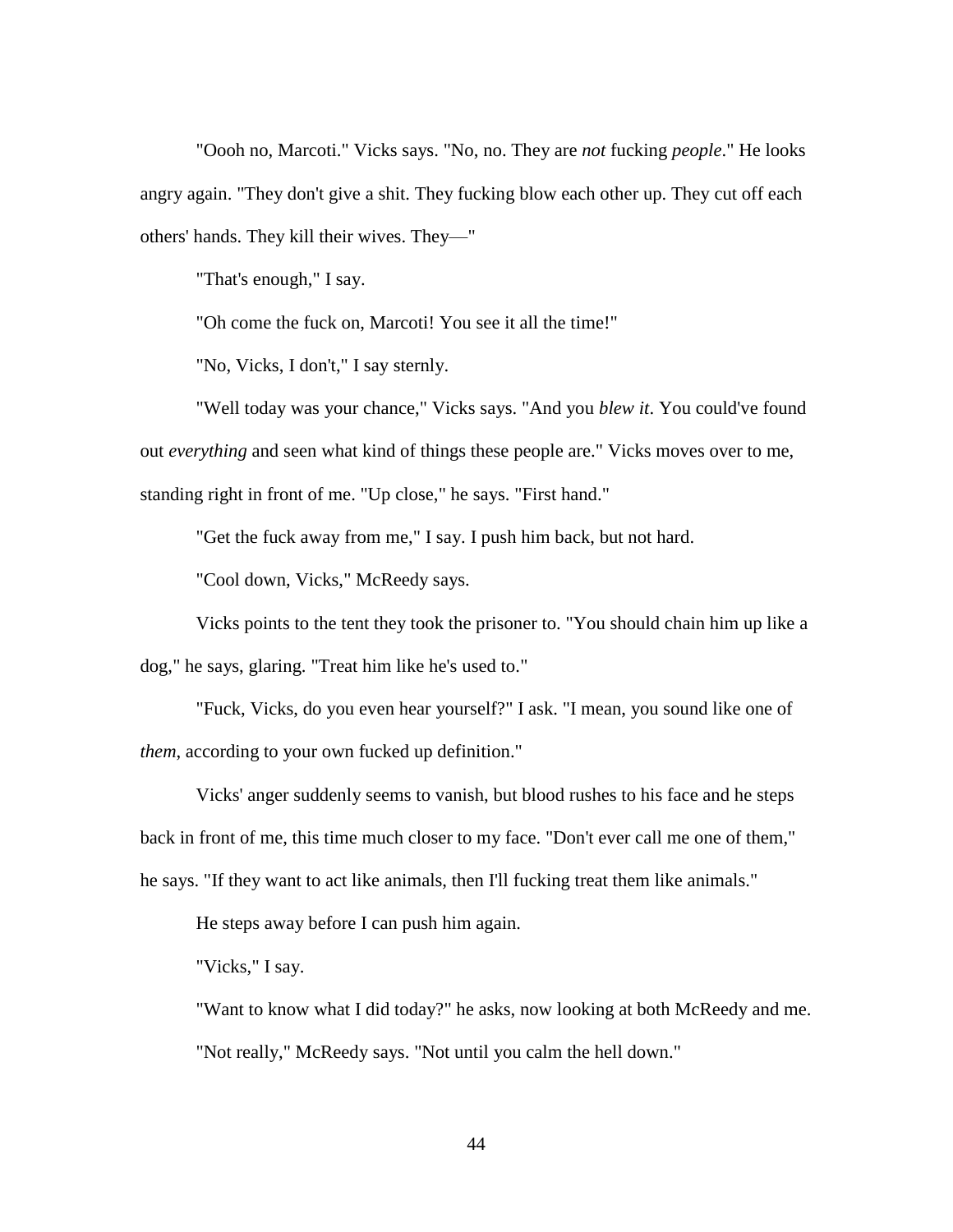"Oooh no, Marcoti." Vicks says. "No, no. They are *not* fucking *people*." He looks angry again. "They don't give a shit. They fucking blow each other up. They cut off each others' hands. They kill their wives. They—"

"That's enough," I say.

"Oh come the fuck on, Marcoti! You see it all the time!"

"No, Vicks, I don't," I say sternly.

"Well today was your chance," Vicks says. "And you *blew it*. You could've found out *everything* and seen what kind of things these people are." Vicks moves over to me, standing right in front of me. "Up close," he says. "First hand."

"Get the fuck away from me," I say. I push him back, but not hard.

"Cool down, Vicks," McReedy says.

Vicks points to the tent they took the prisoner to. "You should chain him up like a dog," he says, glaring. "Treat him like he's used to."

"Fuck, Vicks, do you even hear yourself?" I ask. "I mean, you sound like one of *them*, according to your own fucked up definition."

Vicks' anger suddenly seems to vanish, but blood rushes to his face and he steps back in front of me, this time much closer to my face. "Don't ever call me one of them," he says. "If they want to act like animals, then I'll fucking treat them like animals."

He steps away before I can push him again.

"Vicks," I say.

"Want to know what I did today?" he asks, now looking at both McReedy and me.

"Not really," McReedy says. "Not until you calm the hell down."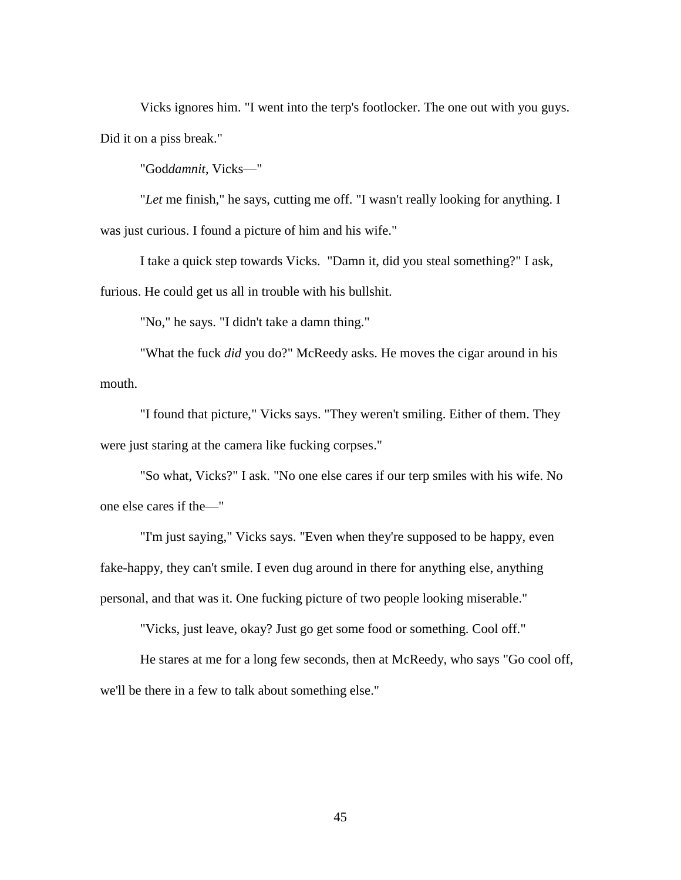Vicks ignores him. "I went into the terp's footlocker. The one out with you guys. Did it on a piss break."

"God*damnit*, Vicks—"

"*Let* me finish," he says, cutting me off. "I wasn't really looking for anything. I was just curious. I found a picture of him and his wife."

I take a quick step towards Vicks. "Damn it, did you steal something?" I ask, furious. He could get us all in trouble with his bullshit.

"No," he says. "I didn't take a damn thing."

"What the fuck *did* you do?" McReedy asks. He moves the cigar around in his mouth.

"I found that picture," Vicks says. "They weren't smiling. Either of them. They were just staring at the camera like fucking corpses."

"So what, Vicks?" I ask. "No one else cares if our terp smiles with his wife. No one else cares if the—"

"I'm just saying," Vicks says. "Even when they're supposed to be happy, even fake-happy, they can't smile. I even dug around in there for anything else, anything personal, and that was it. One fucking picture of two people looking miserable."

"Vicks, just leave, okay? Just go get some food or something. Cool off."

He stares at me for a long few seconds, then at McReedy, who says "Go cool off, we'll be there in a few to talk about something else."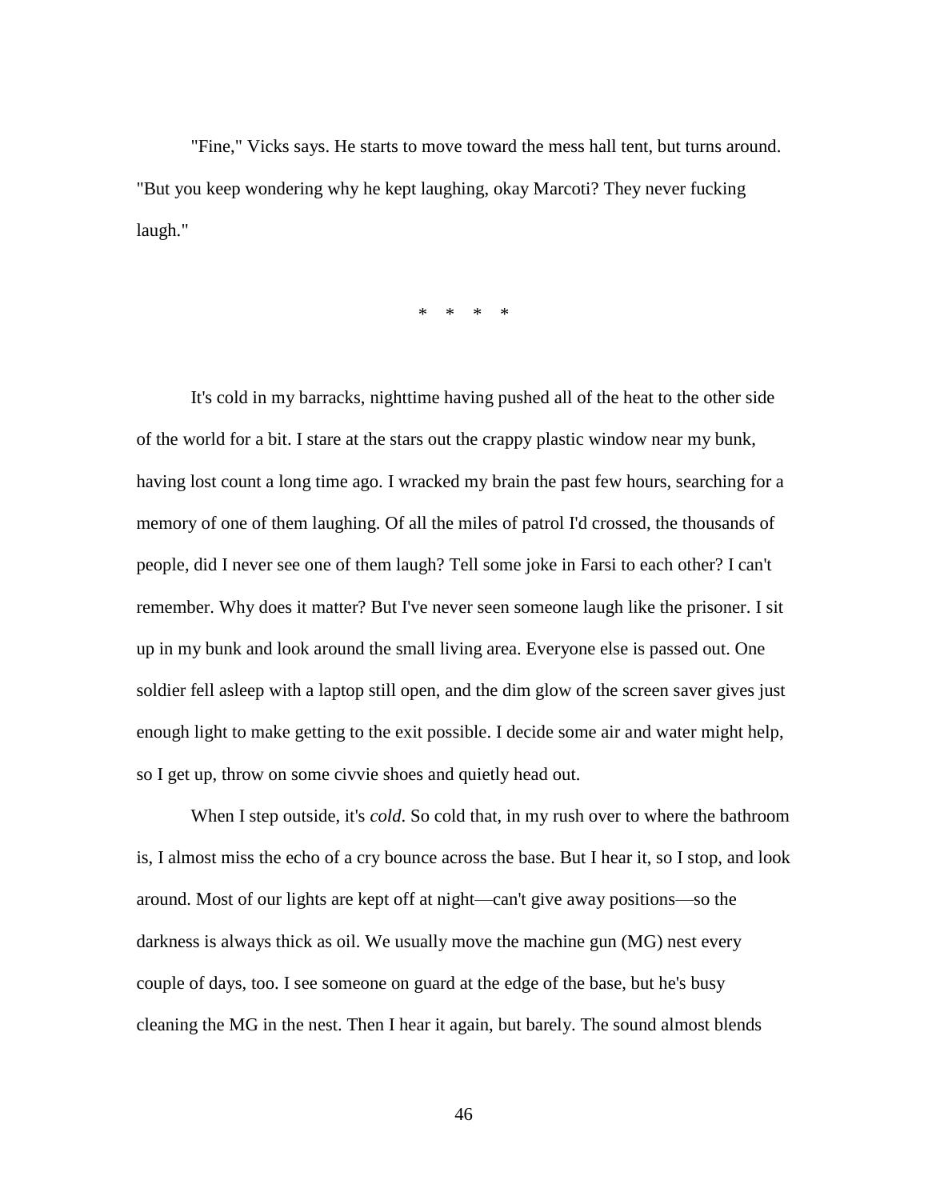"Fine," Vicks says. He starts to move toward the mess hall tent, but turns around. "But you keep wondering why he kept laughing, okay Marcoti? They never fucking laugh."

* * * *

It's cold in my barracks, nighttime having pushed all of the heat to the other side of the world for a bit. I stare at the stars out the crappy plastic window near my bunk, having lost count a long time ago. I wracked my brain the past few hours, searching for a memory of one of them laughing. Of all the miles of patrol I'd crossed, the thousands of people, did I never see one of them laugh? Tell some joke in Farsi to each other? I can't remember. Why does it matter? But I've never seen someone laugh like the prisoner. I sit up in my bunk and look around the small living area. Everyone else is passed out. One soldier fell asleep with a laptop still open, and the dim glow of the screen saver gives just enough light to make getting to the exit possible. I decide some air and water might help, so I get up, throw on some civvie shoes and quietly head out.

When I step outside, it's *cold*. So cold that, in my rush over to where the bathroom is, I almost miss the echo of a cry bounce across the base. But I hear it, so I stop, and look around. Most of our lights are kept off at night—can't give away positions—so the darkness is always thick as oil. We usually move the machine gun (MG) nest every couple of days, too. I see someone on guard at the edge of the base, but he's busy cleaning the MG in the nest. Then I hear it again, but barely. The sound almost blends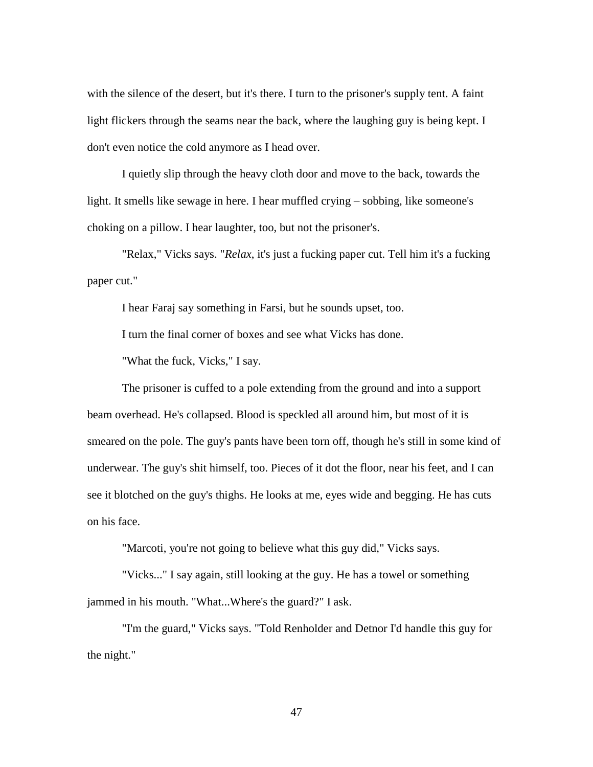with the silence of the desert, but it's there. I turn to the prisoner's supply tent. A faint light flickers through the seams near the back, where the laughing guy is being kept. I don't even notice the cold anymore as I head over.

I quietly slip through the heavy cloth door and move to the back, towards the light. It smells like sewage in here. I hear muffled crying – sobbing, like someone's choking on a pillow. I hear laughter, too, but not the prisoner's.

"Relax," Vicks says. "*Relax*, it's just a fucking paper cut. Tell him it's a fucking paper cut."

I hear Faraj say something in Farsi, but he sounds upset, too.

I turn the final corner of boxes and see what Vicks has done.

"What the fuck, Vicks," I say.

The prisoner is cuffed to a pole extending from the ground and into a support beam overhead. He's collapsed. Blood is speckled all around him, but most of it is smeared on the pole. The guy's pants have been torn off, though he's still in some kind of underwear. The guy's shit himself, too. Pieces of it dot the floor, near his feet, and I can see it blotched on the guy's thighs. He looks at me, eyes wide and begging. He has cuts on his face.

"Marcoti, you're not going to believe what this guy did," Vicks says.

"Vicks..." I say again, still looking at the guy. He has a towel or something jammed in his mouth. "What...Where's the guard?" I ask.

"I'm the guard," Vicks says. "Told Renholder and Detnor I'd handle this guy for the night."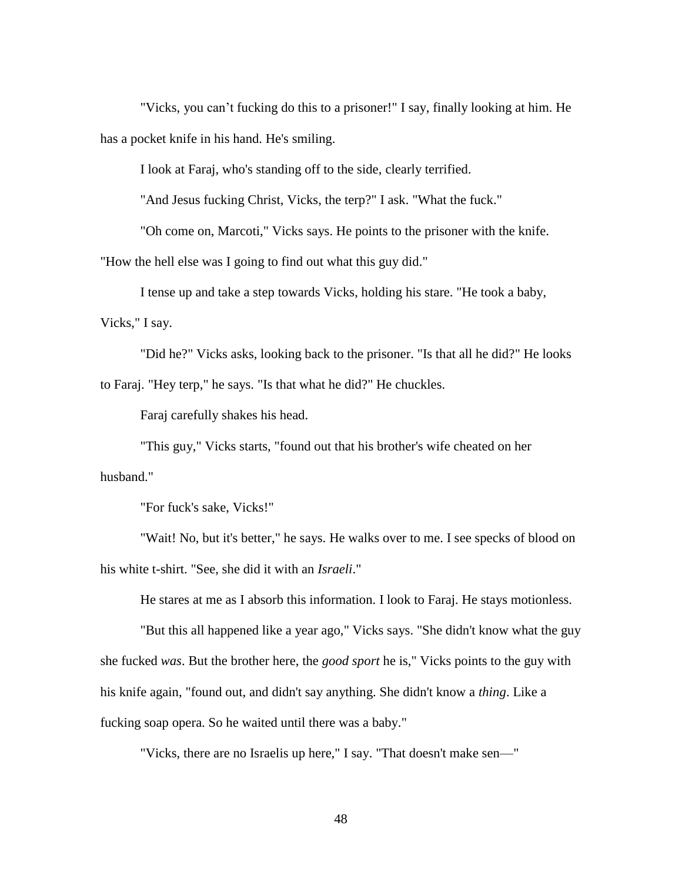"Vicks, you can't fucking do this to a prisoner!" I say, finally looking at him. He has a pocket knife in his hand. He's smiling.

I look at Faraj, who's standing off to the side, clearly terrified.

"And Jesus fucking Christ, Vicks, the terp?" I ask. "What the fuck."

"Oh come on, Marcoti," Vicks says. He points to the prisoner with the knife. "How the hell else was I going to find out what this guy did."

I tense up and take a step towards Vicks, holding his stare. "He took a baby, Vicks," I say.

"Did he?" Vicks asks, looking back to the prisoner. "Is that all he did?" He looks to Faraj. "Hey terp," he says. "Is that what he did?" He chuckles.

Faraj carefully shakes his head.

"This guy," Vicks starts, "found out that his brother's wife cheated on her husband."

"For fuck's sake, Vicks!"

"Wait! No, but it's better," he says. He walks over to me. I see specks of blood on his white t-shirt. "See, she did it with an *Israeli*."

He stares at me as I absorb this information. I look to Faraj. He stays motionless.

"But this all happened like a year ago," Vicks says. "She didn't know what the guy she fucked *was*. But the brother here, the *good sport* he is," Vicks points to the guy with his knife again, "found out, and didn't say anything. She didn't know a *thing*. Like a fucking soap opera. So he waited until there was a baby."

"Vicks, there are no Israelis up here," I say. "That doesn't make sen—"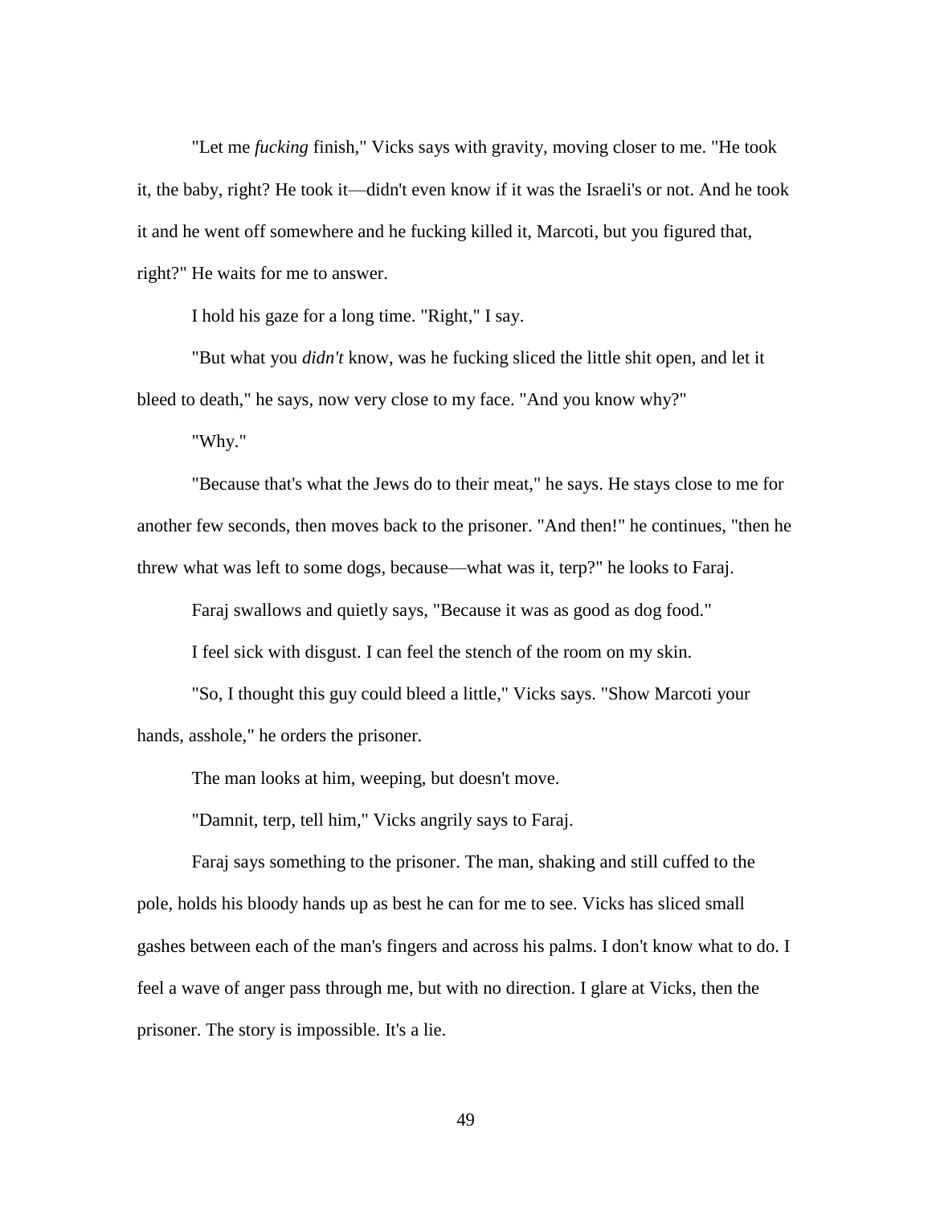"Let me *fucking* finish," Vicks says with gravity, moving closer to me. "He took it, the baby, right? He took it—didn't even know if it was the Israeli's or not. And he took it and he went off somewhere and he fucking killed it, Marcoti, but you figured that, right?" He waits for me to answer.

I hold his gaze for a long time. "Right," I say.

"But what you *didn't* know, was he fucking sliced the little shit open, and let it bleed to death," he says, now very close to my face. "And you know why?"

"Why."

"Because that's what the Jews do to their meat," he says. He stays close to me for another few seconds, then moves back to the prisoner. "And then!" he continues, "then he threw what was left to some dogs, because—what was it, terp?" he looks to Faraj.

Faraj swallows and quietly says, "Because it was as good as dog food."

I feel sick with disgust. I can feel the stench of the room on my skin.

"So, I thought this guy could bleed a little," Vicks says. "Show Marcoti your hands, asshole," he orders the prisoner.

The man looks at him, weeping, but doesn't move.

"Damnit, terp, tell him," Vicks angrily says to Faraj.

Faraj says something to the prisoner. The man, shaking and still cuffed to the pole, holds his bloody hands up as best he can for me to see. Vicks has sliced small gashes between each of the man's fingers and across his palms. I don't know what to do. I feel a wave of anger pass through me, but with no direction. I glare at Vicks, then the prisoner. The story is impossible. It's a lie.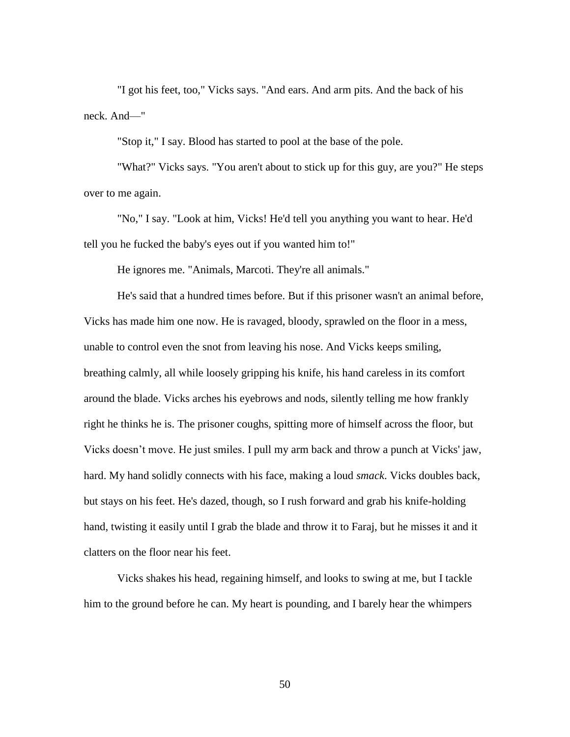"I got his feet, too," Vicks says. "And ears. And arm pits. And the back of his neck. And—"

"Stop it," I say. Blood has started to pool at the base of the pole.

"What?" Vicks says. "You aren't about to stick up for this guy, are you?" He steps over to me again.

"No," I say. "Look at him, Vicks! He'd tell you anything you want to hear. He'd tell you he fucked the baby's eyes out if you wanted him to!"

He ignores me. "Animals, Marcoti. They're all animals."

He's said that a hundred times before. But if this prisoner wasn't an animal before, Vicks has made him one now. He is ravaged, bloody, sprawled on the floor in a mess, unable to control even the snot from leaving his nose. And Vicks keeps smiling, breathing calmly, all while loosely gripping his knife, his hand careless in its comfort around the blade. Vicks arches his eyebrows and nods, silently telling me how frankly right he thinks he is. The prisoner coughs, spitting more of himself across the floor, but Vicks doesn't move. He just smiles. I pull my arm back and throw a punch at Vicks' jaw, hard. My hand solidly connects with his face, making a loud *smack*. Vicks doubles back, but stays on his feet. He's dazed, though, so I rush forward and grab his knife-holding hand, twisting it easily until I grab the blade and throw it to Faraj, but he misses it and it clatters on the floor near his feet.

Vicks shakes his head, regaining himself, and looks to swing at me, but I tackle him to the ground before he can. My heart is pounding, and I barely hear the whimpers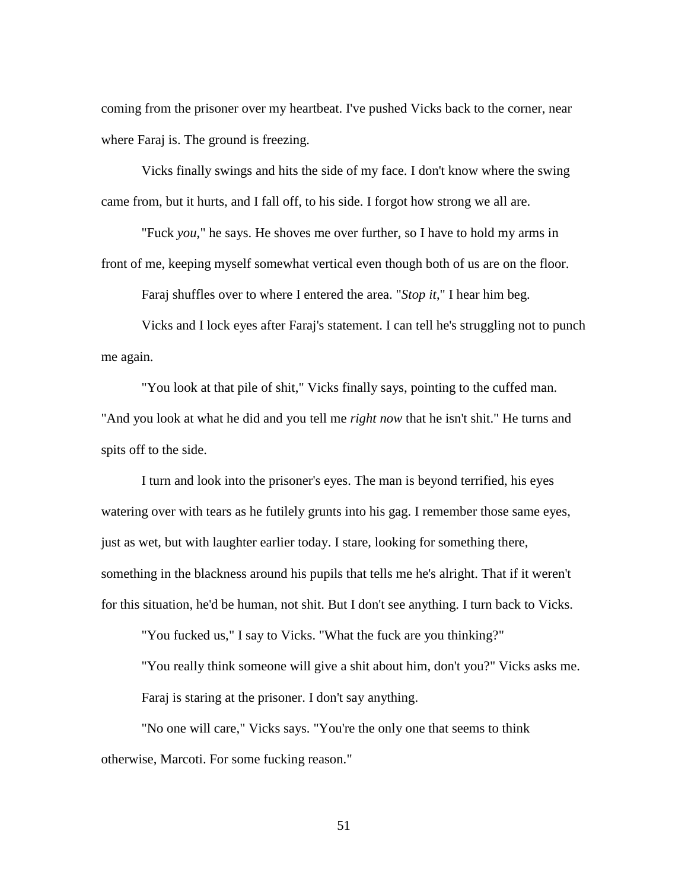coming from the prisoner over my heartbeat. I've pushed Vicks back to the corner, near where Faraj is. The ground is freezing.

Vicks finally swings and hits the side of my face. I don't know where the swing came from, but it hurts, and I fall off, to his side. I forgot how strong we all are.

"Fuck *you*," he says. He shoves me over further, so I have to hold my arms in front of me, keeping myself somewhat vertical even though both of us are on the floor.

Faraj shuffles over to where I entered the area. "*Stop it*," I hear him beg.

Vicks and I lock eyes after Faraj's statement. I can tell he's struggling not to punch me again.

"You look at that pile of shit," Vicks finally says, pointing to the cuffed man. "And you look at what he did and you tell me *right now* that he isn't shit." He turns and spits off to the side.

I turn and look into the prisoner's eyes. The man is beyond terrified, his eyes watering over with tears as he futilely grunts into his gag. I remember those same eyes, just as wet, but with laughter earlier today. I stare, looking for something there, something in the blackness around his pupils that tells me he's alright. That if it weren't for this situation, he'd be human, not shit. But I don't see anything. I turn back to Vicks.

"You fucked us," I say to Vicks. "What the fuck are you thinking?"

"You really think someone will give a shit about him, don't you?" Vicks asks me.

Faraj is staring at the prisoner. I don't say anything.

"No one will care," Vicks says. "You're the only one that seems to think otherwise, Marcoti. For some fucking reason."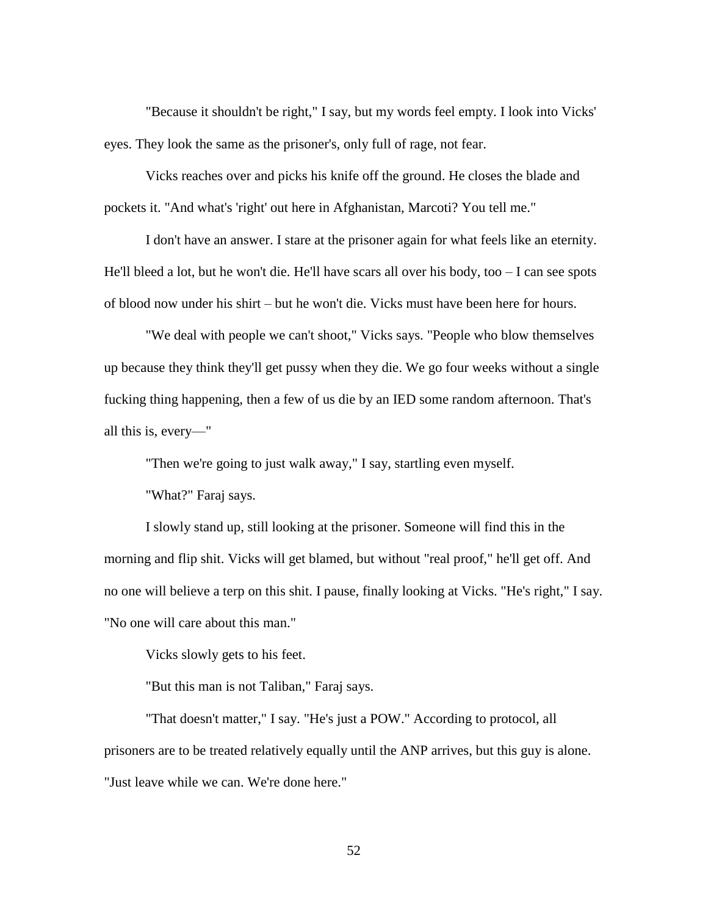"Because it shouldn't be right," I say, but my words feel empty. I look into Vicks' eyes. They look the same as the prisoner's, only full of rage, not fear.

Vicks reaches over and picks his knife off the ground. He closes the blade and pockets it. "And what's 'right' out here in Afghanistan, Marcoti? You tell me."

I don't have an answer. I stare at the prisoner again for what feels like an eternity. He'll bleed a lot, but he won't die. He'll have scars all over his body, too – I can see spots of blood now under his shirt – but he won't die. Vicks must have been here for hours.

"We deal with people we can't shoot," Vicks says. "People who blow themselves up because they think they'll get pussy when they die. We go four weeks without a single fucking thing happening, then a few of us die by an IED some random afternoon. That's all this is, every—"

"Then we're going to just walk away," I say, startling even myself.

"What?" Faraj says.

I slowly stand up, still looking at the prisoner. Someone will find this in the morning and flip shit. Vicks will get blamed, but without "real proof," he'll get off. And no one will believe a terp on this shit. I pause, finally looking at Vicks. "He's right," I say. "No one will care about this man."

Vicks slowly gets to his feet.

"But this man is not Taliban," Faraj says.

"That doesn't matter," I say. "He's just a POW." According to protocol, all prisoners are to be treated relatively equally until the ANP arrives, but this guy is alone. "Just leave while we can. We're done here."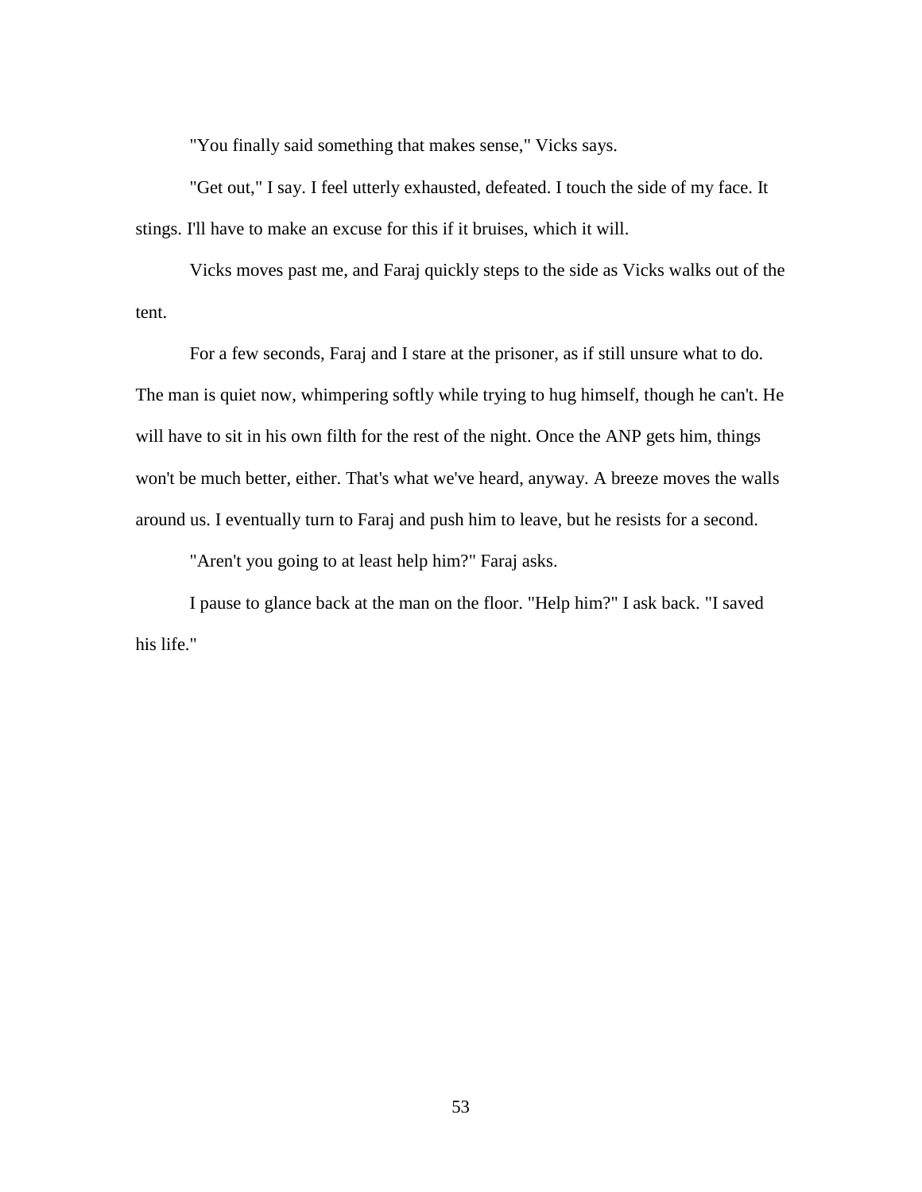"You finally said something that makes sense," Vicks says.

"Get out," I say. I feel utterly exhausted, defeated. I touch the side of my face. It stings. I'll have to make an excuse for this if it bruises, which it will.

Vicks moves past me, and Faraj quickly steps to the side as Vicks walks out of the tent.

For a few seconds, Faraj and I stare at the prisoner, as if still unsure what to do. The man is quiet now, whimpering softly while trying to hug himself, though he can't. He will have to sit in his own filth for the rest of the night. Once the ANP gets him, things won't be much better, either. That's what we've heard, anyway. A breeze moves the walls around us. I eventually turn to Faraj and push him to leave, but he resists for a second.

"Aren't you going to at least help him?" Faraj asks.

I pause to glance back at the man on the floor. "Help him?" I ask back. "I saved his life."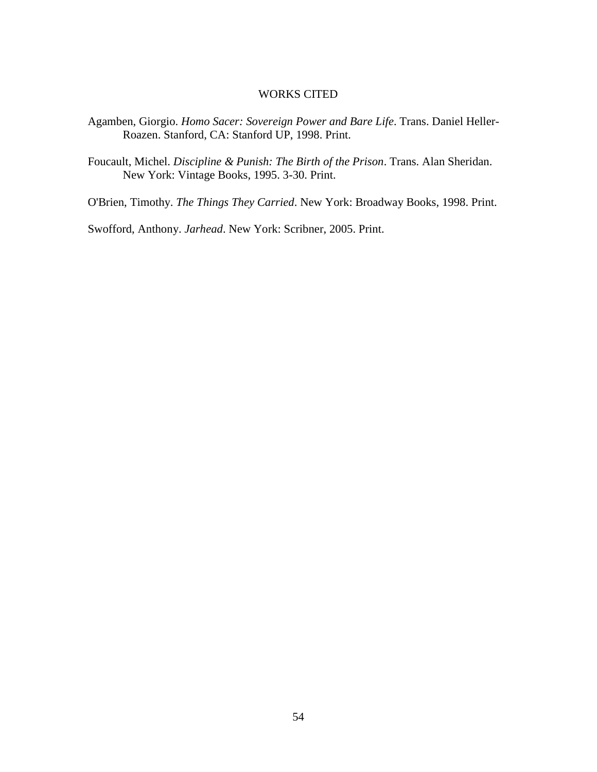# WORKS CITED

Agamben, Giorgio. *Homo Sacer: Sovereign Power and Bare Life*. Trans. Daniel Heller-Roazen. Stanford, CA: Stanford UP, 1998. Print.

Foucault, Michel. *Discipline & Punish: The Birth of the Prison*. Trans. Alan Sheridan. New York: Vintage Books, 1995. 3-30. Print.

O'Brien, Timothy. *The Things They Carried*. New York: Broadway Books, 1998. Print.

Swofford, Anthony. *Jarhead*. New York: Scribner, 2005. Print.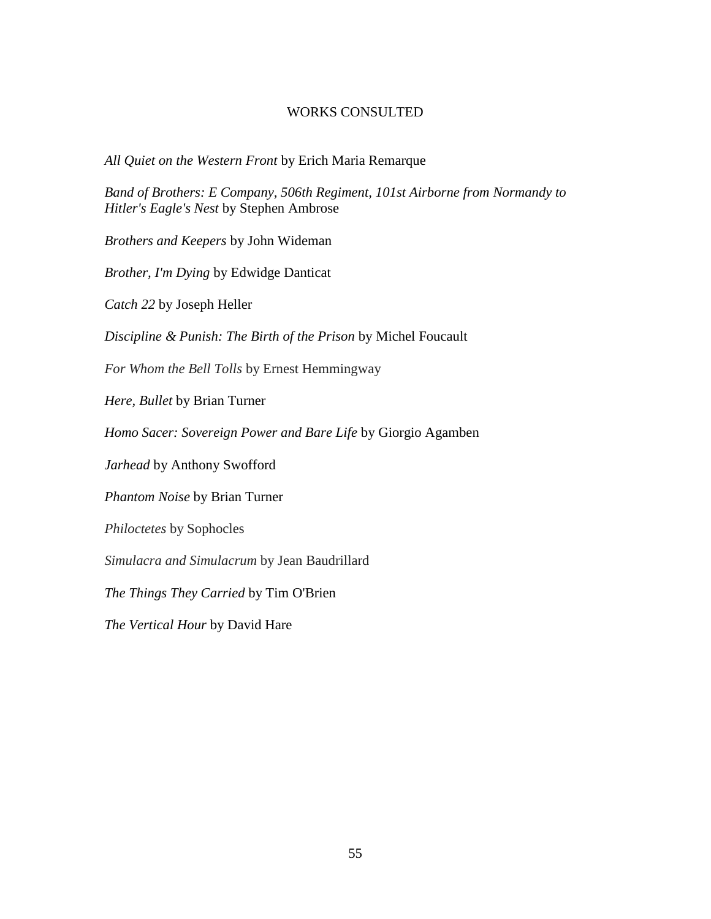# WORKS CONSULTED

*All Quiet on the Western Front* by Erich Maria Remarque

*Band of Brothers: E Company, 506th Regiment, 101st Airborne from Normandy to Hitler's Eagle's Nest* by Stephen Ambrose

*Brothers and Keepers* by John Wideman

*Brother, I'm Dying* by Edwidge Danticat

*Catch 22* by Joseph Heller

*Discipline & Punish: The Birth of the Prison* by Michel Foucault

*For Whom the Bell Tolls* by Ernest Hemmingway

*Here, Bullet* by Brian Turner

*Homo Sacer: Sovereign Power and Bare Life* by Giorgio Agamben

*Jarhead* by Anthony Swofford

*Phantom Noise* by Brian Turner

*Philoctetes* by Sophocles

*Simulacra and Simulacrum* by Jean Baudrillard

*The Things They Carried* by Tim O'Brien

*The Vertical Hour* by David Hare